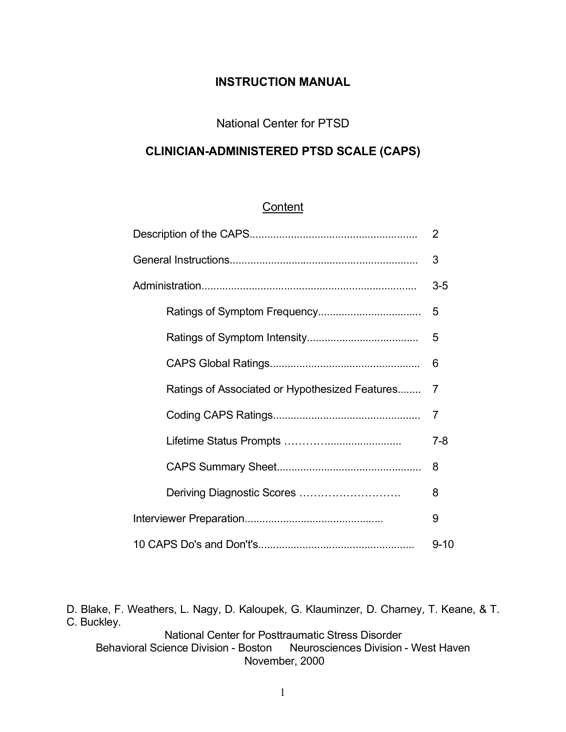# INSTRUCTION MANUAL

National Center for PTSD

## CLINICIAN-ADMINISTERED PTSD SCALE (CAPS)

### Content

| | |
|---|---|
| Description of the CAPS | 2 |
| General Instructions | 3 |
| Administration | 3-5 |
| Ratings of Symptom Frequency | 5 |
| Ratings of Symptom Intensity | 5 |
| CAPS Global Ratings | 6 |
| Ratings of Associated or Hypothesized Features | 7 |
| Coding CAPS Ratings | 7 |
| Lifetime Status Prompts | 7-8 |
| CAPS Summary Sheet | 8 |
| Deriving Diagnostic Scores | 8 |
| Interviewer Preparation | 9 |
| 10 CAPS Do's and Don't's | 9-10 |

D. Blake, F. Weathers, L. Nagy, D. Kaloupek, G. Klauminzer, D. Charney, T. Keane, & T. C. Buckley.

National Center for Posttraumatic Stress Disorder
Behavioral Science Division - Boston    Neurosciences Division - West Haven
November, 2000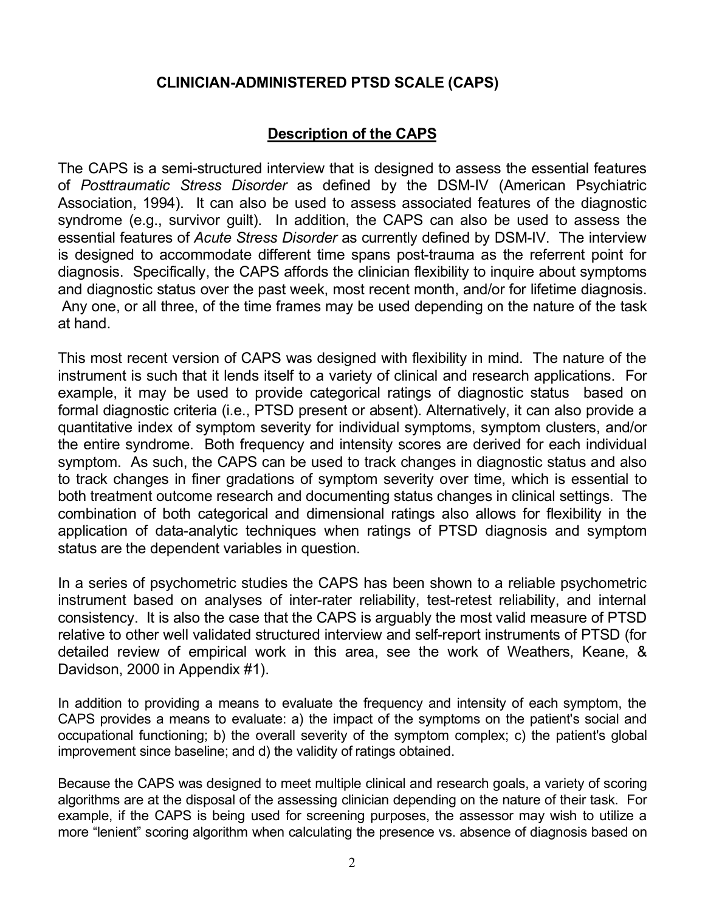## CLINICIAN-ADMINISTERED PTSD SCALE (CAPS)

### Description of the CAPS

The CAPS is a semi-structured interview that is designed to assess the essential features of *Posttraumatic Stress Disorder* as defined by the DSM-IV (American Psychiatric Association, 1994). It can also be used to assess associated features of the diagnostic syndrome (e.g., survivor guilt). In addition, the CAPS can also be used to assess the essential features of *Acute Stress Disorder* as currently defined by DSM-IV. The interview is designed to accommodate different time spans post-trauma as the referrent point for diagnosis. Specifically, the CAPS affords the clinician flexibility to inquire about symptoms and diagnostic status over the past week, most recent month, and/or for lifetime diagnosis. Any one, or all three, of the time frames may be used depending on the nature of the task at hand.

This most recent version of CAPS was designed with flexibility in mind. The nature of the instrument is such that it lends itself to a variety of clinical and research applications. For example, it may be used to provide categorical ratings of diagnostic status based on formal diagnostic criteria (i.e., PTSD present or absent). Alternatively, it can also provide a quantitative index of symptom severity for individual symptoms, symptom clusters, and/or the entire syndrome. Both frequency and intensity scores are derived for each individual symptom. As such, the CAPS can be used to track changes in diagnostic status and also to track changes in finer gradations of symptom severity over time, which is essential to both treatment outcome research and documenting status changes in clinical settings. The combination of both categorical and dimensional ratings also allows for flexibility in the application of data-analytic techniques when ratings of PTSD diagnosis and symptom status are the dependent variables in question.

In a series of psychometric studies the CAPS has been shown to a reliable psychometric instrument based on analyses of inter-rater reliability, test-retest reliability, and internal consistency. It is also the case that the CAPS is arguably the most valid measure of PTSD relative to other well validated structured interview and self-report instruments of PTSD (for detailed review of empirical work in this area, see the work of Weathers, Keane, & Davidson, 2000 in Appendix #1).

In addition to providing a means to evaluate the frequency and intensity of each symptom, the CAPS provides a means to evaluate: a) the impact of the symptoms on the patient's social and occupational functioning; b) the overall severity of the symptom complex; c) the patient's global improvement since baseline; and d) the validity of ratings obtained.

Because the CAPS was designed to meet multiple clinical and research goals, a variety of scoring algorithms are at the disposal of the assessing clinician depending on the nature of their task. For example, if the CAPS is being used for screening purposes, the assessor may wish to utilize a more "lenient" scoring algorithm when calculating the presence vs. absence of diagnosis based on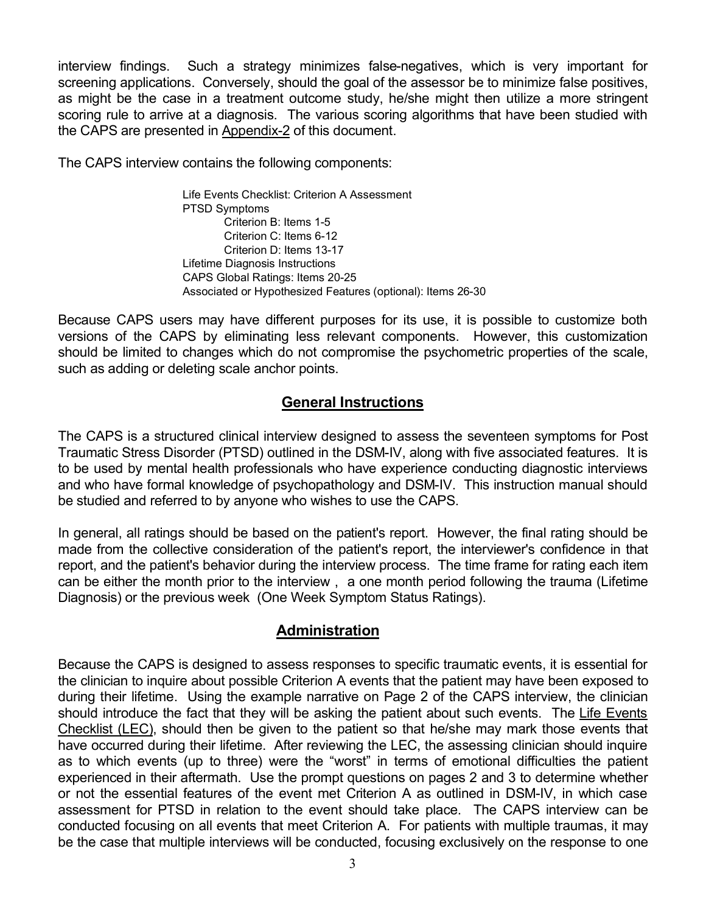interview findings. Such a strategy minimizes false-negatives, which is very important for screening applications. Conversely, should the goal of the assessor be to minimize false positives, as might be the case in a treatment outcome study, he/she might then utilize a more stringent scoring rule to arrive at a diagnosis. The various scoring algorithms that have been studied with the CAPS are presented in Appendix-2 of this document.

The CAPS interview contains the following components:

- Life Events Checklist: Criterion A Assessment
- PTSD Symptoms
  - Criterion B: Items 1-5
  - Criterion C: Items 6-12
  - Criterion D: Items 13-17
- Lifetime Diagnosis Instructions
- CAPS Global Ratings: Items 20-25
- Associated or Hypothesized Features (optional): Items 26-30

Because CAPS users may have different purposes for its use, it is possible to customize both versions of the CAPS by eliminating less relevant components. However, this customization should be limited to changes which do not compromise the psychometric properties of the scale, such as adding or deleting scale anchor points.

## General Instructions

The CAPS is a structured clinical interview designed to assess the seventeen symptoms for Post Traumatic Stress Disorder (PTSD) outlined in the DSM-IV, along with five associated features. It is to be used by mental health professionals who have experience conducting diagnostic interviews and who have formal knowledge of psychopathology and DSM-IV. This instruction manual should be studied and referred to by anyone who wishes to use the CAPS.

In general, all ratings should be based on the patient's report. However, the final rating should be made from the collective consideration of the patient's report, the interviewer's confidence in that report, and the patient's behavior during the interview process. The time frame for rating each item can be either the month prior to the interview , a one month period following the trauma (Lifetime Diagnosis) or the previous week (One Week Symptom Status Ratings).

## Administration

Because the CAPS is designed to assess responses to specific traumatic events, it is essential for the clinician to inquire about possible Criterion A events that the patient may have been exposed to during their lifetime. Using the example narrative on Page 2 of the CAPS interview, the clinician should introduce the fact that they will be asking the patient about such events. The Life Events Checklist (LEC), should then be given to the patient so that he/she may mark those events that have occurred during their lifetime. After reviewing the LEC, the assessing clinician should inquire as to which events (up to three) were the "worst" in terms of emotional difficulties the patient experienced in their aftermath. Use the prompt questions on pages 2 and 3 to determine whether or not the essential features of the event met Criterion A as outlined in DSM-IV, in which case assessment for PTSD in relation to the event should take place. The CAPS interview can be conducted focusing on all events that meet Criterion A. For patients with multiple traumas, it may be the case that multiple interviews will be conducted, focusing exclusively on the response to one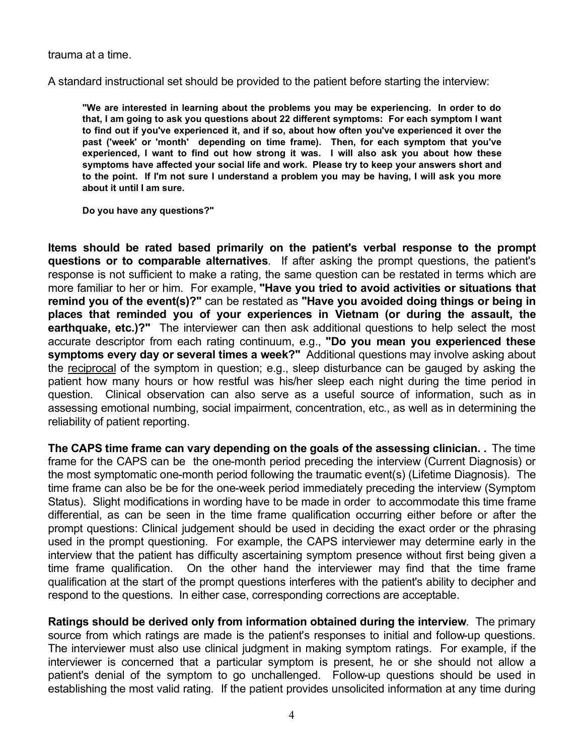trauma at a time.

A standard instructional set should be provided to the patient before starting the interview:

> **"We are interested in learning about the problems you may be experiencing. In order to do that, I am going to ask you questions about 22 different symptoms: For each symptom I want to find out if you've experienced it, and if so, about how often you've experienced it over the past ('week' or 'month' depending on time frame). Then, for each symptom that you've experienced, I want to find out how strong it was. I will also ask you about how these symptoms have affected your social life and work. Please try to keep your answers short and to the point. If I'm not sure I understand a problem you may be having, I will ask you more about it until I am sure.**
>
> **Do you have any questions?"**

**Items should be rated based primarily on the patient's verbal response to the prompt questions or to comparable alternatives**. If after asking the prompt questions, the patient's response is not sufficient to make a rating, the same question can be restated in terms which are more familiar to her or him. For example, **"Have you tried to avoid activities or situations that remind you of the event(s)?"** can be restated as **"Have you avoided doing things or being in places that reminded you of your experiences in Vietnam (or during the assault, the earthquake, etc.)?"** The interviewer can then ask additional questions to help select the most accurate descriptor from each rating continuum, e.g., **"Do you mean you experienced these symptoms every day or several times a week?"** Additional questions may involve asking about the reciprocal of the symptom in question; e.g., sleep disturbance can be gauged by asking the patient how many hours or how restful was his/her sleep each night during the time period in question. Clinical observation can also serve as a useful source of information, such as in assessing emotional numbing, social impairment, concentration, etc., as well as in determining the reliability of patient reporting.

**The CAPS time frame can vary depending on the goals of the assessing clinician. .** The time frame for the CAPS can be the one-month period preceding the interview (Current Diagnosis) or the most symptomatic one-month period following the traumatic event(s) (Lifetime Diagnosis). The time frame can also be be for the one-week period immediately preceding the interview (Symptom Status). Slight modifications in wording have to be made in order to accommodate this time frame differential, as can be seen in the time frame qualification occurring either before or after the prompt questions: Clinical judgement should be used in deciding the exact order or the phrasing used in the prompt questioning. For example, the CAPS interviewer may determine early in the interview that the patient has difficulty ascertaining symptom presence without first being given a time frame qualification. On the other hand the interviewer may find that the time frame qualification at the start of the prompt questions interferes with the patient's ability to decipher and respond to the questions. In either case, corresponding corrections are acceptable.

**Ratings should be derived only from information obtained during the interview**. The primary source from which ratings are made is the patient's responses to initial and follow-up questions. The interviewer must also use clinical judgment in making symptom ratings. For example, if the interviewer is concerned that a particular symptom is present, he or she should not allow a patient's denial of the symptom to go unchallenged. Follow-up questions should be used in establishing the most valid rating. If the patient provides unsolicited information at any time during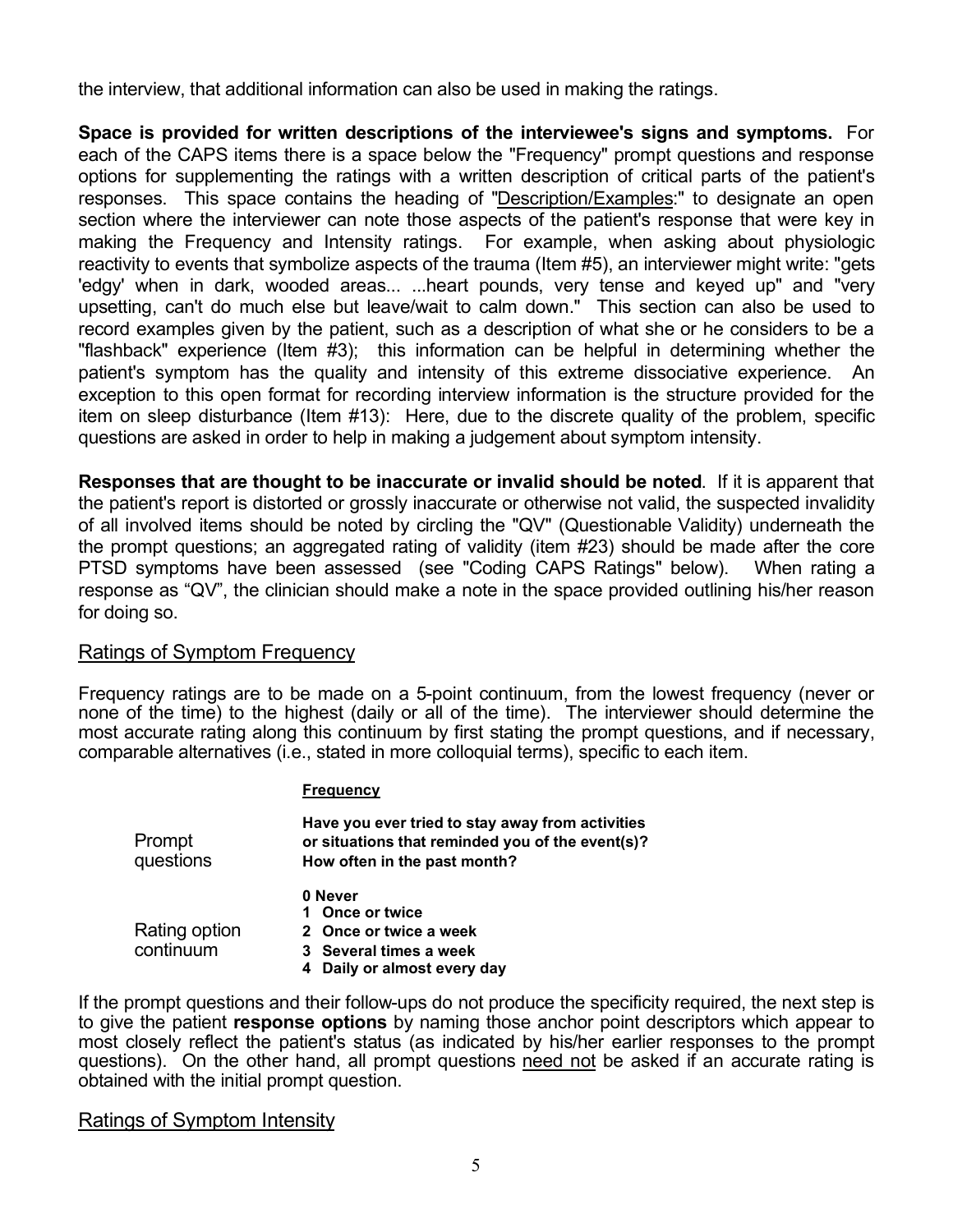the interview, that additional information can also be used in making the ratings.

**Space is provided for written descriptions of the interviewee's signs and symptoms.** For each of the CAPS items there is a space below the "Frequency" prompt questions and response options for supplementing the ratings with a written description of critical parts of the patient's responses. This space contains the heading of "Description/Examples:" to designate an open section where the interviewer can note those aspects of the patient's response that were key in making the Frequency and Intensity ratings. For example, when asking about physiologic reactivity to events that symbolize aspects of the trauma (Item #5), an interviewer might write: "gets 'edgy' when in dark, wooded areas... ...heart pounds, very tense and keyed up" and "very upsetting, can't do much else but leave/wait to calm down." This section can also be used to record examples given by the patient, such as a description of what she or he considers to be a "flashback" experience (Item #3); this information can be helpful in determining whether the patient's symptom has the quality and intensity of this extreme dissociative experience. An exception to this open format for recording interview information is the structure provided for the item on sleep disturbance (Item #13): Here, due to the discrete quality of the problem, specific questions are asked in order to help in making a judgement about symptom intensity.

**Responses that are thought to be inaccurate or invalid should be noted**. If it is apparent that the patient's report is distorted or grossly inaccurate or otherwise not valid, the suspected invalidity of all involved items should be noted by circling the "QV" (Questionable Validity) underneath the the prompt questions; an aggregated rating of validity (item #23) should be made after the core PTSD symptoms have been assessed (see "Coding CAPS Ratings" below). When rating a response as "QV", the clinician should make a note in the space provided outlining his/her reason for doing so.

## Ratings of Symptom Frequency

Frequency ratings are to be made on a 5-point continuum, from the lowest frequency (never or none of the time) to the highest (daily or all of the time). The interviewer should determine the most accurate rating along this continuum by first stating the prompt questions, and if necessary, comparable alternatives (i.e., stated in more colloquial terms), specific to each item.

| | **Frequency** |
|---|---|
| Prompt questions | **Have you ever tried to stay away from activities or situations that reminded you of the event(s)? How often in the past month?** |
| Rating option continuum | **0 Never**<br>**1 Once or twice**<br>**2 Once or twice a week**<br>**3 Several times a week**<br>**4 Daily or almost every day** |

If the prompt questions and their follow-ups do not produce the specificity required, the next step is to give the patient **response options** by naming those anchor point descriptors which appear to most closely reflect the patient's status (as indicated by his/her earlier responses to the prompt questions). On the other hand, all prompt questions need not be asked if an accurate rating is obtained with the initial prompt question.

## Ratings of Symptom Intensity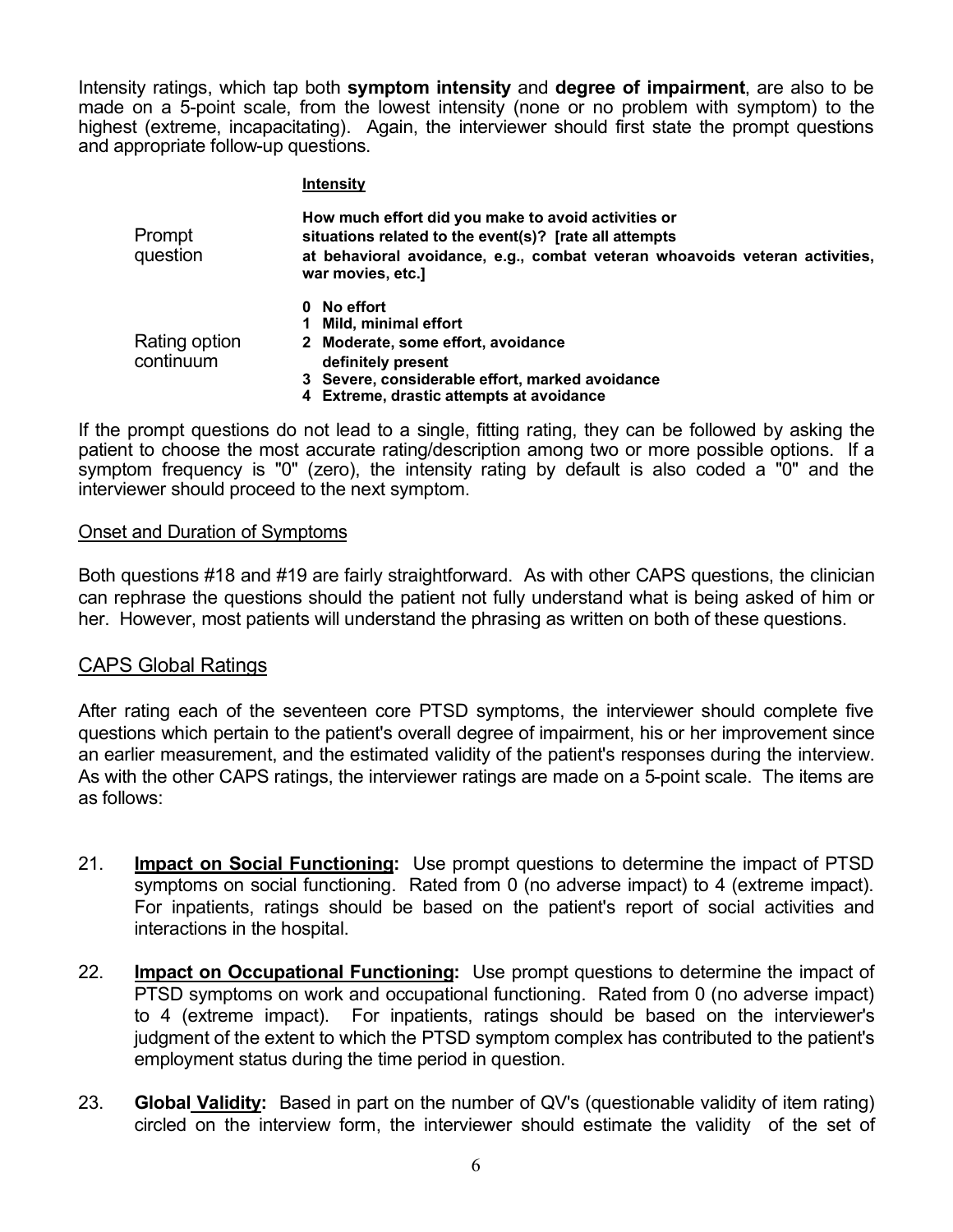Intensity ratings, which tap both **symptom intensity** and **degree of impairment**, are also to be made on a 5-point scale, from the lowest intensity (none or no problem with symptom) to the highest (extreme, incapacitating). Again, the interviewer should first state the prompt questions and appropriate follow-up questions.

| | **Intensity** |
|---|---|
| Prompt question | **How much effort did you make to avoid activities or situations related to the event(s)? [rate all attempts at behavioral avoidance, e.g., combat veteran whoavoids veteran activities, war movies, etc.]** |
| Rating option continuum | **0 No effort**<br>**1 Mild, minimal effort**<br>**2 Moderate, some effort, avoidance definitely present**<br>**3 Severe, considerable effort, marked avoidance**<br>**4 Extreme, drastic attempts at avoidance** |

If the prompt questions do not lead to a single, fitting rating, they can be followed by asking the patient to choose the most accurate rating/description among two or more possible options. If a symptom frequency is "0" (zero), the intensity rating by default is also coded a "0" and the interviewer should proceed to the next symptom.

### Onset and Duration of Symptoms

Both questions #18 and #19 are fairly straightforward. As with other CAPS questions, the clinician can rephrase the questions should the patient not fully understand what is being asked of him or her. However, most patients will understand the phrasing as written on both of these questions.

## CAPS Global Ratings

After rating each of the seventeen core PTSD symptoms, the interviewer should complete five questions which pertain to the patient's overall degree of impairment, his or her improvement since an earlier measurement, and the estimated validity of the patient's responses during the interview. As with the other CAPS ratings, the interviewer ratings are made on a 5-point scale. The items are as follows:

21. **Impact on Social Functioning:** Use prompt questions to determine the impact of PTSD symptoms on social functioning. Rated from 0 (no adverse impact) to 4 (extreme impact). For inpatients, ratings should be based on the patient's report of social activities and interactions in the hospital.

22. **Impact on Occupational Functioning:** Use prompt questions to determine the impact of PTSD symptoms on work and occupational functioning. Rated from 0 (no adverse impact) to 4 (extreme impact). For inpatients, ratings should be based on the interviewer's judgment of the extent to which the PTSD symptom complex has contributed to the patient's employment status during the time period in question.

23. **Global Validity:** Based in part on the number of QV's (questionable validity of item rating) circled on the interview form, the interviewer should estimate the validity of the set of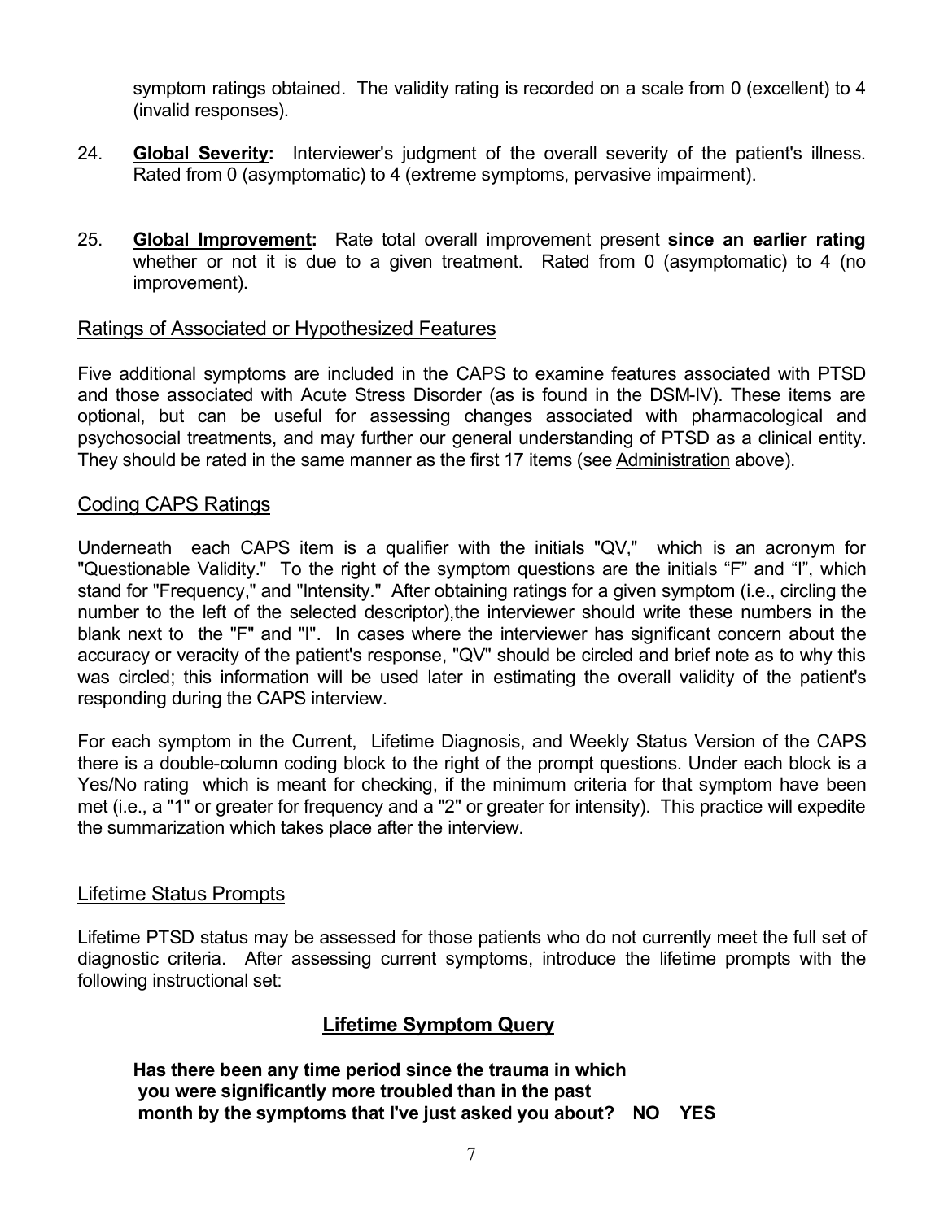symptom ratings obtained. The validity rating is recorded on a scale from 0 (excellent) to 4 (invalid responses).

24. **Global Severity:** Interviewer's judgment of the overall severity of the patient's illness. Rated from 0 (asymptomatic) to 4 (extreme symptoms, pervasive impairment).

25. **Global Improvement:** Rate total overall improvement present **since an earlier rating** whether or not it is due to a given treatment. Rated from 0 (asymptomatic) to 4 (no improvement).

## Ratings of Associated or Hypothesized Features

Five additional symptoms are included in the CAPS to examine features associated with PTSD and those associated with Acute Stress Disorder (as is found in the DSM-IV). These items are optional, but can be useful for assessing changes associated with pharmacological and psychosocial treatments, and may further our general understanding of PTSD as a clinical entity. They should be rated in the same manner as the first 17 items (see Administration above).

## Coding CAPS Ratings

Underneath each CAPS item is a qualifier with the initials "QV," which is an acronym for "Questionable Validity." To the right of the symptom questions are the initials "F" and "I", which stand for "Frequency," and "Intensity." After obtaining ratings for a given symptom (i.e., circling the number to the left of the selected descriptor),the interviewer should write these numbers in the blank next to the "F" and "I". In cases where the interviewer has significant concern about the accuracy or veracity of the patient's response, "QV" should be circled and brief note as to why this was circled; this information will be used later in estimating the overall validity of the patient's responding during the CAPS interview.

For each symptom in the Current, Lifetime Diagnosis, and Weekly Status Version of the CAPS there is a double-column coding block to the right of the prompt questions. Under each block is a Yes/No rating which is meant for checking, if the minimum criteria for that symptom have been met (i.e., a "1" or greater for frequency and a "2" or greater for intensity). This practice will expedite the summarization which takes place after the interview.

## Lifetime Status Prompts

Lifetime PTSD status may be assessed for those patients who do not currently meet the full set of diagnostic criteria. After assessing current symptoms, introduce the lifetime prompts with the following instructional set:

### Lifetime Symptom Query

**Has there been any time period since the trauma in which you were significantly more troubled than in the past month by the symptoms that I've just asked you about? NO YES**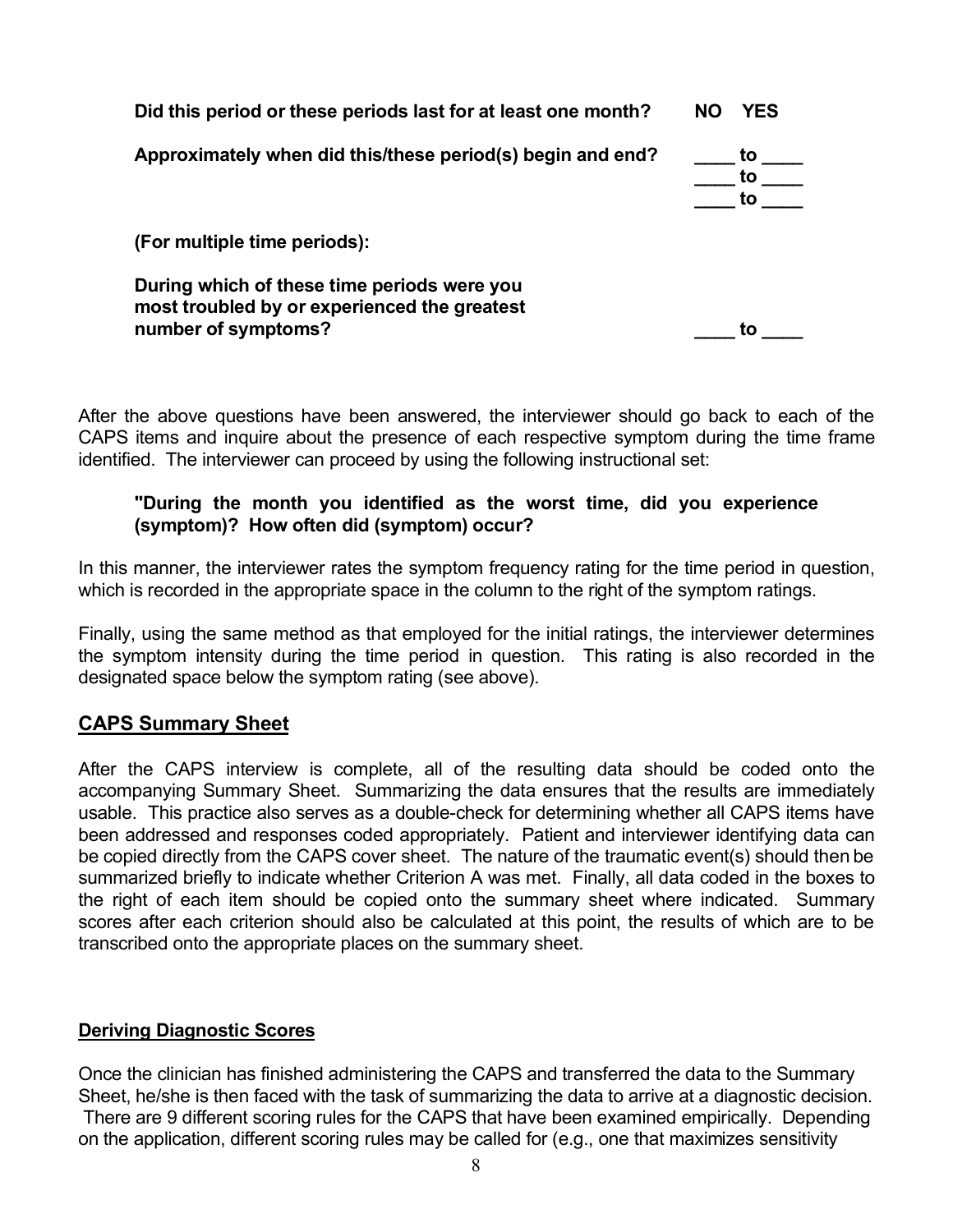**Did this period or these periods last for at least one month?** **NO YES**

**Approximately when did this/these period(s) begin and end?**

**____ to ____**
**____ to ____**
**____ to ____**

**(For multiple time periods):**

**During which of these time periods were you most troubled by or experienced the greatest number of symptoms?** **____ to ____**

After the above questions have been answered, the interviewer should go back to each of the CAPS items and inquire about the presence of each respective symptom during the time frame identified. The interviewer can proceed by using the following instructional set:

> **"During the month you identified as the worst time, did you experience (symptom)? How often did (symptom) occur?**

In this manner, the interviewer rates the symptom frequency rating for the time period in question, which is recorded in the appropriate space in the column to the right of the symptom ratings.

Finally, using the same method as that employed for the initial ratings, the interviewer determines the symptom intensity during the time period in question. This rating is also recorded in the designated space below the symptom rating (see above).

## CAPS Summary Sheet

After the CAPS interview is complete, all of the resulting data should be coded onto the accompanying Summary Sheet. Summarizing the data ensures that the results are immediately usable. This practice also serves as a double-check for determining whether all CAPS items have been addressed and responses coded appropriately. Patient and interviewer identifying data can be copied directly from the CAPS cover sheet. The nature of the traumatic event(s) should then be summarized briefly to indicate whether Criterion A was met. Finally, all data coded in the boxes to the right of each item should be copied onto the summary sheet where indicated. Summary scores after each criterion should also be calculated at this point, the results of which are to be transcribed onto the appropriate places on the summary sheet.

### Deriving Diagnostic Scores

Once the clinician has finished administering the CAPS and transferred the data to the Summary Sheet, he/she is then faced with the task of summarizing the data to arrive at a diagnostic decision. There are 9 different scoring rules for the CAPS that have been examined empirically. Depending on the application, different scoring rules may be called for (e.g., one that maximizes sensitivity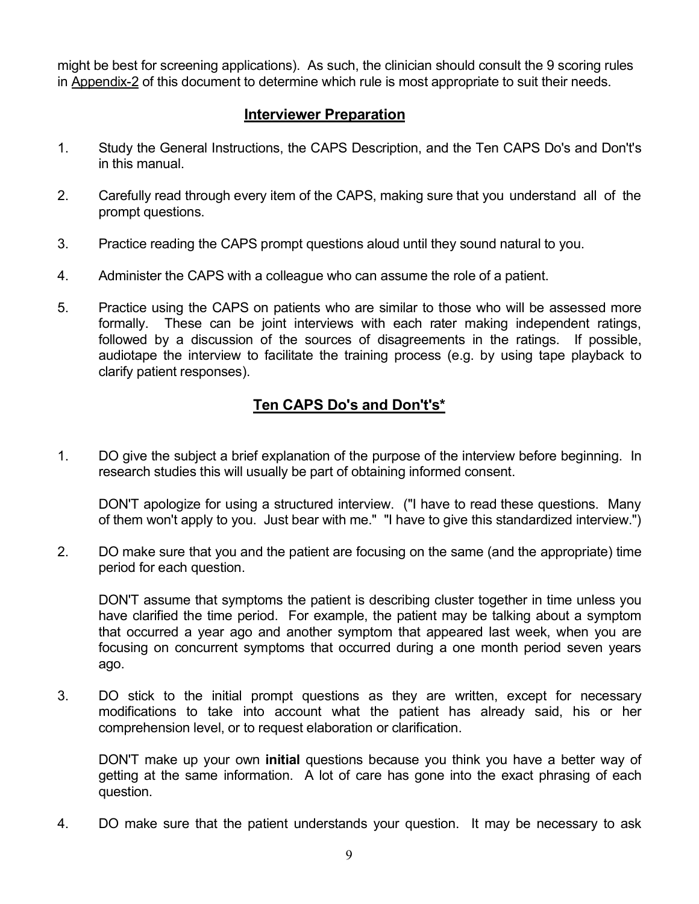might be best for screening applications). As such, the clinician should consult the 9 scoring rules in Appendix-2 of this document to determine which rule is most appropriate to suit their needs.

## Interviewer Preparation

1. Study the General Instructions, the CAPS Description, and the Ten CAPS Do's and Don't's in this manual.

2. Carefully read through every item of the CAPS, making sure that you understand all of the prompt questions.

3. Practice reading the CAPS prompt questions aloud until they sound natural to you.

4. Administer the CAPS with a colleague who can assume the role of a patient.

5. Practice using the CAPS on patients who are similar to those who will be assessed more formally. These can be joint interviews with each rater making independent ratings, followed by a discussion of the sources of disagreements in the ratings. If possible, audiotape the interview to facilitate the training process (e.g. by using tape playback to clarify patient responses).

## Ten CAPS Do's and Don't's*

1. DO give the subject a brief explanation of the purpose of the interview before beginning. In research studies this will usually be part of obtaining informed consent.

   DON'T apologize for using a structured interview. ("I have to read these questions. Many of them won't apply to you. Just bear with me." "I have to give this standardized interview.")

2. DO make sure that you and the patient are focusing on the same (and the appropriate) time period for each question.

   DON'T assume that symptoms the patient is describing cluster together in time unless you have clarified the time period. For example, the patient may be talking about a symptom that occurred a year ago and another symptom that appeared last week, when you are focusing on concurrent symptoms that occurred during a one month period seven years ago.

3. DO stick to the initial prompt questions as they are written, except for necessary modifications to take into account what the patient has already said, his or her comprehension level, or to request elaboration or clarification.

   DON'T make up your own **initial** questions because you think you have a better way of getting at the same information. A lot of care has gone into the exact phrasing of each question.

4. DO make sure that the patient understands your question. It may be necessary to ask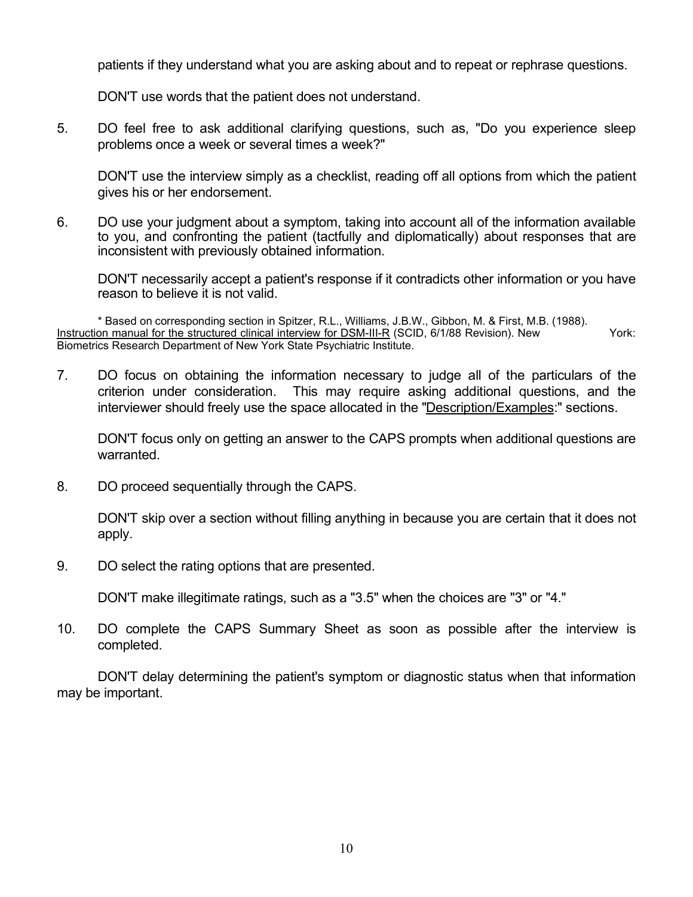patients if they understand what you are asking about and to repeat or rephrase questions.

DON'T use words that the patient does not understand.

5. DO feel free to ask additional clarifying questions, such as, "Do you experience sleep problems once a week or several times a week?"

   DON'T use the interview simply as a checklist, reading off all options from which the patient gives his or her endorsement.

6. DO use your judgment about a symptom, taking into account all of the information available to you, and confronting the patient (tactfully and diplomatically) about responses that are inconsistent with previously obtained information.

   DON'T necessarily accept a patient's response if it contradicts other information or you have reason to believe it is not valid.

\* Based on corresponding section in Spitzer, R.L., Williams, J.B.W., Gibbon, M. & First, M.B. (1988). Instruction manual for the structured clinical interview for DSM-III-R (SCID, 6/1/88 Revision). New York: Biometrics Research Department of New York State Psychiatric Institute.

7. DO focus on obtaining the information necessary to judge all of the particulars of the criterion under consideration. This may require asking additional questions, and the interviewer should freely use the space allocated in the "Description/Examples:" sections.

   DON'T focus only on getting an answer to the CAPS prompts when additional questions are warranted.

8. DO proceed sequentially through the CAPS.

   DON'T skip over a section without filling anything in because you are certain that it does not apply.

9. DO select the rating options that are presented.

   DON'T make illegitimate ratings, such as a "3.5" when the choices are "3" or "4."

10. DO complete the CAPS Summary Sheet as soon as possible after the interview is completed.

DON'T delay determining the patient's symptom or diagnostic status when that information may be important.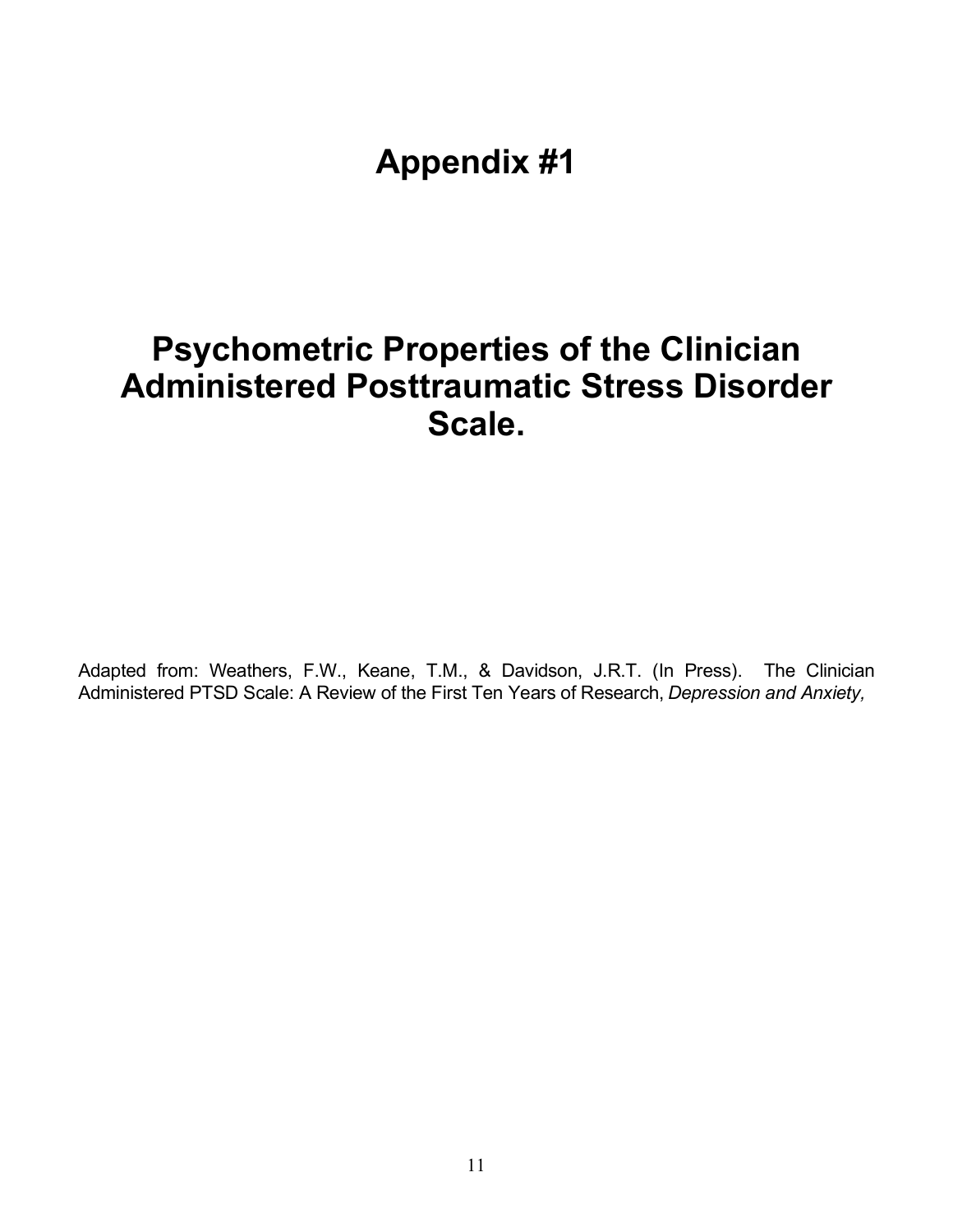# Appendix #1

# Psychometric Properties of the Clinician Administered Posttraumatic Stress Disorder Scale.

Adapted from: Weathers, F.W., Keane, T.M., & Davidson, J.R.T. (In Press). The Clinician Administered PTSD Scale: A Review of the First Ten Years of Research, *Depression and Anxiety,*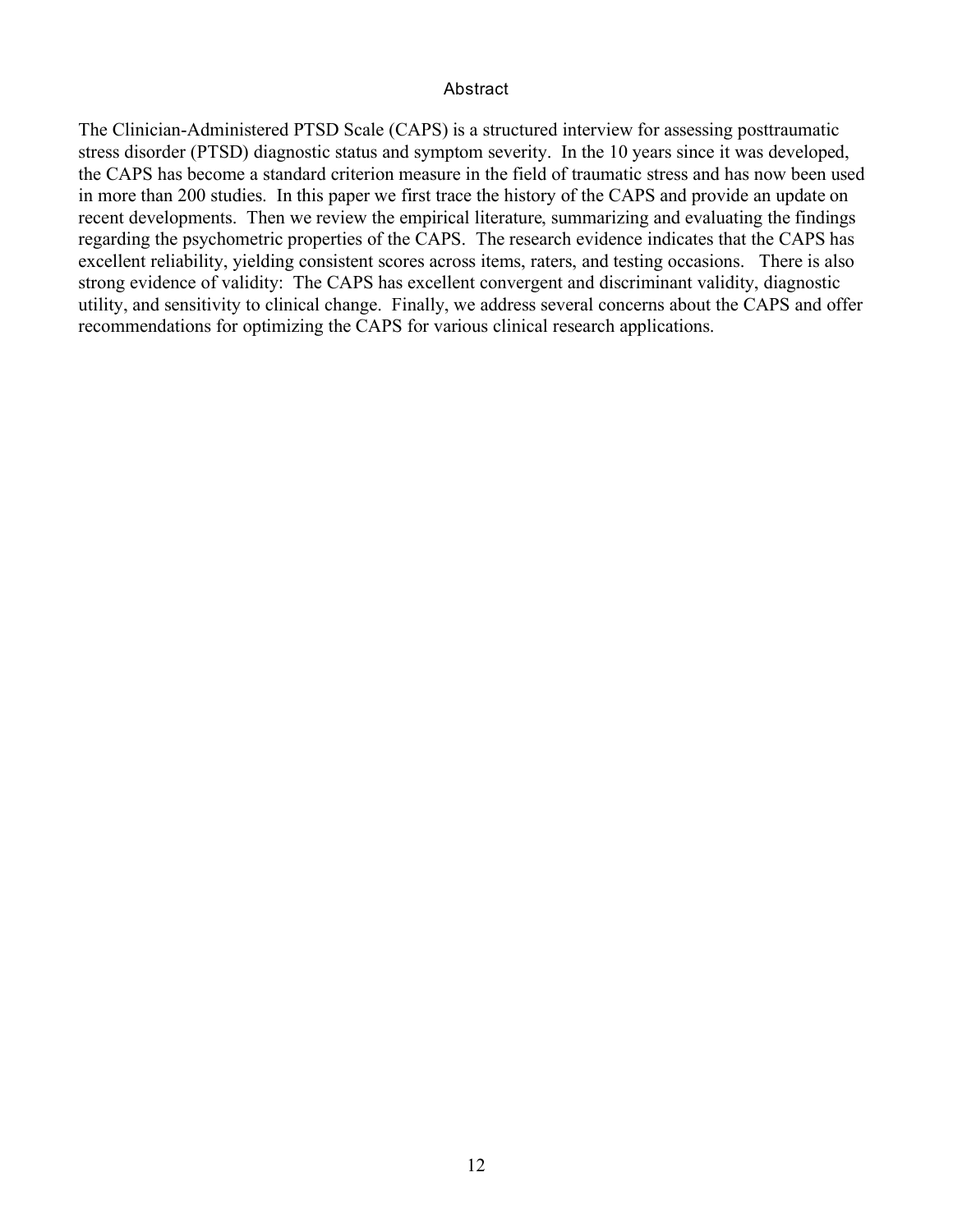## Abstract

The Clinician-Administered PTSD Scale (CAPS) is a structured interview for assessing posttraumatic stress disorder (PTSD) diagnostic status and symptom severity. In the 10 years since it was developed, the CAPS has become a standard criterion measure in the field of traumatic stress and has now been used in more than 200 studies. In this paper we first trace the history of the CAPS and provide an update on recent developments. Then we review the empirical literature, summarizing and evaluating the findings regarding the psychometric properties of the CAPS. The research evidence indicates that the CAPS has excellent reliability, yielding consistent scores across items, raters, and testing occasions. There is also strong evidence of validity: The CAPS has excellent convergent and discriminant validity, diagnostic utility, and sensitivity to clinical change. Finally, we address several concerns about the CAPS and offer recommendations for optimizing the CAPS for various clinical research applications.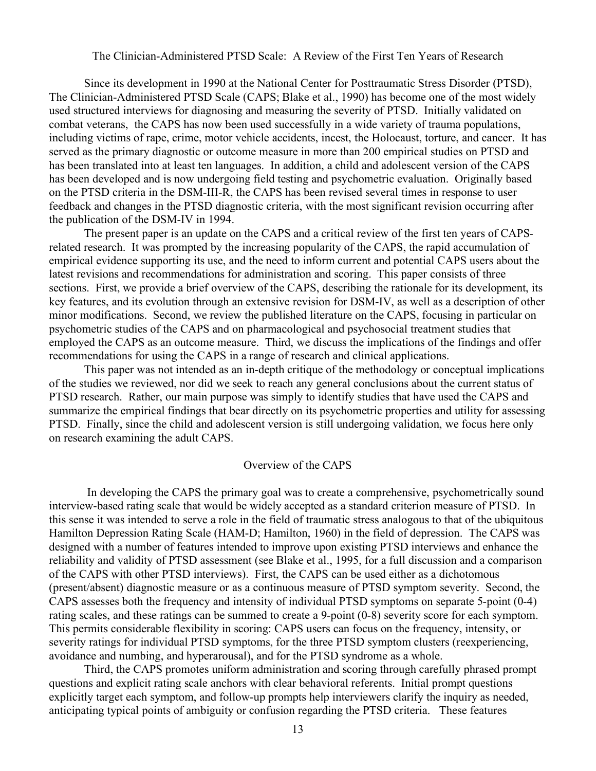# The Clinician-Administered PTSD Scale: A Review of the First Ten Years of Research

Since its development in 1990 at the National Center for Posttraumatic Stress Disorder (PTSD), The Clinician-Administered PTSD Scale (CAPS; Blake et al., 1990) has become one of the most widely used structured interviews for diagnosing and measuring the severity of PTSD. Initially validated on combat veterans, the CAPS has now been used successfully in a wide variety of trauma populations, including victims of rape, crime, motor vehicle accidents, incest, the Holocaust, torture, and cancer. It has served as the primary diagnostic or outcome measure in more than 200 empirical studies on PTSD and has been translated into at least ten languages. In addition, a child and adolescent version of the CAPS has been developed and is now undergoing field testing and psychometric evaluation. Originally based on the PTSD criteria in the DSM-III-R, the CAPS has been revised several times in response to user feedback and changes in the PTSD diagnostic criteria, with the most significant revision occurring after the publication of the DSM-IV in 1994.

The present paper is an update on the CAPS and a critical review of the first ten years of CAPS-related research. It was prompted by the increasing popularity of the CAPS, the rapid accumulation of empirical evidence supporting its use, and the need to inform current and potential CAPS users about the latest revisions and recommendations for administration and scoring. This paper consists of three sections. First, we provide a brief overview of the CAPS, describing the rationale for its development, its key features, and its evolution through an extensive revision for DSM-IV, as well as a description of other minor modifications. Second, we review the published literature on the CAPS, focusing in particular on psychometric studies of the CAPS and on pharmacological and psychosocial treatment studies that employed the CAPS as an outcome measure. Third, we discuss the implications of the findings and offer recommendations for using the CAPS in a range of research and clinical applications.

This paper was not intended as an in-depth critique of the methodology or conceptual implications of the studies we reviewed, nor did we seek to reach any general conclusions about the current status of PTSD research. Rather, our main purpose was simply to identify studies that have used the CAPS and summarize the empirical findings that bear directly on its psychometric properties and utility for assessing PTSD. Finally, since the child and adolescent version is still undergoing validation, we focus here only on research examining the adult CAPS.

## Overview of the CAPS

In developing the CAPS the primary goal was to create a comprehensive, psychometrically sound interview-based rating scale that would be widely accepted as a standard criterion measure of PTSD. In this sense it was intended to serve a role in the field of traumatic stress analogous to that of the ubiquitous Hamilton Depression Rating Scale (HAM-D; Hamilton, 1960) in the field of depression. The CAPS was designed with a number of features intended to improve upon existing PTSD interviews and enhance the reliability and validity of PTSD assessment (see Blake et al., 1995, for a full discussion and a comparison of the CAPS with other PTSD interviews). First, the CAPS can be used either as a dichotomous (present/absent) diagnostic measure or as a continuous measure of PTSD symptom severity. Second, the CAPS assesses both the frequency and intensity of individual PTSD symptoms on separate 5-point (0-4) rating scales, and these ratings can be summed to create a 9-point (0-8) severity score for each symptom. This permits considerable flexibility in scoring: CAPS users can focus on the frequency, intensity, or severity ratings for individual PTSD symptoms, for the three PTSD symptom clusters (reexperiencing, avoidance and numbing, and hyperarousal), and for the PTSD syndrome as a whole.

Third, the CAPS promotes uniform administration and scoring through carefully phrased prompt questions and explicit rating scale anchors with clear behavioral referents. Initial prompt questions explicitly target each symptom, and follow-up prompts help interviewers clarify the inquiry as needed, anticipating typical points of ambiguity or confusion regarding the PTSD criteria. These features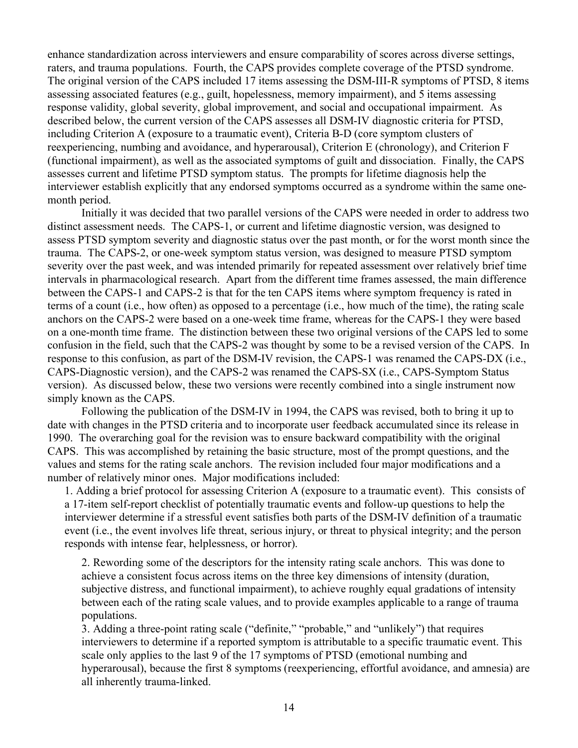enhance standardization across interviewers and ensure comparability of scores across diverse settings, raters, and trauma populations. Fourth, the CAPS provides complete coverage of the PTSD syndrome. The original version of the CAPS included 17 items assessing the DSM-III-R symptoms of PTSD, 8 items assessing associated features (e.g., guilt, hopelessness, memory impairment), and 5 items assessing response validity, global severity, global improvement, and social and occupational impairment. As described below, the current version of the CAPS assesses all DSM-IV diagnostic criteria for PTSD, including Criterion A (exposure to a traumatic event), Criteria B-D (core symptom clusters of reexperiencing, numbing and avoidance, and hyperarousal), Criterion E (chronology), and Criterion F (functional impairment), as well as the associated symptoms of guilt and dissociation. Finally, the CAPS assesses current and lifetime PTSD symptom status. The prompts for lifetime diagnosis help the interviewer establish explicitly that any endorsed symptoms occurred as a syndrome within the same one-month period.

Initially it was decided that two parallel versions of the CAPS were needed in order to address two distinct assessment needs. The CAPS-1, or current and lifetime diagnostic version, was designed to assess PTSD symptom severity and diagnostic status over the past month, or for the worst month since the trauma. The CAPS-2, or one-week symptom status version, was designed to measure PTSD symptom severity over the past week, and was intended primarily for repeated assessment over relatively brief time intervals in pharmacological research. Apart from the different time frames assessed, the main difference between the CAPS-1 and CAPS-2 is that for the ten CAPS items where symptom frequency is rated in terms of a count (i.e., how often) as opposed to a percentage (i.e., how much of the time), the rating scale anchors on the CAPS-2 were based on a one-week time frame, whereas for the CAPS-1 they were based on a one-month time frame. The distinction between these two original versions of the CAPS led to some confusion in the field, such that the CAPS-2 was thought by some to be a revised version of the CAPS. In response to this confusion, as part of the DSM-IV revision, the CAPS-1 was renamed the CAPS-DX (i.e., CAPS-Diagnostic version), and the CAPS-2 was renamed the CAPS-SX (i.e., CAPS-Symptom Status version). As discussed below, these two versions were recently combined into a single instrument now simply known as the CAPS.

Following the publication of the DSM-IV in 1994, the CAPS was revised, both to bring it up to date with changes in the PTSD criteria and to incorporate user feedback accumulated since its release in 1990. The overarching goal for the revision was to ensure backward compatibility with the original CAPS. This was accomplished by retaining the basic structure, most of the prompt questions, and the values and stems for the rating scale anchors. The revision included four major modifications and a number of relatively minor ones. Major modifications included:

1. Adding a brief protocol for assessing Criterion A (exposure to a traumatic event). This consists of a 17-item self-report checklist of potentially traumatic events and follow-up questions to help the interviewer determine if a stressful event satisfies both parts of the DSM-IV definition of a traumatic event (i.e., the event involves life threat, serious injury, or threat to physical integrity; and the person responds with intense fear, helplessness, or horror).

2. Rewording some of the descriptors for the intensity rating scale anchors. This was done to achieve a consistent focus across items on the three key dimensions of intensity (duration, subjective distress, and functional impairment), to achieve roughly equal gradations of intensity between each of the rating scale values, and to provide examples applicable to a range of trauma populations.

3. Adding a three-point rating scale ("definite," "probable," and "unlikely") that requires interviewers to determine if a reported symptom is attributable to a specific traumatic event. This scale only applies to the last 9 of the 17 symptoms of PTSD (emotional numbing and hyperarousal), because the first 8 symptoms (reexperiencing, effortful avoidance, and amnesia) are all inherently trauma-linked.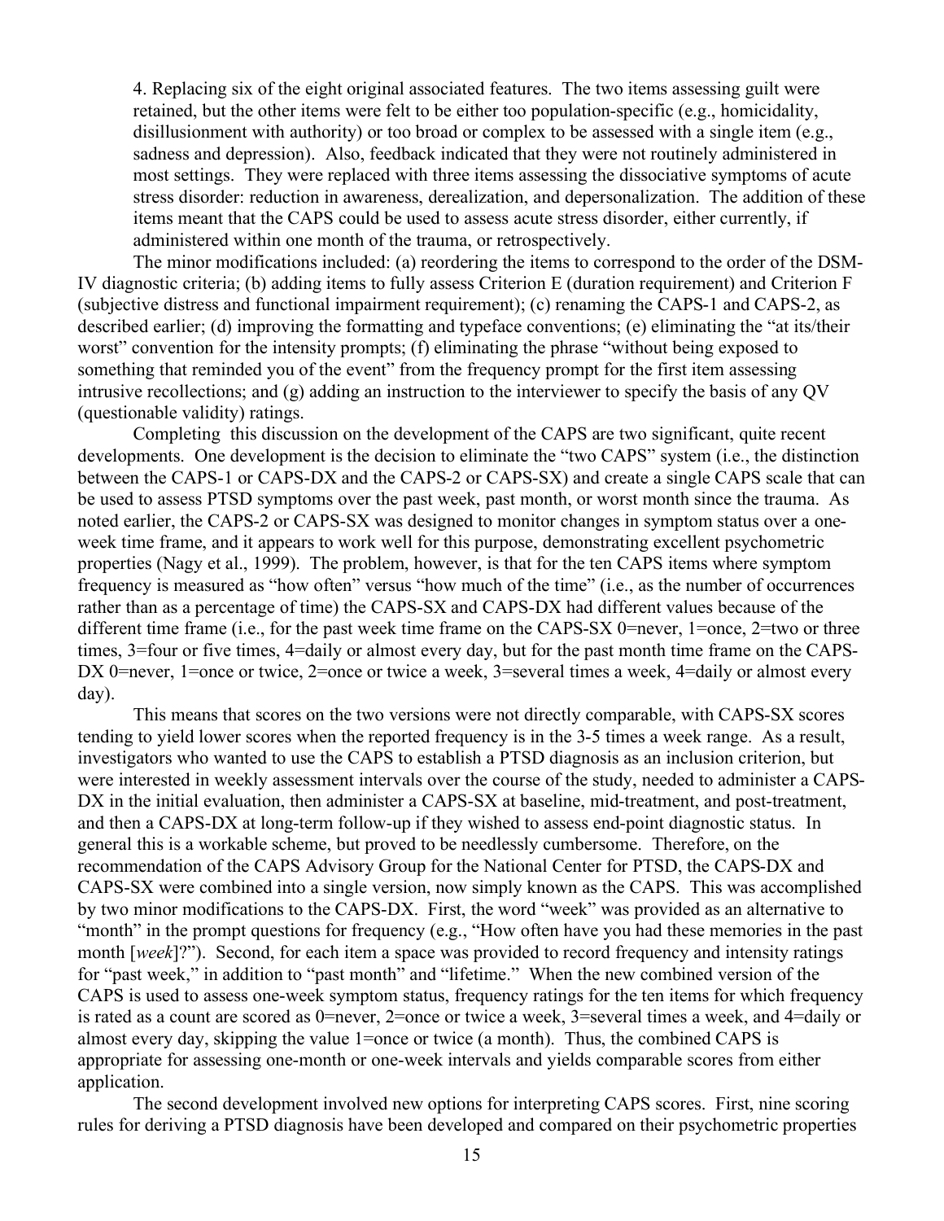4. Replacing six of the eight original associated features. The two items assessing guilt were retained, but the other items were felt to be either too population-specific (e.g., homicidality, disillusionment with authority) or too broad or complex to be assessed with a single item (e.g., sadness and depression). Also, feedback indicated that they were not routinely administered in most settings. They were replaced with three items assessing the dissociative symptoms of acute stress disorder: reduction in awareness, derealization, and depersonalization. The addition of these items meant that the CAPS could be used to assess acute stress disorder, either currently, if administered within one month of the trauma, or retrospectively.

The minor modifications included: (a) reordering the items to correspond to the order of the DSM-IV diagnostic criteria; (b) adding items to fully assess Criterion E (duration requirement) and Criterion F (subjective distress and functional impairment requirement); (c) renaming the CAPS-1 and CAPS-2, as described earlier; (d) improving the formatting and typeface conventions; (e) eliminating the "at its/their worst" convention for the intensity prompts; (f) eliminating the phrase "without being exposed to something that reminded you of the event" from the frequency prompt for the first item assessing intrusive recollections; and (g) adding an instruction to the interviewer to specify the basis of any QV (questionable validity) ratings.

Completing this discussion on the development of the CAPS are two significant, quite recent developments. One development is the decision to eliminate the "two CAPS" system (i.e., the distinction between the CAPS-1 or CAPS-DX and the CAPS-2 or CAPS-SX) and create a single CAPS scale that can be used to assess PTSD symptoms over the past week, past month, or worst month since the trauma. As noted earlier, the CAPS-2 or CAPS-SX was designed to monitor changes in symptom status over a one-week time frame, and it appears to work well for this purpose, demonstrating excellent psychometric properties (Nagy et al., 1999). The problem, however, is that for the ten CAPS items where symptom frequency is measured as "how often" versus "how much of the time" (i.e., as the number of occurrences rather than as a percentage of time) the CAPS-SX and CAPS-DX had different values because of the different time frame (i.e., for the past week time frame on the CAPS-SX 0=never, 1=once, 2=two or three times, 3=four or five times, 4=daily or almost every day, but for the past month time frame on the CAPS-DX 0=never, 1=once or twice, 2=once or twice a week, 3=several times a week, 4=daily or almost every day).

This means that scores on the two versions were not directly comparable, with CAPS-SX scores tending to yield lower scores when the reported frequency is in the 3-5 times a week range. As a result, investigators who wanted to use the CAPS to establish a PTSD diagnosis as an inclusion criterion, but were interested in weekly assessment intervals over the course of the study, needed to administer a CAPS-DX in the initial evaluation, then administer a CAPS-SX at baseline, mid-treatment, and post-treatment, and then a CAPS-DX at long-term follow-up if they wished to assess end-point diagnostic status. In general this is a workable scheme, but proved to be needlessly cumbersome. Therefore, on the recommendation of the CAPS Advisory Group for the National Center for PTSD, the CAPS-DX and CAPS-SX were combined into a single version, now simply known as the CAPS. This was accomplished by two minor modifications to the CAPS-DX. First, the word "week" was provided as an alternative to "month" in the prompt questions for frequency (e.g., "How often have you had these memories in the past month [*week*]?"). Second, for each item a space was provided to record frequency and intensity ratings for "past week," in addition to "past month" and "lifetime." When the new combined version of the CAPS is used to assess one-week symptom status, frequency ratings for the ten items for which frequency is rated as a count are scored as 0=never, 2=once or twice a week, 3=several times a week, and 4=daily or almost every day, skipping the value 1=once or twice (a month). Thus, the combined CAPS is appropriate for assessing one-month or one-week intervals and yields comparable scores from either application.

The second development involved new options for interpreting CAPS scores. First, nine scoring rules for deriving a PTSD diagnosis have been developed and compared on their psychometric properties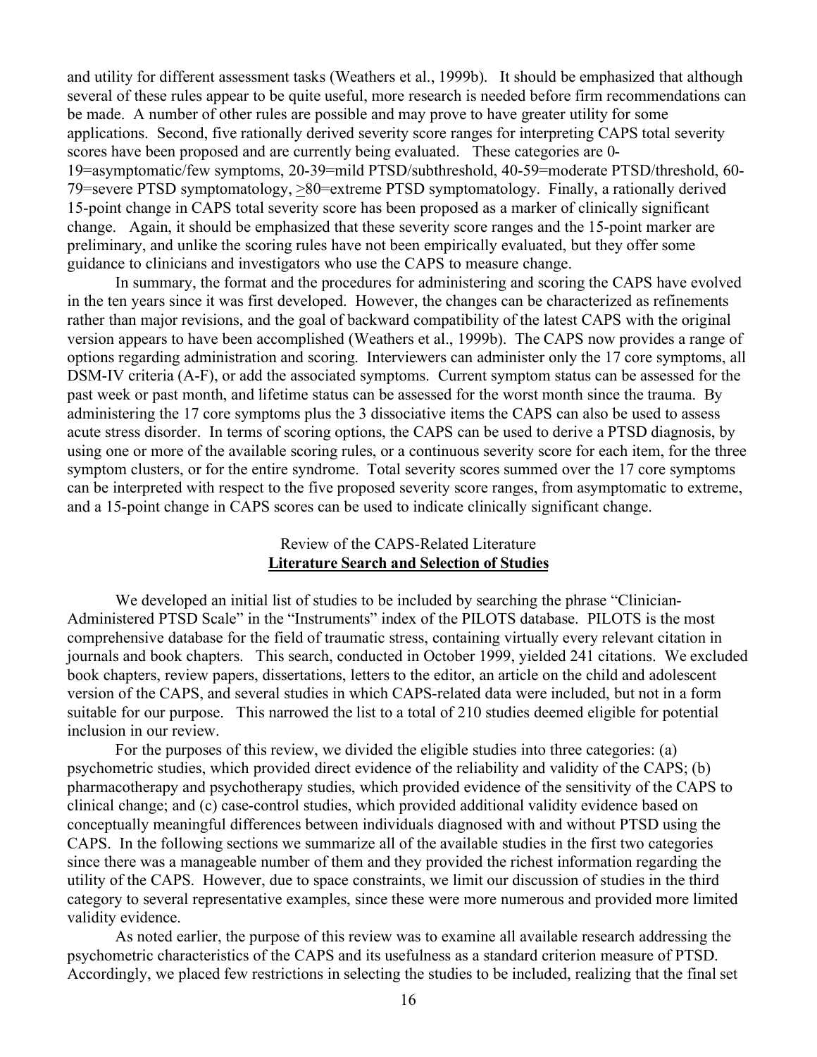and utility for different assessment tasks (Weathers et al., 1999b). It should be emphasized that although several of these rules appear to be quite useful, more research is needed before firm recommendations can be made. A number of other rules are possible and may prove to have greater utility for some applications. Second, five rationally derived severity score ranges for interpreting CAPS total severity scores have been proposed and are currently being evaluated. These categories are 0-19=asymptomatic/few symptoms, 20-39=mild PTSD/subthreshold, 40-59=moderate PTSD/threshold, 60-79=severe PTSD symptomatology, ≥80=extreme PTSD symptomatology. Finally, a rationally derived 15-point change in CAPS total severity score has been proposed as a marker of clinically significant change. Again, it should be emphasized that these severity score ranges and the 15-point marker are preliminary, and unlike the scoring rules have not been empirically evaluated, but they offer some guidance to clinicians and investigators who use the CAPS to measure change.

In summary, the format and the procedures for administering and scoring the CAPS have evolved in the ten years since it was first developed. However, the changes can be characterized as refinements rather than major revisions, and the goal of backward compatibility of the latest CAPS with the original version appears to have been accomplished (Weathers et al., 1999b). The CAPS now provides a range of options regarding administration and scoring. Interviewers can administer only the 17 core symptoms, all DSM-IV criteria (A-F), or add the associated symptoms. Current symptom status can be assessed for the past week or past month, and lifetime status can be assessed for the worst month since the trauma. By administering the 17 core symptoms plus the 3 dissociative items the CAPS can also be used to assess acute stress disorder. In terms of scoring options, the CAPS can be used to derive a PTSD diagnosis, by using one or more of the available scoring rules, or a continuous severity score for each item, for the three symptom clusters, or for the entire syndrome. Total severity scores summed over the 17 core symptoms can be interpreted with respect to the five proposed severity score ranges, from asymptomatic to extreme, and a 15-point change in CAPS scores can be used to indicate clinically significant change.

## Review of the CAPS-Related Literature

### Literature Search and Selection of Studies

We developed an initial list of studies to be included by searching the phrase "Clinician-Administered PTSD Scale" in the "Instruments" index of the PILOTS database. PILOTS is the most comprehensive database for the field of traumatic stress, containing virtually every relevant citation in journals and book chapters. This search, conducted in October 1999, yielded 241 citations. We excluded book chapters, review papers, dissertations, letters to the editor, an article on the child and adolescent version of the CAPS, and several studies in which CAPS-related data were included, but not in a form suitable for our purpose. This narrowed the list to a total of 210 studies deemed eligible for potential inclusion in our review.

For the purposes of this review, we divided the eligible studies into three categories: (a) psychometric studies, which provided direct evidence of the reliability and validity of the CAPS; (b) pharmacotherapy and psychotherapy studies, which provided evidence of the sensitivity of the CAPS to clinical change; and (c) case-control studies, which provided additional validity evidence based on conceptually meaningful differences between individuals diagnosed with and without PTSD using the CAPS. In the following sections we summarize all of the available studies in the first two categories since there was a manageable number of them and they provided the richest information regarding the utility of the CAPS. However, due to space constraints, we limit our discussion of studies in the third category to several representative examples, since these were more numerous and provided more limited validity evidence.

As noted earlier, the purpose of this review was to examine all available research addressing the psychometric characteristics of the CAPS and its usefulness as a standard criterion measure of PTSD. Accordingly, we placed few restrictions in selecting the studies to be included, realizing that the final set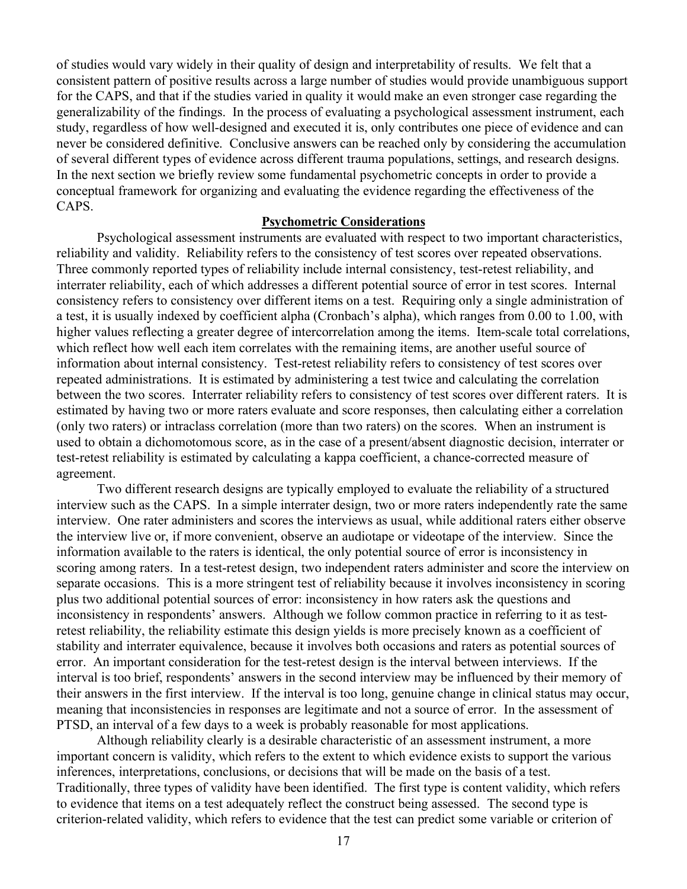of studies would vary widely in their quality of design and interpretability of results. We felt that a consistent pattern of positive results across a large number of studies would provide unambiguous support for the CAPS, and that if the studies varied in quality it would make an even stronger case regarding the generalizability of the findings. In the process of evaluating a psychological assessment instrument, each study, regardless of how well-designed and executed it is, only contributes one piece of evidence and can never be considered definitive. Conclusive answers can be reached only by considering the accumulation of several different types of evidence across different trauma populations, settings, and research designs. In the next section we briefly review some fundamental psychometric concepts in order to provide a conceptual framework for organizing and evaluating the evidence regarding the effectiveness of the CAPS.

## Psychometric Considerations

Psychological assessment instruments are evaluated with respect to two important characteristics, reliability and validity. Reliability refers to the consistency of test scores over repeated observations. Three commonly reported types of reliability include internal consistency, test-retest reliability, and interrater reliability, each of which addresses a different potential source of error in test scores. Internal consistency refers to consistency over different items on a test. Requiring only a single administration of a test, it is usually indexed by coefficient alpha (Cronbach's alpha), which ranges from 0.00 to 1.00, with higher values reflecting a greater degree of intercorrelation among the items. Item-scale total correlations, which reflect how well each item correlates with the remaining items, are another useful source of information about internal consistency. Test-retest reliability refers to consistency of test scores over repeated administrations. It is estimated by administering a test twice and calculating the correlation between the two scores. Interrater reliability refers to consistency of test scores over different raters. It is estimated by having two or more raters evaluate and score responses, then calculating either a correlation (only two raters) or intraclass correlation (more than two raters) on the scores. When an instrument is used to obtain a dichomotomous score, as in the case of a present/absent diagnostic decision, interrater or test-retest reliability is estimated by calculating a kappa coefficient, a chance-corrected measure of agreement.

Two different research designs are typically employed to evaluate the reliability of a structured interview such as the CAPS. In a simple interrater design, two or more raters independently rate the same interview. One rater administers and scores the interviews as usual, while additional raters either observe the interview live or, if more convenient, observe an audiotape or videotape of the interview. Since the information available to the raters is identical, the only potential source of error is inconsistency in scoring among raters. In a test-retest design, two independent raters administer and score the interview on separate occasions. This is a more stringent test of reliability because it involves inconsistency in scoring plus two additional potential sources of error: inconsistency in how raters ask the questions and inconsistency in respondents' answers. Although we follow common practice in referring to it as test-retest reliability, the reliability estimate this design yields is more precisely known as a coefficient of stability and interrater equivalence, because it involves both occasions and raters as potential sources of error. An important consideration for the test-retest design is the interval between interviews. If the interval is too brief, respondents' answers in the second interview may be influenced by their memory of their answers in the first interview. If the interval is too long, genuine change in clinical status may occur, meaning that inconsistencies in responses are legitimate and not a source of error. In the assessment of PTSD, an interval of a few days to a week is probably reasonable for most applications.

Although reliability clearly is a desirable characteristic of an assessment instrument, a more important concern is validity, which refers to the extent to which evidence exists to support the various inferences, interpretations, conclusions, or decisions that will be made on the basis of a test. Traditionally, three types of validity have been identified. The first type is content validity, which refers to evidence that items on a test adequately reflect the construct being assessed. The second type is criterion-related validity, which refers to evidence that the test can predict some variable or criterion of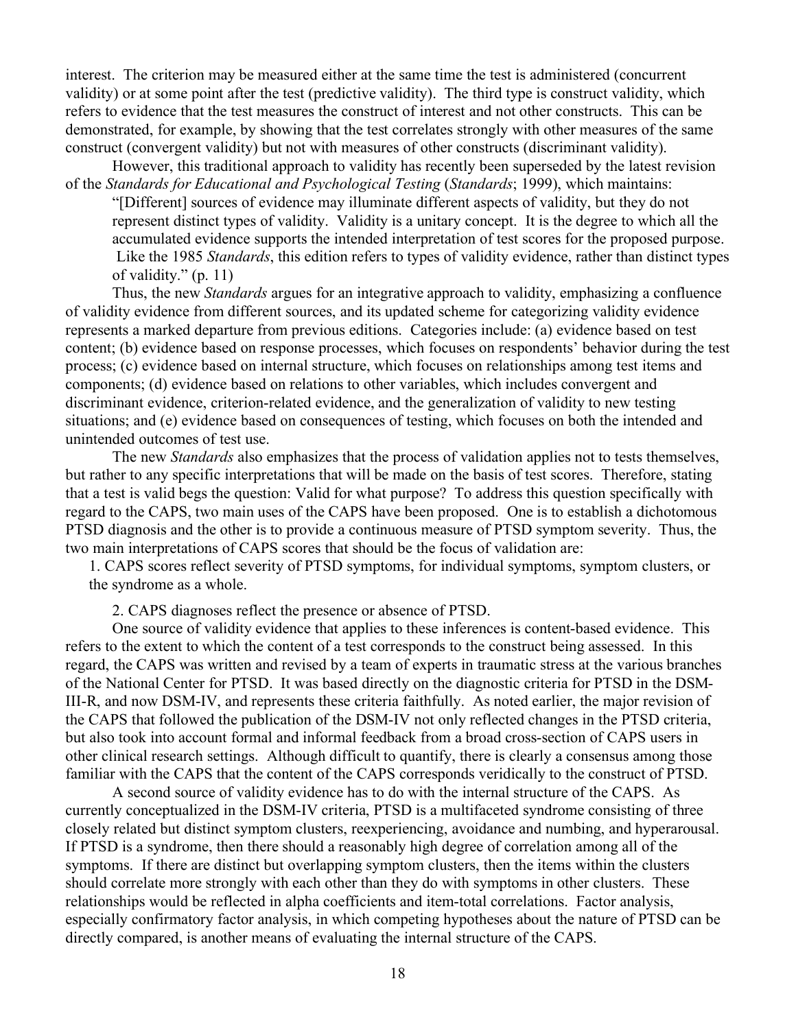interest. The criterion may be measured either at the same time the test is administered (concurrent validity) or at some point after the test (predictive validity). The third type is construct validity, which refers to evidence that the test measures the construct of interest and not other constructs. This can be demonstrated, for example, by showing that the test correlates strongly with other measures of the same construct (convergent validity) but not with measures of other constructs (discriminant validity).

However, this traditional approach to validity has recently been superseded by the latest revision of the *Standards for Educational and Psychological Testing* (*Standards*; 1999), which maintains:

> "[Different] sources of evidence may illuminate different aspects of validity, but they do not represent distinct types of validity. Validity is a unitary concept. It is the degree to which all the accumulated evidence supports the intended interpretation of test scores for the proposed purpose. Like the 1985 *Standards*, this edition refers to types of validity evidence, rather than distinct types of validity." (p. 11)

Thus, the new *Standards* argues for an integrative approach to validity, emphasizing a confluence of validity evidence from different sources, and its updated scheme for categorizing validity evidence represents a marked departure from previous editions. Categories include: (a) evidence based on test content; (b) evidence based on response processes, which focuses on respondents' behavior during the test process; (c) evidence based on internal structure, which focuses on relationships among test items and components; (d) evidence based on relations to other variables, which includes convergent and discriminant evidence, criterion-related evidence, and the generalization of validity to new testing situations; and (e) evidence based on consequences of testing, which focuses on both the intended and unintended outcomes of test use.

The new *Standards* also emphasizes that the process of validation applies not to tests themselves, but rather to any specific interpretations that will be made on the basis of test scores. Therefore, stating that a test is valid begs the question: Valid for what purpose? To address this question specifically with regard to the CAPS, two main uses of the CAPS have been proposed. One is to establish a dichotomous PTSD diagnosis and the other is to provide a continuous measure of PTSD symptom severity. Thus, the two main interpretations of CAPS scores that should be the focus of validation are:

1. CAPS scores reflect severity of PTSD symptoms, for individual symptoms, symptom clusters, or the syndrome as a whole.

2. CAPS diagnoses reflect the presence or absence of PTSD.

One source of validity evidence that applies to these inferences is content-based evidence. This refers to the extent to which the content of a test corresponds to the construct being assessed. In this regard, the CAPS was written and revised by a team of experts in traumatic stress at the various branches of the National Center for PTSD. It was based directly on the diagnostic criteria for PTSD in the DSM-III-R, and now DSM-IV, and represents these criteria faithfully. As noted earlier, the major revision of the CAPS that followed the publication of the DSM-IV not only reflected changes in the PTSD criteria, but also took into account formal and informal feedback from a broad cross-section of CAPS users in other clinical research settings. Although difficult to quantify, there is clearly a consensus among those familiar with the CAPS that the content of the CAPS corresponds veridically to the construct of PTSD.

A second source of validity evidence has to do with the internal structure of the CAPS. As currently conceptualized in the DSM-IV criteria, PTSD is a multifaceted syndrome consisting of three closely related but distinct symptom clusters, reexperiencing, avoidance and numbing, and hyperarousal. If PTSD is a syndrome, then there should a reasonably high degree of correlation among all of the symptoms. If there are distinct but overlapping symptom clusters, then the items within the clusters should correlate more strongly with each other than they do with symptoms in other clusters. These relationships would be reflected in alpha coefficients and item-total correlations. Factor analysis, especially confirmatory factor analysis, in which competing hypotheses about the nature of PTSD can be directly compared, is another means of evaluating the internal structure of the CAPS.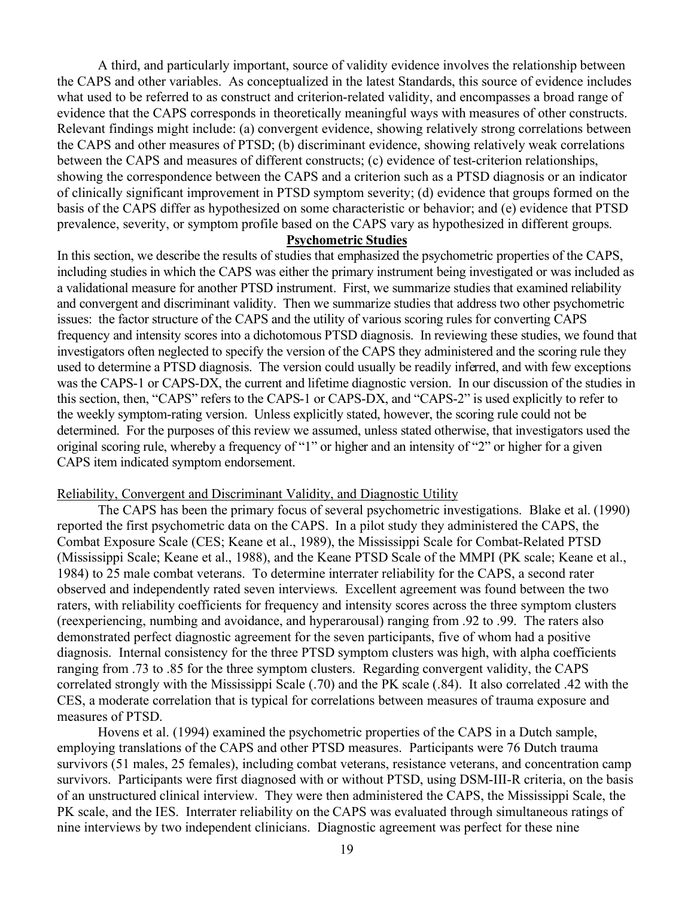A third, and particularly important, source of validity evidence involves the relationship between the CAPS and other variables. As conceptualized in the latest Standards, this source of evidence includes what used to be referred to as construct and criterion-related validity, and encompasses a broad range of evidence that the CAPS corresponds in theoretically meaningful ways with measures of other constructs. Relevant findings might include: (a) convergent evidence, showing relatively strong correlations between the CAPS and other measures of PTSD; (b) discriminant evidence, showing relatively weak correlations between the CAPS and measures of different constructs; (c) evidence of test-criterion relationships, showing the correspondence between the CAPS and a criterion such as a PTSD diagnosis or an indicator of clinically significant improvement in PTSD symptom severity; (d) evidence that groups formed on the basis of the CAPS differ as hypothesized on some characteristic or behavior; and (e) evidence that PTSD prevalence, severity, or symptom profile based on the CAPS vary as hypothesized in different groups.

## Psychometric Studies

In this section, we describe the results of studies that emphasized the psychometric properties of the CAPS, including studies in which the CAPS was either the primary instrument being investigated or was included as a validational measure for another PTSD instrument. First, we summarize studies that examined reliability and convergent and discriminant validity. Then we summarize studies that address two other psychometric issues: the factor structure of the CAPS and the utility of various scoring rules for converting CAPS frequency and intensity scores into a dichotomous PTSD diagnosis. In reviewing these studies, we found that investigators often neglected to specify the version of the CAPS they administered and the scoring rule they used to determine a PTSD diagnosis. The version could usually be readily inferred, and with few exceptions was the CAPS-1 or CAPS-DX, the current and lifetime diagnostic version. In our discussion of the studies in this section, then, "CAPS" refers to the CAPS-1 or CAPS-DX, and "CAPS-2" is used explicitly to refer to the weekly symptom-rating version. Unless explicitly stated, however, the scoring rule could not be determined. For the purposes of this review we assumed, unless stated otherwise, that investigators used the original scoring rule, whereby a frequency of "1" or higher and an intensity of "2" or higher for a given CAPS item indicated symptom endorsement.

### Reliability, Convergent and Discriminant Validity, and Diagnostic Utility

The CAPS has been the primary focus of several psychometric investigations. Blake et al. (1990) reported the first psychometric data on the CAPS. In a pilot study they administered the CAPS, the Combat Exposure Scale (CES; Keane et al., 1989), the Mississippi Scale for Combat-Related PTSD (Mississippi Scale; Keane et al., 1988), and the Keane PTSD Scale of the MMPI (PK scale; Keane et al., 1984) to 25 male combat veterans. To determine interrater reliability for the CAPS, a second rater observed and independently rated seven interviews. Excellent agreement was found between the two raters, with reliability coefficients for frequency and intensity scores across the three symptom clusters (reexperiencing, numbing and avoidance, and hyperarousal) ranging from .92 to .99. The raters also demonstrated perfect diagnostic agreement for the seven participants, five of whom had a positive diagnosis. Internal consistency for the three PTSD symptom clusters was high, with alpha coefficients ranging from .73 to .85 for the three symptom clusters. Regarding convergent validity, the CAPS correlated strongly with the Mississippi Scale (.70) and the PK scale (.84). It also correlated .42 with the CES, a moderate correlation that is typical for correlations between measures of trauma exposure and measures of PTSD.

Hovens et al. (1994) examined the psychometric properties of the CAPS in a Dutch sample, employing translations of the CAPS and other PTSD measures. Participants were 76 Dutch trauma survivors (51 males, 25 females), including combat veterans, resistance veterans, and concentration camp survivors. Participants were first diagnosed with or without PTSD, using DSM-III-R criteria, on the basis of an unstructured clinical interview. They were then administered the CAPS, the Mississippi Scale, the PK scale, and the IES. Interrater reliability on the CAPS was evaluated through simultaneous ratings of nine interviews by two independent clinicians. Diagnostic agreement was perfect for these nine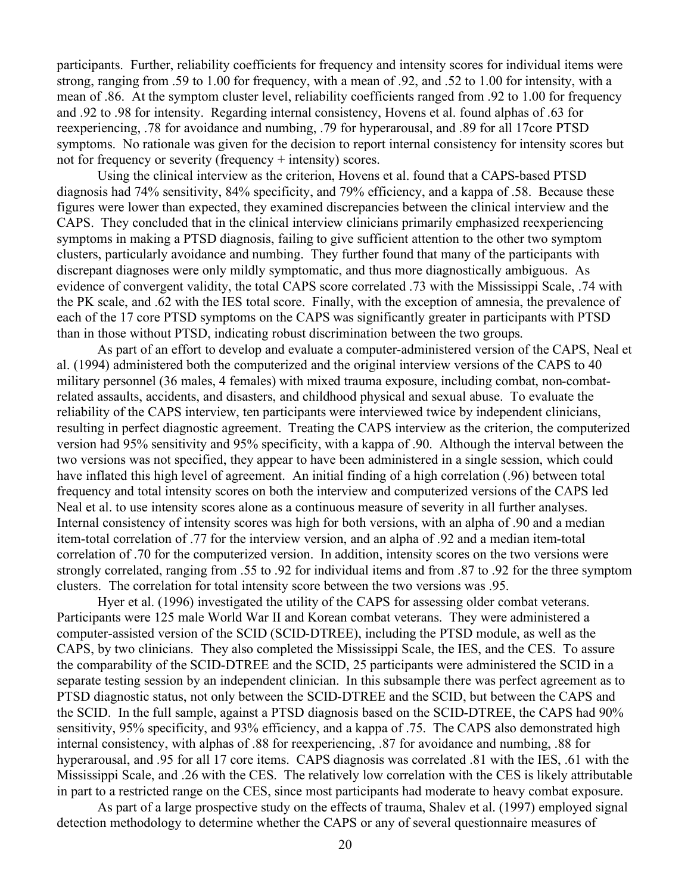participants. Further, reliability coefficients for frequency and intensity scores for individual items were strong, ranging from .59 to 1.00 for frequency, with a mean of .92, and .52 to 1.00 for intensity, with a mean of .86. At the symptom cluster level, reliability coefficients ranged from .92 to 1.00 for frequency and .92 to .98 for intensity. Regarding internal consistency, Hovens et al. found alphas of .63 for reexperiencing, .78 for avoidance and numbing, .79 for hyperarousal, and .89 for all 17core PTSD symptoms. No rationale was given for the decision to report internal consistency for intensity scores but not for frequency or severity (frequency + intensity) scores.

Using the clinical interview as the criterion, Hovens et al. found that a CAPS-based PTSD diagnosis had 74% sensitivity, 84% specificity, and 79% efficiency, and a kappa of .58. Because these figures were lower than expected, they examined discrepancies between the clinical interview and the CAPS. They concluded that in the clinical interview clinicians primarily emphasized reexperiencing symptoms in making a PTSD diagnosis, failing to give sufficient attention to the other two symptom clusters, particularly avoidance and numbing. They further found that many of the participants with discrepant diagnoses were only mildly symptomatic, and thus more diagnostically ambiguous. As evidence of convergent validity, the total CAPS score correlated .73 with the Mississippi Scale, .74 with the PK scale, and .62 with the IES total score. Finally, with the exception of amnesia, the prevalence of each of the 17 core PTSD symptoms on the CAPS was significantly greater in participants with PTSD than in those without PTSD, indicating robust discrimination between the two groups.

As part of an effort to develop and evaluate a computer-administered version of the CAPS, Neal et al. (1994) administered both the computerized and the original interview versions of the CAPS to 40 military personnel (36 males, 4 females) with mixed trauma exposure, including combat, non-combat-related assaults, accidents, and disasters, and childhood physical and sexual abuse. To evaluate the reliability of the CAPS interview, ten participants were interviewed twice by independent clinicians, resulting in perfect diagnostic agreement. Treating the CAPS interview as the criterion, the computerized version had 95% sensitivity and 95% specificity, with a kappa of .90. Although the interval between the two versions was not specified, they appear to have been administered in a single session, which could have inflated this high level of agreement. An initial finding of a high correlation (.96) between total frequency and total intensity scores on both the interview and computerized versions of the CAPS led Neal et al. to use intensity scores alone as a continuous measure of severity in all further analyses. Internal consistency of intensity scores was high for both versions, with an alpha of .90 and a median item-total correlation of .77 for the interview version, and an alpha of .92 and a median item-total correlation of .70 for the computerized version. In addition, intensity scores on the two versions were strongly correlated, ranging from .55 to .92 for individual items and from .87 to .92 for the three symptom clusters. The correlation for total intensity score between the two versions was .95.

Hyer et al. (1996) investigated the utility of the CAPS for assessing older combat veterans. Participants were 125 male World War II and Korean combat veterans. They were administered a computer-assisted version of the SCID (SCID-DTREE), including the PTSD module, as well as the CAPS, by two clinicians. They also completed the Mississippi Scale, the IES, and the CES. To assure the comparability of the SCID-DTREE and the SCID, 25 participants were administered the SCID in a separate testing session by an independent clinician. In this subsample there was perfect agreement as to PTSD diagnostic status, not only between the SCID-DTREE and the SCID, but between the CAPS and the SCID. In the full sample, against a PTSD diagnosis based on the SCID-DTREE, the CAPS had 90% sensitivity, 95% specificity, and 93% efficiency, and a kappa of .75. The CAPS also demonstrated high internal consistency, with alphas of .88 for reexperiencing, .87 for avoidance and numbing, .88 for hyperarousal, and .95 for all 17 core items. CAPS diagnosis was correlated .81 with the IES, .61 with the Mississippi Scale, and .26 with the CES. The relatively low correlation with the CES is likely attributable in part to a restricted range on the CES, since most participants had moderate to heavy combat exposure.

As part of a large prospective study on the effects of trauma, Shalev et al. (1997) employed signal detection methodology to determine whether the CAPS or any of several questionnaire measures of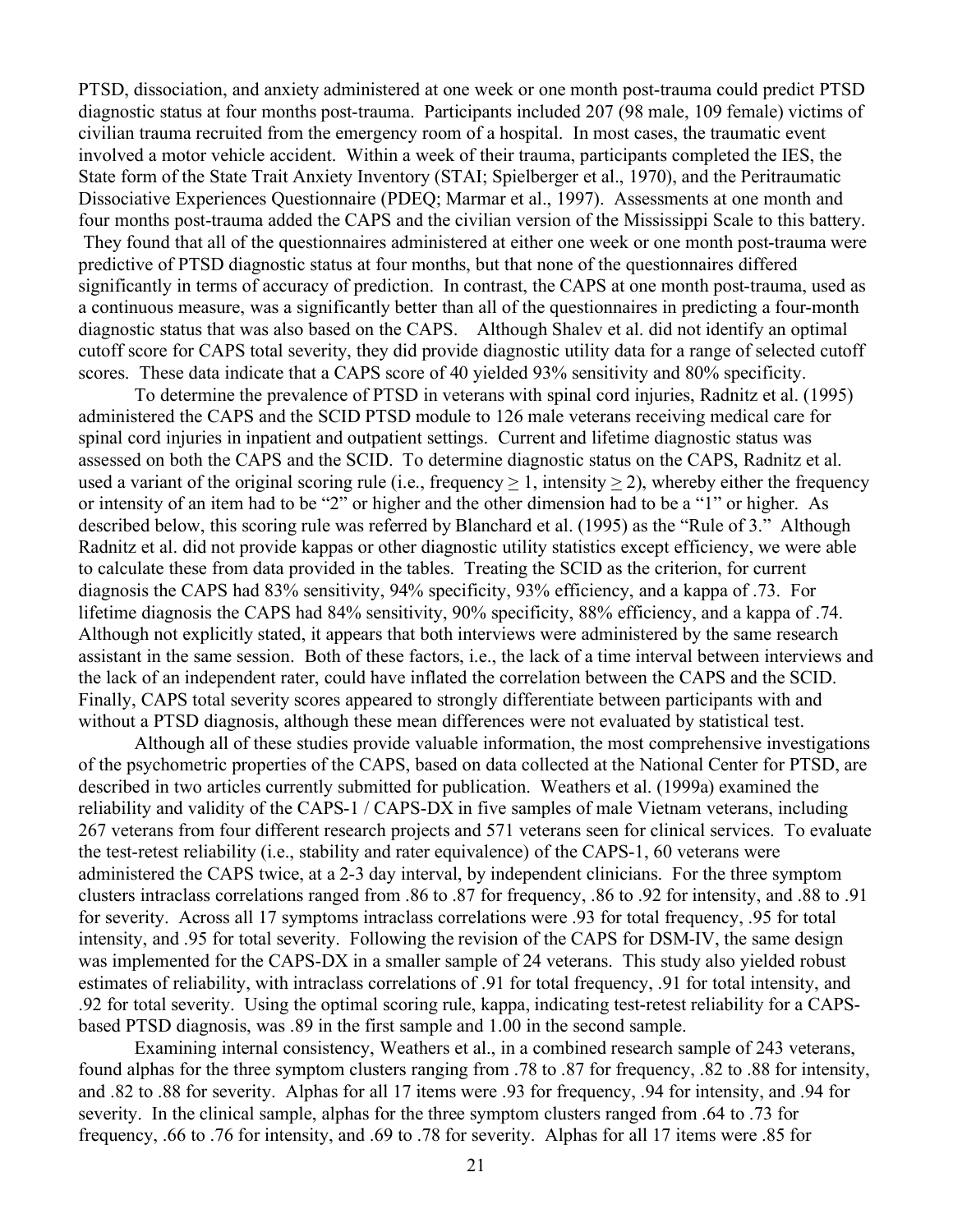PTSD, dissociation, and anxiety administered at one week or one month post-trauma could predict PTSD diagnostic status at four months post-trauma. Participants included 207 (98 male, 109 female) victims of civilian trauma recruited from the emergency room of a hospital. In most cases, the traumatic event involved a motor vehicle accident. Within a week of their trauma, participants completed the IES, the State form of the State Trait Anxiety Inventory (STAI; Spielberger et al., 1970), and the Peritraumatic Dissociative Experiences Questionnaire (PDEQ; Marmar et al., 1997). Assessments at one month and four months post-trauma added the CAPS and the civilian version of the Mississippi Scale to this battery. They found that all of the questionnaires administered at either one week or one month post-trauma were predictive of PTSD diagnostic status at four months, but that none of the questionnaires differed significantly in terms of accuracy of prediction. In contrast, the CAPS at one month post-trauma, used as a continuous measure, was a significantly better than all of the questionnaires in predicting a four-month diagnostic status that was also based on the CAPS. Although Shalev et al. did not identify an optimal cutoff score for CAPS total severity, they did provide diagnostic utility data for a range of selected cutoff scores. These data indicate that a CAPS score of 40 yielded 93% sensitivity and 80% specificity.

To determine the prevalence of PTSD in veterans with spinal cord injuries, Radnitz et al. (1995) administered the CAPS and the SCID PTSD module to 126 male veterans receiving medical care for spinal cord injuries in inpatient and outpatient settings. Current and lifetime diagnostic status was assessed on both the CAPS and the SCID. To determine diagnostic status on the CAPS, Radnitz et al. used a variant of the original scoring rule (i.e., frequency $\geq 1$, intensity $\geq 2$), whereby either the frequency or intensity of an item had to be "2" or higher and the other dimension had to be a "1" or higher. As described below, this scoring rule was referred by Blanchard et al. (1995) as the "Rule of 3." Although Radnitz et al. did not provide kappas or other diagnostic utility statistics except efficiency, we were able to calculate these from data provided in the tables. Treating the SCID as the criterion, for current diagnosis the CAPS had 83% sensitivity, 94% specificity, 93% efficiency, and a kappa of .73. For lifetime diagnosis the CAPS had 84% sensitivity, 90% specificity, 88% efficiency, and a kappa of .74. Although not explicitly stated, it appears that both interviews were administered by the same research assistant in the same session. Both of these factors, i.e., the lack of a time interval between interviews and the lack of an independent rater, could have inflated the correlation between the CAPS and the SCID. Finally, CAPS total severity scores appeared to strongly differentiate between participants with and without a PTSD diagnosis, although these mean differences were not evaluated by statistical test.

Although all of these studies provide valuable information, the most comprehensive investigations of the psychometric properties of the CAPS, based on data collected at the National Center for PTSD, are described in two articles currently submitted for publication. Weathers et al. (1999a) examined the reliability and validity of the CAPS-1 / CAPS-DX in five samples of male Vietnam veterans, including 267 veterans from four different research projects and 571 veterans seen for clinical services. To evaluate the test-retest reliability (i.e., stability and rater equivalence) of the CAPS-1, 60 veterans were administered the CAPS twice, at a 2-3 day interval, by independent clinicians. For the three symptom clusters intraclass correlations ranged from .86 to .87 for frequency, .86 to .92 for intensity, and .88 to .91 for severity. Across all 17 symptoms intraclass correlations were .93 for total frequency, .95 for total intensity, and .95 for total severity. Following the revision of the CAPS for DSM-IV, the same design was implemented for the CAPS-DX in a smaller sample of 24 veterans. This study also yielded robust estimates of reliability, with intraclass correlations of .91 for total frequency, .91 for total intensity, and .92 for total severity. Using the optimal scoring rule, kappa, indicating test-retest reliability for a CAPS-based PTSD diagnosis, was .89 in the first sample and 1.00 in the second sample.

Examining internal consistency, Weathers et al., in a combined research sample of 243 veterans, found alphas for the three symptom clusters ranging from .78 to .87 for frequency, .82 to .88 for intensity, and .82 to .88 for severity. Alphas for all 17 items were .93 for frequency, .94 for intensity, and .94 for severity. In the clinical sample, alphas for the three symptom clusters ranged from .64 to .73 for frequency, .66 to .76 for intensity, and .69 to .78 for severity. Alphas for all 17 items were .85 for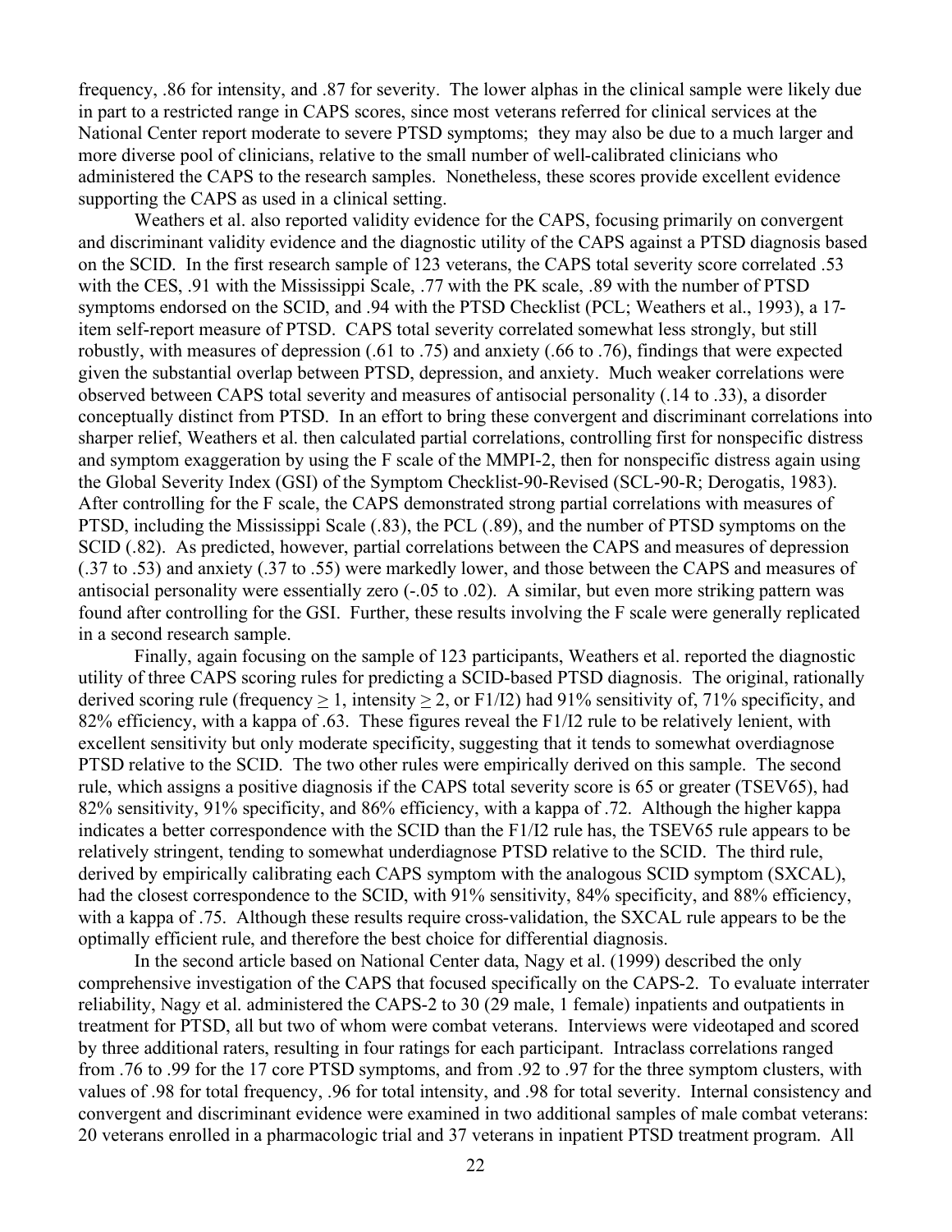frequency, .86 for intensity, and .87 for severity. The lower alphas in the clinical sample were likely due in part to a restricted range in CAPS scores, since most veterans referred for clinical services at the National Center report moderate to severe PTSD symptoms; they may also be due to a much larger and more diverse pool of clinicians, relative to the small number of well-calibrated clinicians who administered the CAPS to the research samples. Nonetheless, these scores provide excellent evidence supporting the CAPS as used in a clinical setting.

Weathers et al. also reported validity evidence for the CAPS, focusing primarily on convergent and discriminant validity evidence and the diagnostic utility of the CAPS against a PTSD diagnosis based on the SCID. In the first research sample of 123 veterans, the CAPS total severity score correlated .53 with the CES, .91 with the Mississippi Scale, .77 with the PK scale, .89 with the number of PTSD symptoms endorsed on the SCID, and .94 with the PTSD Checklist (PCL; Weathers et al., 1993), a 17-item self-report measure of PTSD. CAPS total severity correlated somewhat less strongly, but still robustly, with measures of depression (.61 to .75) and anxiety (.66 to .76), findings that were expected given the substantial overlap between PTSD, depression, and anxiety. Much weaker correlations were observed between CAPS total severity and measures of antisocial personality (.14 to .33), a disorder conceptually distinct from PTSD. In an effort to bring these convergent and discriminant correlations into sharper relief, Weathers et al. then calculated partial correlations, controlling first for nonspecific distress and symptom exaggeration by using the F scale of the MMPI-2, then for nonspecific distress again using the Global Severity Index (GSI) of the Symptom Checklist-90-Revised (SCL-90-R; Derogatis, 1983). After controlling for the F scale, the CAPS demonstrated strong partial correlations with measures of PTSD, including the Mississippi Scale (.83), the PCL (.89), and the number of PTSD symptoms on the SCID (.82). As predicted, however, partial correlations between the CAPS and measures of depression (.37 to .53) and anxiety (.37 to .55) were markedly lower, and those between the CAPS and measures of antisocial personality were essentially zero (-.05 to .02). A similar, but even more striking pattern was found after controlling for the GSI. Further, these results involving the F scale were generally replicated in a second research sample.

Finally, again focusing on the sample of 123 participants, Weathers et al. reported the diagnostic utility of three CAPS scoring rules for predicting a SCID-based PTSD diagnosis. The original, rationally derived scoring rule (frequency $\geq$ 1, intensity $\geq$ 2, or F1/I2) had 91% sensitivity of, 71% specificity, and 82% efficiency, with a kappa of .63. These figures reveal the F1/I2 rule to be relatively lenient, with excellent sensitivity but only moderate specificity, suggesting that it tends to somewhat overdiagnose PTSD relative to the SCID. The two other rules were empirically derived on this sample. The second rule, which assigns a positive diagnosis if the CAPS total severity score is 65 or greater (TSEV65), had 82% sensitivity, 91% specificity, and 86% efficiency, with a kappa of .72. Although the higher kappa indicates a better correspondence with the SCID than the F1/I2 rule has, the TSEV65 rule appears to be relatively stringent, tending to somewhat underdiagnose PTSD relative to the SCID. The third rule, derived by empirically calibrating each CAPS symptom with the analogous SCID symptom (SXCAL), had the closest correspondence to the SCID, with 91% sensitivity, 84% specificity, and 88% efficiency, with a kappa of .75. Although these results require cross-validation, the SXCAL rule appears to be the optimally efficient rule, and therefore the best choice for differential diagnosis.

In the second article based on National Center data, Nagy et al. (1999) described the only comprehensive investigation of the CAPS that focused specifically on the CAPS-2. To evaluate interrater reliability, Nagy et al. administered the CAPS-2 to 30 (29 male, 1 female) inpatients and outpatients in treatment for PTSD, all but two of whom were combat veterans. Interviews were videotaped and scored by three additional raters, resulting in four ratings for each participant. Intraclass correlations ranged from .76 to .99 for the 17 core PTSD symptoms, and from .92 to .97 for the three symptom clusters, with values of .98 for total frequency, .96 for total intensity, and .98 for total severity. Internal consistency and convergent and discriminant evidence were examined in two additional samples of male combat veterans: 20 veterans enrolled in a pharmacologic trial and 37 veterans in inpatient PTSD treatment program. All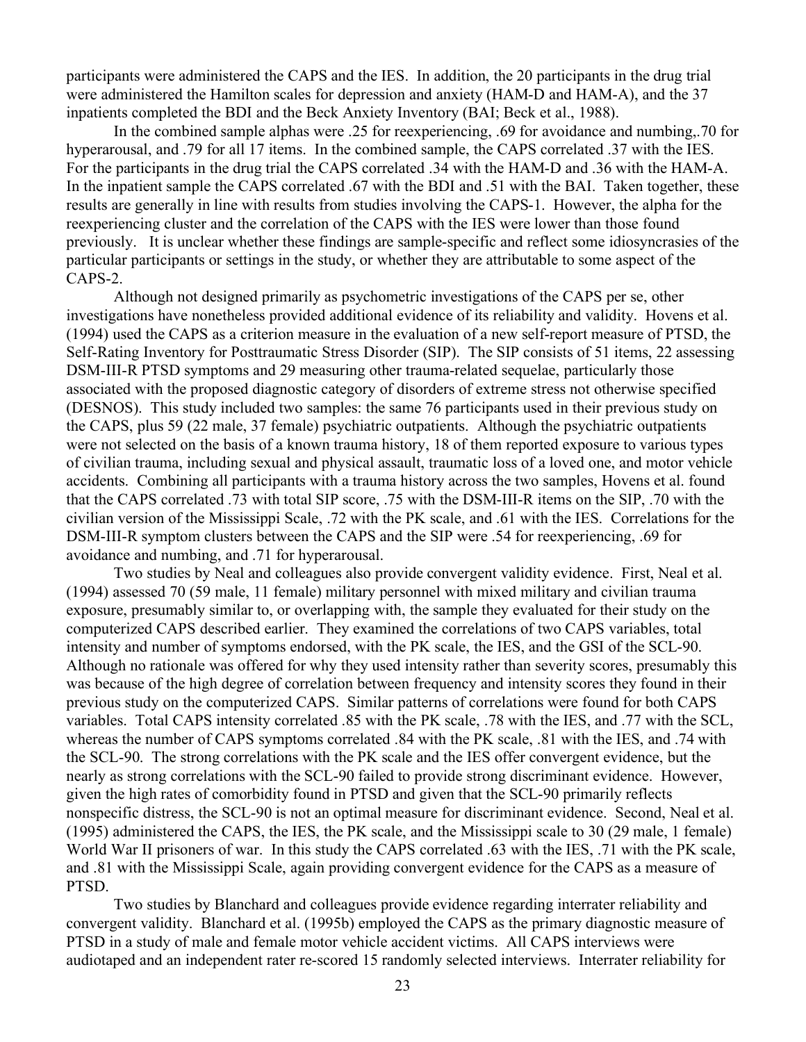participants were administered the CAPS and the IES. In addition, the 20 participants in the drug trial were administered the Hamilton scales for depression and anxiety (HAM-D and HAM-A), and the 37 inpatients completed the BDI and the Beck Anxiety Inventory (BAI; Beck et al., 1988).

In the combined sample alphas were .25 for reexperiencing, .69 for avoidance and numbing,.70 for hyperarousal, and .79 for all 17 items. In the combined sample, the CAPS correlated .37 with the IES. For the participants in the drug trial the CAPS correlated .34 with the HAM-D and .36 with the HAM-A. In the inpatient sample the CAPS correlated .67 with the BDI and .51 with the BAI. Taken together, these results are generally in line with results from studies involving the CAPS-1. However, the alpha for the reexperiencing cluster and the correlation of the CAPS with the IES were lower than those found previously. It is unclear whether these findings are sample-specific and reflect some idiosyncrasies of the particular participants or settings in the study, or whether they are attributable to some aspect of the CAPS-2.

Although not designed primarily as psychometric investigations of the CAPS per se, other investigations have nonetheless provided additional evidence of its reliability and validity. Hovens et al. (1994) used the CAPS as a criterion measure in the evaluation of a new self-report measure of PTSD, the Self-Rating Inventory for Posttraumatic Stress Disorder (SIP). The SIP consists of 51 items, 22 assessing DSM-III-R PTSD symptoms and 29 measuring other trauma-related sequelae, particularly those associated with the proposed diagnostic category of disorders of extreme stress not otherwise specified (DESNOS). This study included two samples: the same 76 participants used in their previous study on the CAPS, plus 59 (22 male, 37 female) psychiatric outpatients. Although the psychiatric outpatients were not selected on the basis of a known trauma history, 18 of them reported exposure to various types of civilian trauma, including sexual and physical assault, traumatic loss of a loved one, and motor vehicle accidents. Combining all participants with a trauma history across the two samples, Hovens et al. found that the CAPS correlated .73 with total SIP score, .75 with the DSM-III-R items on the SIP, .70 with the civilian version of the Mississippi Scale, .72 with the PK scale, and .61 with the IES. Correlations for the DSM-III-R symptom clusters between the CAPS and the SIP were .54 for reexperiencing, .69 for avoidance and numbing, and .71 for hyperarousal.

Two studies by Neal and colleagues also provide convergent validity evidence. First, Neal et al. (1994) assessed 70 (59 male, 11 female) military personnel with mixed military and civilian trauma exposure, presumably similar to, or overlapping with, the sample they evaluated for their study on the computerized CAPS described earlier. They examined the correlations of two CAPS variables, total intensity and number of symptoms endorsed, with the PK scale, the IES, and the GSI of the SCL-90. Although no rationale was offered for why they used intensity rather than severity scores, presumably this was because of the high degree of correlation between frequency and intensity scores they found in their previous study on the computerized CAPS. Similar patterns of correlations were found for both CAPS variables. Total CAPS intensity correlated .85 with the PK scale, .78 with the IES, and .77 with the SCL, whereas the number of CAPS symptoms correlated .84 with the PK scale, .81 with the IES, and .74 with the SCL-90. The strong correlations with the PK scale and the IES offer convergent evidence, but the nearly as strong correlations with the SCL-90 failed to provide strong discriminant evidence. However, given the high rates of comorbidity found in PTSD and given that the SCL-90 primarily reflects nonspecific distress, the SCL-90 is not an optimal measure for discriminant evidence. Second, Neal et al. (1995) administered the CAPS, the IES, the PK scale, and the Mississippi scale to 30 (29 male, 1 female) World War II prisoners of war. In this study the CAPS correlated .63 with the IES, .71 with the PK scale, and .81 with the Mississippi Scale, again providing convergent evidence for the CAPS as a measure of PTSD.

Two studies by Blanchard and colleagues provide evidence regarding interrater reliability and convergent validity. Blanchard et al. (1995b) employed the CAPS as the primary diagnostic measure of PTSD in a study of male and female motor vehicle accident victims. All CAPS interviews were audiotaped and an independent rater re-scored 15 randomly selected interviews. Interrater reliability for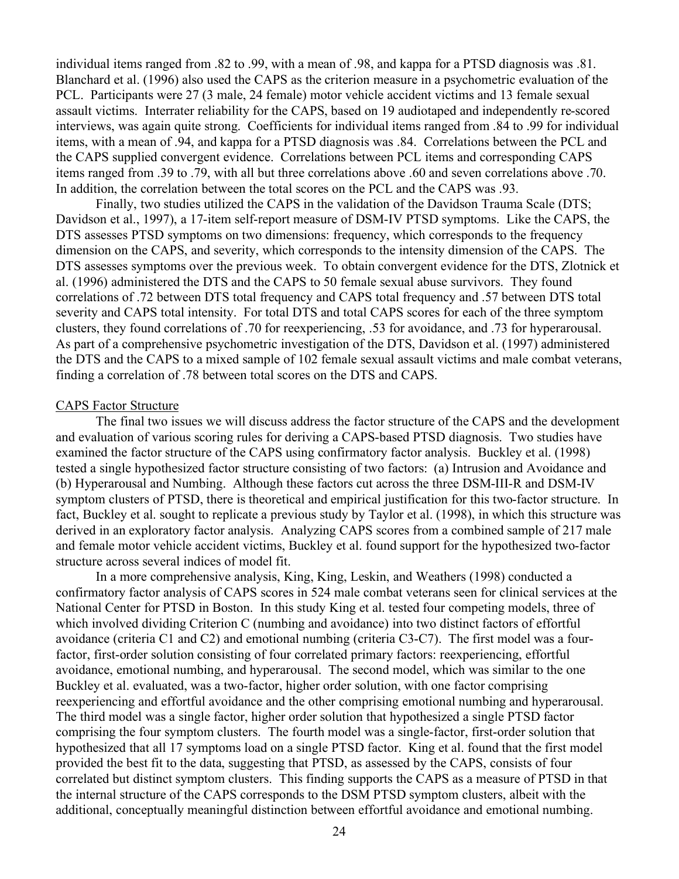individual items ranged from .82 to .99, with a mean of .98, and kappa for a PTSD diagnosis was .81. Blanchard et al. (1996) also used the CAPS as the criterion measure in a psychometric evaluation of the PCL. Participants were 27 (3 male, 24 female) motor vehicle accident victims and 13 female sexual assault victims. Interrater reliability for the CAPS, based on 19 audiotaped and independently re-scored interviews, was again quite strong. Coefficients for individual items ranged from .84 to .99 for individual items, with a mean of .94, and kappa for a PTSD diagnosis was .84. Correlations between the PCL and the CAPS supplied convergent evidence. Correlations between PCL items and corresponding CAPS items ranged from .39 to .79, with all but three correlations above .60 and seven correlations above .70. In addition, the correlation between the total scores on the PCL and the CAPS was .93.

Finally, two studies utilized the CAPS in the validation of the Davidson Trauma Scale (DTS; Davidson et al., 1997), a 17-item self-report measure of DSM-IV PTSD symptoms. Like the CAPS, the DTS assesses PTSD symptoms on two dimensions: frequency, which corresponds to the frequency dimension on the CAPS, and severity, which corresponds to the intensity dimension of the CAPS. The DTS assesses symptoms over the previous week. To obtain convergent evidence for the DTS, Zlotnick et al. (1996) administered the DTS and the CAPS to 50 female sexual abuse survivors. They found correlations of .72 between DTS total frequency and CAPS total frequency and .57 between DTS total severity and CAPS total intensity. For total DTS and total CAPS scores for each of the three symptom clusters, they found correlations of .70 for reexperiencing, .53 for avoidance, and .73 for hyperarousal. As part of a comprehensive psychometric investigation of the DTS, Davidson et al. (1997) administered the DTS and the CAPS to a mixed sample of 102 female sexual assault victims and male combat veterans, finding a correlation of .78 between total scores on the DTS and CAPS.

## CAPS Factor Structure

The final two issues we will discuss address the factor structure of the CAPS and the development and evaluation of various scoring rules for deriving a CAPS-based PTSD diagnosis. Two studies have examined the factor structure of the CAPS using confirmatory factor analysis. Buckley et al. (1998) tested a single hypothesized factor structure consisting of two factors: (a) Intrusion and Avoidance and (b) Hyperarousal and Numbing. Although these factors cut across the three DSM-III-R and DSM-IV symptom clusters of PTSD, there is theoretical and empirical justification for this two-factor structure. In fact, Buckley et al. sought to replicate a previous study by Taylor et al. (1998), in which this structure was derived in an exploratory factor analysis. Analyzing CAPS scores from a combined sample of 217 male and female motor vehicle accident victims, Buckley et al. found support for the hypothesized two-factor structure across several indices of model fit.

In a more comprehensive analysis, King, King, Leskin, and Weathers (1998) conducted a confirmatory factor analysis of CAPS scores in 524 male combat veterans seen for clinical services at the National Center for PTSD in Boston. In this study King et al. tested four competing models, three of which involved dividing Criterion C (numbing and avoidance) into two distinct factors of effortful avoidance (criteria C1 and C2) and emotional numbing (criteria C3-C7). The first model was a four-factor, first-order solution consisting of four correlated primary factors: reexperiencing, effortful avoidance, emotional numbing, and hyperarousal. The second model, which was similar to the one Buckley et al. evaluated, was a two-factor, higher order solution, with one factor comprising reexperiencing and effortful avoidance and the other comprising emotional numbing and hyperarousal. The third model was a single factor, higher order solution that hypothesized a single PTSD factor comprising the four symptom clusters. The fourth model was a single-factor, first-order solution that hypothesized that all 17 symptoms load on a single PTSD factor. King et al. found that the first model provided the best fit to the data, suggesting that PTSD, as assessed by the CAPS, consists of four correlated but distinct symptom clusters. This finding supports the CAPS as a measure of PTSD in that the internal structure of the CAPS corresponds to the DSM PTSD symptom clusters, albeit with the additional, conceptually meaningful distinction between effortful avoidance and emotional numbing.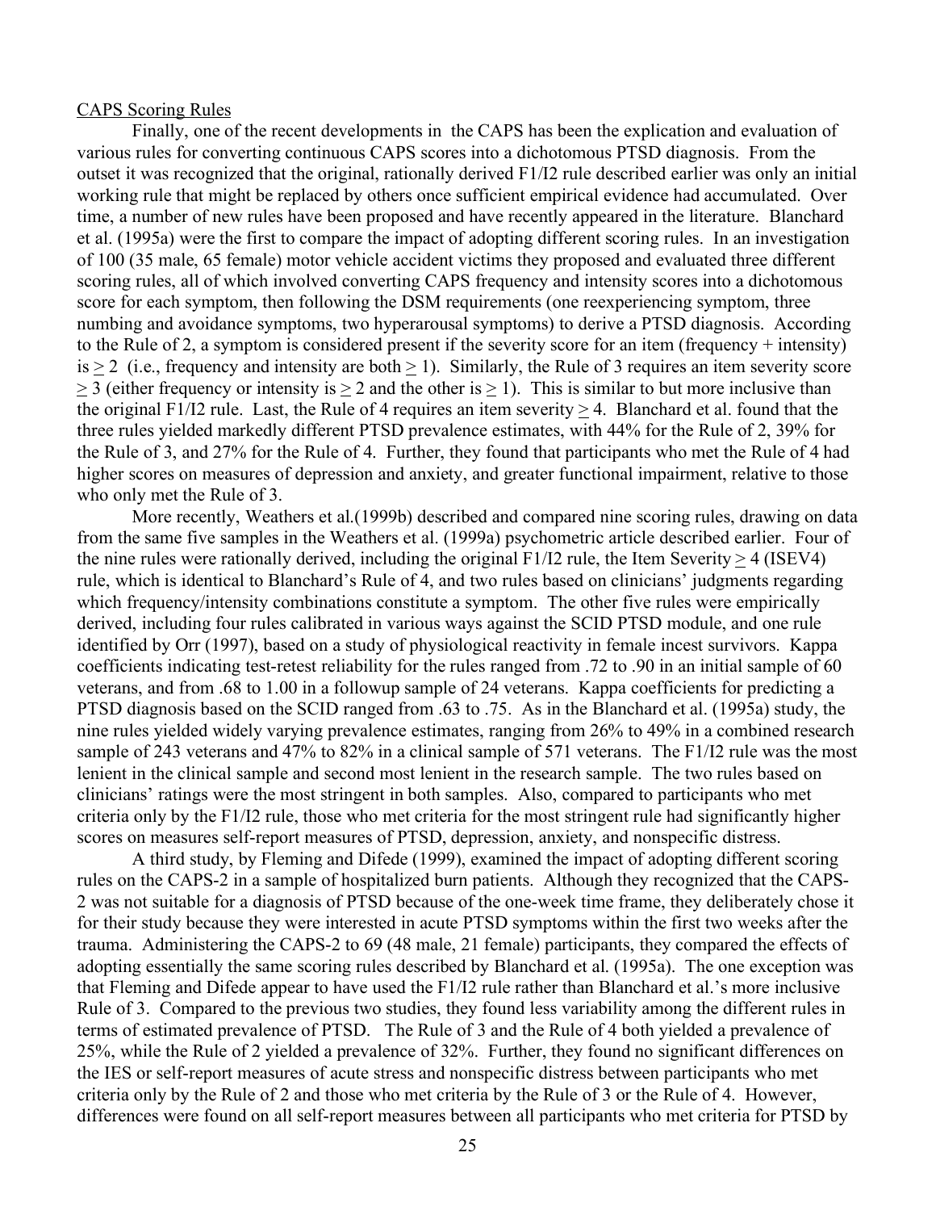CAPS Scoring Rules

Finally, one of the recent developments in the CAPS has been the explication and evaluation of various rules for converting continuous CAPS scores into a dichotomous PTSD diagnosis. From the outset it was recognized that the original, rationally derived F1/I2 rule described earlier was only an initial working rule that might be replaced by others once sufficient empirical evidence had accumulated. Over time, a number of new rules have been proposed and have recently appeared in the literature. Blanchard et al. (1995a) were the first to compare the impact of adopting different scoring rules. In an investigation of 100 (35 male, 65 female) motor vehicle accident victims they proposed and evaluated three different scoring rules, all of which involved converting CAPS frequency and intensity scores into a dichotomous score for each symptom, then following the DSM requirements (one reexperiencing symptom, three numbing and avoidance symptoms, two hyperarousal symptoms) to derive a PTSD diagnosis. According to the Rule of 2, a symptom is considered present if the severity score for an item (frequency + intensity) is $\geq 2$ (i.e., frequency and intensity are both $\geq 1$). Similarly, the Rule of 3 requires an item severity score $\geq 3$ (either frequency or intensity is $\geq 2$ and the other is $\geq 1$). This is similar to but more inclusive than the original F1/I2 rule. Last, the Rule of 4 requires an item severity $\geq 4$. Blanchard et al. found that the three rules yielded markedly different PTSD prevalence estimates, with 44% for the Rule of 2, 39% for the Rule of 3, and 27% for the Rule of 4. Further, they found that participants who met the Rule of 4 had higher scores on measures of depression and anxiety, and greater functional impairment, relative to those who only met the Rule of 3.

More recently, Weathers et al.(1999b) described and compared nine scoring rules, drawing on data from the same five samples in the Weathers et al. (1999a) psychometric article described earlier. Four of the nine rules were rationally derived, including the original F1/I2 rule, the Item Severity $\geq 4$ (ISEV4) rule, which is identical to Blanchard's Rule of 4, and two rules based on clinicians' judgments regarding which frequency/intensity combinations constitute a symptom. The other five rules were empirically derived, including four rules calibrated in various ways against the SCID PTSD module, and one rule identified by Orr (1997), based on a study of physiological reactivity in female incest survivors. Kappa coefficients indicating test-retest reliability for the rules ranged from .72 to .90 in an initial sample of 60 veterans, and from .68 to 1.00 in a followup sample of 24 veterans. Kappa coefficients for predicting a PTSD diagnosis based on the SCID ranged from .63 to .75. As in the Blanchard et al. (1995a) study, the nine rules yielded widely varying prevalence estimates, ranging from 26% to 49% in a combined research sample of 243 veterans and 47% to 82% in a clinical sample of 571 veterans. The F1/I2 rule was the most lenient in the clinical sample and second most lenient in the research sample. The two rules based on clinicians' ratings were the most stringent in both samples. Also, compared to participants who met criteria only by the F1/I2 rule, those who met criteria for the most stringent rule had significantly higher scores on measures self-report measures of PTSD, depression, anxiety, and nonspecific distress.

A third study, by Fleming and Difede (1999), examined the impact of adopting different scoring rules on the CAPS-2 in a sample of hospitalized burn patients. Although they recognized that the CAPS-2 was not suitable for a diagnosis of PTSD because of the one-week time frame, they deliberately chose it for their study because they were interested in acute PTSD symptoms within the first two weeks after the trauma. Administering the CAPS-2 to 69 (48 male, 21 female) participants, they compared the effects of adopting essentially the same scoring rules described by Blanchard et al. (1995a). The one exception was that Fleming and Difede appear to have used the F1/I2 rule rather than Blanchard et al.'s more inclusive Rule of 3. Compared to the previous two studies, they found less variability among the different rules in terms of estimated prevalence of PTSD. The Rule of 3 and the Rule of 4 both yielded a prevalence of 25%, while the Rule of 2 yielded a prevalence of 32%. Further, they found no significant differences on the IES or self-report measures of acute stress and nonspecific distress between participants who met criteria only by the Rule of 2 and those who met criteria by the Rule of 3 or the Rule of 4. However, differences were found on all self-report measures between all participants who met criteria for PTSD by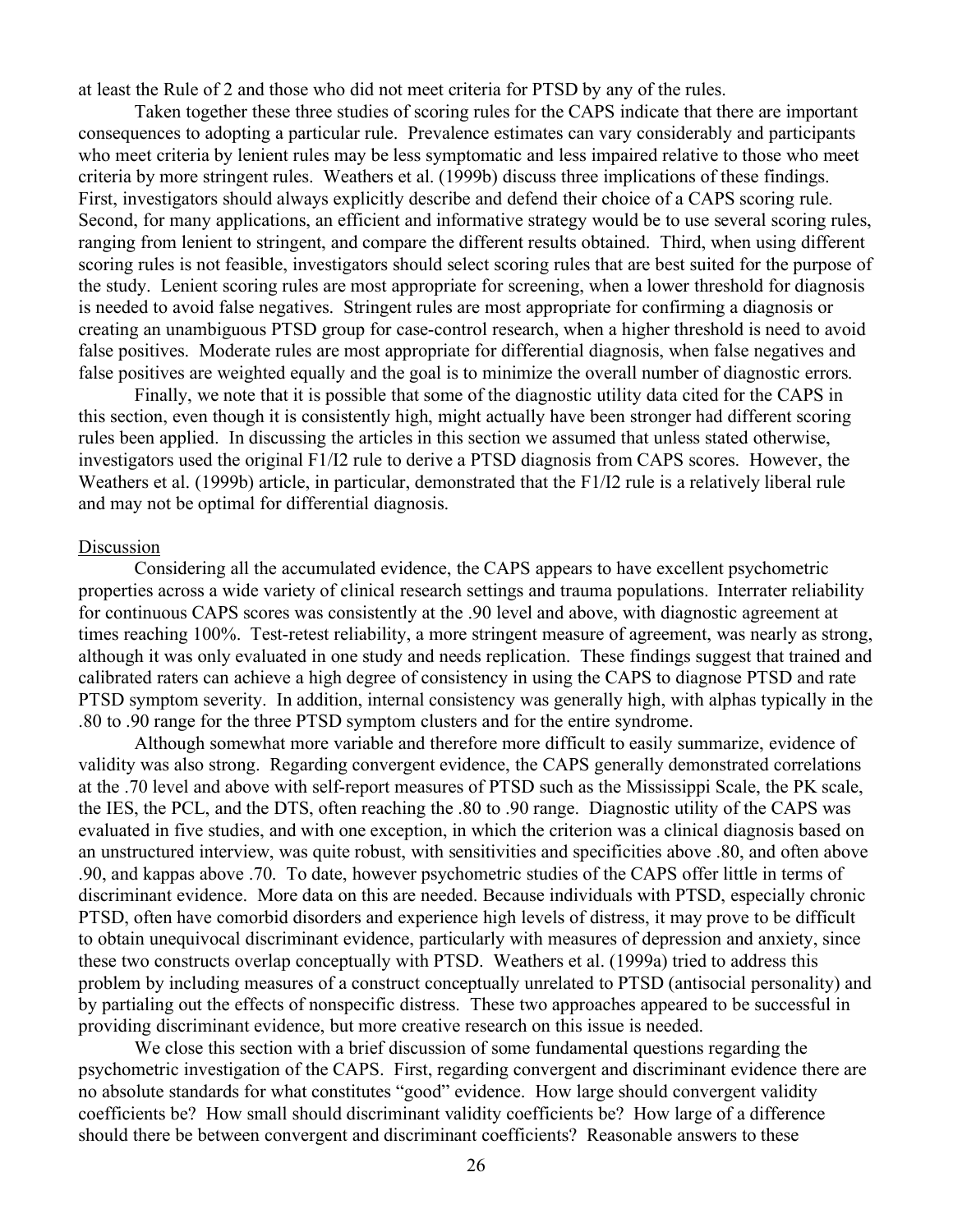at least the Rule of 2 and those who did not meet criteria for PTSD by any of the rules.

Taken together these three studies of scoring rules for the CAPS indicate that there are important consequences to adopting a particular rule. Prevalence estimates can vary considerably and participants who meet criteria by lenient rules may be less symptomatic and less impaired relative to those who meet criteria by more stringent rules. Weathers et al. (1999b) discuss three implications of these findings. First, investigators should always explicitly describe and defend their choice of a CAPS scoring rule. Second, for many applications, an efficient and informative strategy would be to use several scoring rules, ranging from lenient to stringent, and compare the different results obtained. Third, when using different scoring rules is not feasible, investigators should select scoring rules that are best suited for the purpose of the study. Lenient scoring rules are most appropriate for screening, when a lower threshold for diagnosis is needed to avoid false negatives. Stringent rules are most appropriate for confirming a diagnosis or creating an unambiguous PTSD group for case-control research, when a higher threshold is need to avoid false positives. Moderate rules are most appropriate for differential diagnosis, when false negatives and false positives are weighted equally and the goal is to minimize the overall number of diagnostic errors.

Finally, we note that it is possible that some of the diagnostic utility data cited for the CAPS in this section, even though it is consistently high, might actually have been stronger had different scoring rules been applied. In discussing the articles in this section we assumed that unless stated otherwise, investigators used the original F1/I2 rule to derive a PTSD diagnosis from CAPS scores. However, the Weathers et al. (1999b) article, in particular, demonstrated that the F1/I2 rule is a relatively liberal rule and may not be optimal for differential diagnosis.

<u>Discussion</u>

Considering all the accumulated evidence, the CAPS appears to have excellent psychometric properties across a wide variety of clinical research settings and trauma populations. Interrater reliability for continuous CAPS scores was consistently at the .90 level and above, with diagnostic agreement at times reaching 100%. Test-retest reliability, a more stringent measure of agreement, was nearly as strong, although it was only evaluated in one study and needs replication. These findings suggest that trained and calibrated raters can achieve a high degree of consistency in using the CAPS to diagnose PTSD and rate PTSD symptom severity. In addition, internal consistency was generally high, with alphas typically in the .80 to .90 range for the three PTSD symptom clusters and for the entire syndrome.

Although somewhat more variable and therefore more difficult to easily summarize, evidence of validity was also strong. Regarding convergent evidence, the CAPS generally demonstrated correlations at the .70 level and above with self-report measures of PTSD such as the Mississippi Scale, the PK scale, the IES, the PCL, and the DTS, often reaching the .80 to .90 range. Diagnostic utility of the CAPS was evaluated in five studies, and with one exception, in which the criterion was a clinical diagnosis based on an unstructured interview, was quite robust, with sensitivities and specificities above .80, and often above .90, and kappas above .70. To date, however psychometric studies of the CAPS offer little in terms of discriminant evidence. More data on this are needed. Because individuals with PTSD, especially chronic PTSD, often have comorbid disorders and experience high levels of distress, it may prove to be difficult to obtain unequivocal discriminant evidence, particularly with measures of depression and anxiety, since these two constructs overlap conceptually with PTSD. Weathers et al. (1999a) tried to address this problem by including measures of a construct conceptually unrelated to PTSD (antisocial personality) and by partialing out the effects of nonspecific distress. These two approaches appeared to be successful in providing discriminant evidence, but more creative research on this issue is needed.

We close this section with a brief discussion of some fundamental questions regarding the psychometric investigation of the CAPS. First, regarding convergent and discriminant evidence there are no absolute standards for what constitutes "good" evidence. How large should convergent validity coefficients be? How small should discriminant validity coefficients be? How large of a difference should there be between convergent and discriminant coefficients? Reasonable answers to these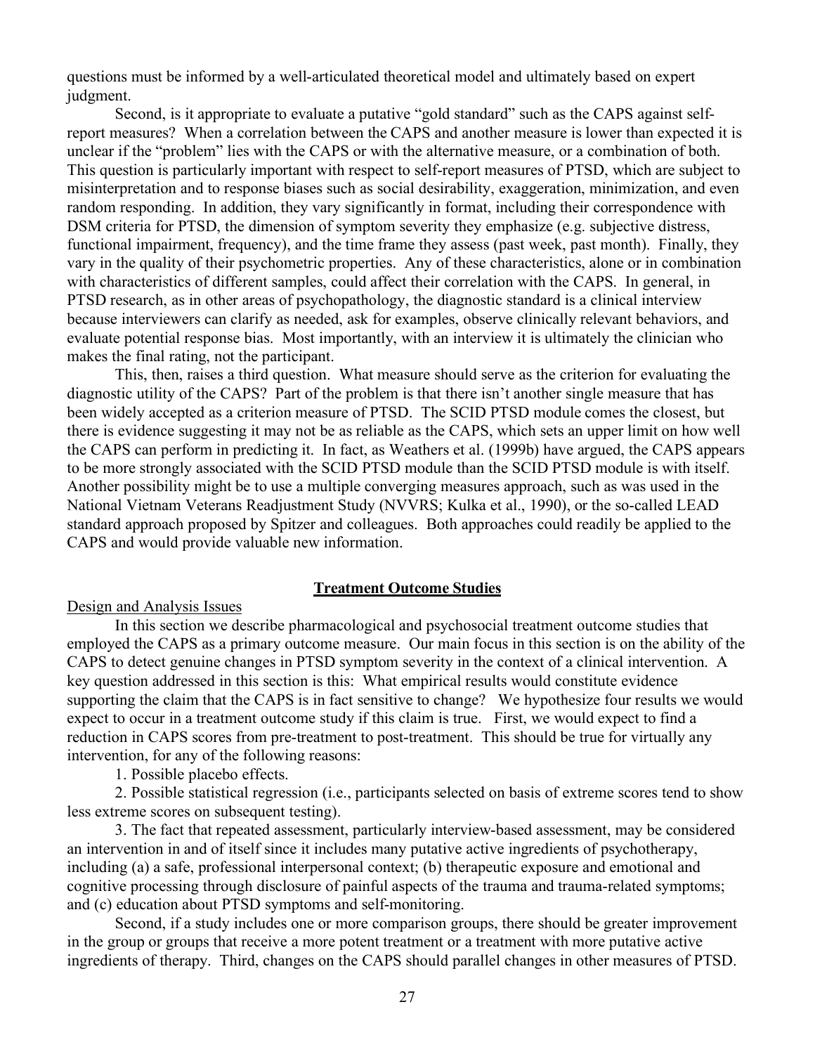questions must be informed by a well-articulated theoretical model and ultimately based on expert judgment.

Second, is it appropriate to evaluate a putative "gold standard" such as the CAPS against self-report measures? When a correlation between the CAPS and another measure is lower than expected it is unclear if the "problem" lies with the CAPS or with the alternative measure, or a combination of both. This question is particularly important with respect to self-report measures of PTSD, which are subject to misinterpretation and to response biases such as social desirability, exaggeration, minimization, and even random responding. In addition, they vary significantly in format, including their correspondence with DSM criteria for PTSD, the dimension of symptom severity they emphasize (e.g. subjective distress, functional impairment, frequency), and the time frame they assess (past week, past month). Finally, they vary in the quality of their psychometric properties. Any of these characteristics, alone or in combination with characteristics of different samples, could affect their correlation with the CAPS. In general, in PTSD research, as in other areas of psychopathology, the diagnostic standard is a clinical interview because interviewers can clarify as needed, ask for examples, observe clinically relevant behaviors, and evaluate potential response bias. Most importantly, with an interview it is ultimately the clinician who makes the final rating, not the participant.

This, then, raises a third question. What measure should serve as the criterion for evaluating the diagnostic utility of the CAPS? Part of the problem is that there isn't another single measure that has been widely accepted as a criterion measure of PTSD. The SCID PTSD module comes the closest, but there is evidence suggesting it may not be as reliable as the CAPS, which sets an upper limit on how well the CAPS can perform in predicting it. In fact, as Weathers et al. (1999b) have argued, the CAPS appears to be more strongly associated with the SCID PTSD module than the SCID PTSD module is with itself. Another possibility might be to use a multiple converging measures approach, such as was used in the National Vietnam Veterans Readjustment Study (NVVRS; Kulka et al., 1990), or the so-called LEAD standard approach proposed by Spitzer and colleagues. Both approaches could readily be applied to the CAPS and would provide valuable new information.

## Treatment Outcome Studies

### Design and Analysis Issues

In this section we describe pharmacological and psychosocial treatment outcome studies that employed the CAPS as a primary outcome measure. Our main focus in this section is on the ability of the CAPS to detect genuine changes in PTSD symptom severity in the context of a clinical intervention. A key question addressed in this section is this: What empirical results would constitute evidence supporting the claim that the CAPS is in fact sensitive to change? We hypothesize four results we would expect to occur in a treatment outcome study if this claim is true. First, we would expect to find a reduction in CAPS scores from pre-treatment to post-treatment. This should be true for virtually any intervention, for any of the following reasons:

1. Possible placebo effects.

2. Possible statistical regression (i.e., participants selected on basis of extreme scores tend to show less extreme scores on subsequent testing).

3. The fact that repeated assessment, particularly interview-based assessment, may be considered an intervention in and of itself since it includes many putative active ingredients of psychotherapy, including (a) a safe, professional interpersonal context; (b) therapeutic exposure and emotional and cognitive processing through disclosure of painful aspects of the trauma and trauma-related symptoms; and (c) education about PTSD symptoms and self-monitoring.

Second, if a study includes one or more comparison groups, there should be greater improvement in the group or groups that receive a more potent treatment or a treatment with more putative active ingredients of therapy. Third, changes on the CAPS should parallel changes in other measures of PTSD.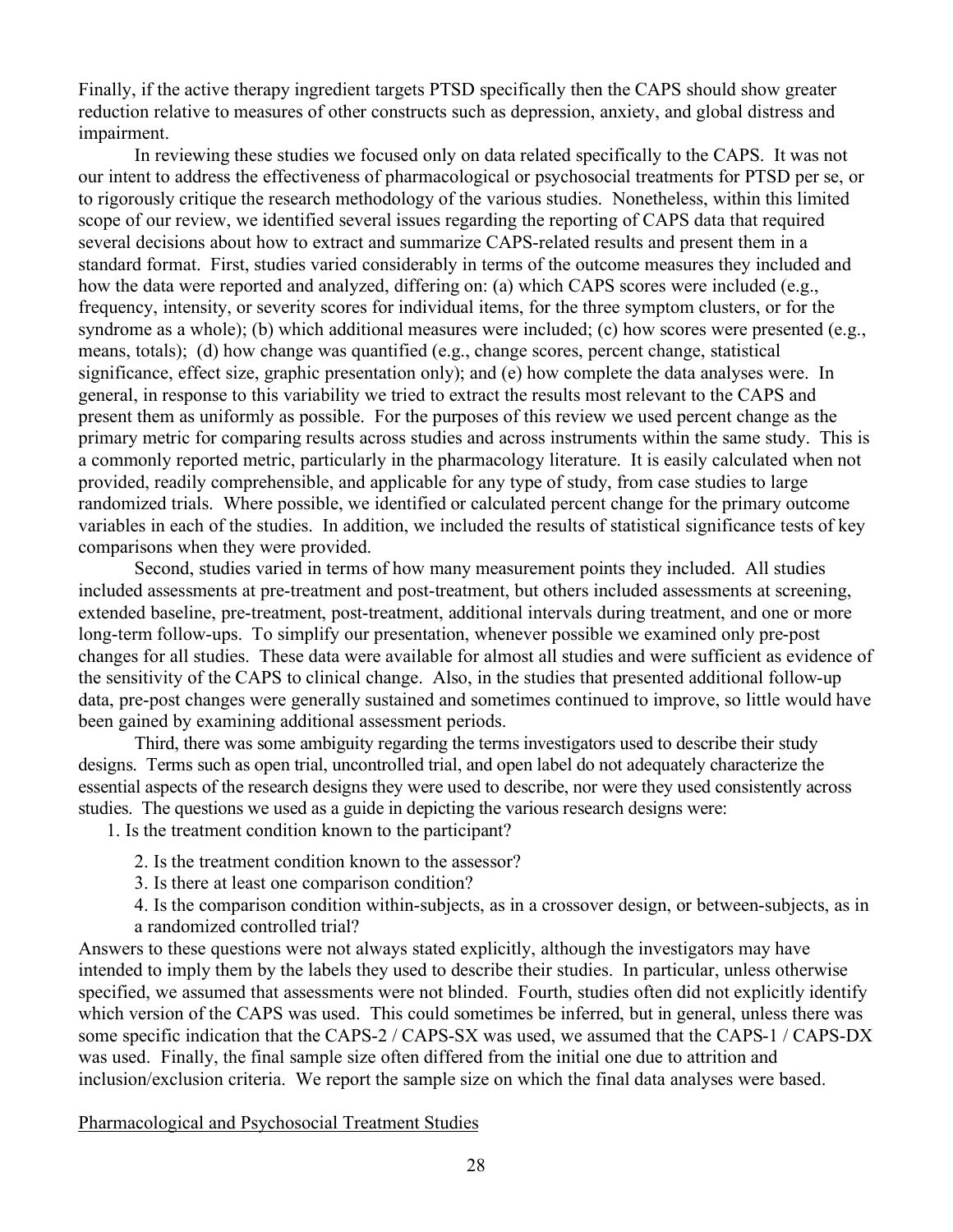Finally, if the active therapy ingredient targets PTSD specifically then the CAPS should show greater reduction relative to measures of other constructs such as depression, anxiety, and global distress and impairment.

In reviewing these studies we focused only on data related specifically to the CAPS. It was not our intent to address the effectiveness of pharmacological or psychosocial treatments for PTSD per se, or to rigorously critique the research methodology of the various studies. Nonetheless, within this limited scope of our review, we identified several issues regarding the reporting of CAPS data that required several decisions about how to extract and summarize CAPS-related results and present them in a standard format. First, studies varied considerably in terms of the outcome measures they included and how the data were reported and analyzed, differing on: (a) which CAPS scores were included (e.g., frequency, intensity, or severity scores for individual items, for the three symptom clusters, or for the syndrome as a whole); (b) which additional measures were included; (c) how scores were presented (e.g., means, totals); (d) how change was quantified (e.g., change scores, percent change, statistical significance, effect size, graphic presentation only); and (e) how complete the data analyses were. In general, in response to this variability we tried to extract the results most relevant to the CAPS and present them as uniformly as possible. For the purposes of this review we used percent change as the primary metric for comparing results across studies and across instruments within the same study. This is a commonly reported metric, particularly in the pharmacology literature. It is easily calculated when not provided, readily comprehensible, and applicable for any type of study, from case studies to large randomized trials. Where possible, we identified or calculated percent change for the primary outcome variables in each of the studies. In addition, we included the results of statistical significance tests of key comparisons when they were provided.

Second, studies varied in terms of how many measurement points they included. All studies included assessments at pre-treatment and post-treatment, but others included assessments at screening, extended baseline, pre-treatment, post-treatment, additional intervals during treatment, and one or more long-term follow-ups. To simplify our presentation, whenever possible we examined only pre-post changes for all studies. These data were available for almost all studies and were sufficient as evidence of the sensitivity of the CAPS to clinical change. Also, in the studies that presented additional follow-up data, pre-post changes were generally sustained and sometimes continued to improve, so little would have been gained by examining additional assessment periods.

Third, there was some ambiguity regarding the terms investigators used to describe their study designs. Terms such as open trial, uncontrolled trial, and open label do not adequately characterize the essential aspects of the research designs they were used to describe, nor were they used consistently across studies. The questions we used as a guide in depicting the various research designs were:

1. Is the treatment condition known to the participant?
2. Is the treatment condition known to the assessor?
3. Is there at least one comparison condition?
4. Is the comparison condition within-subjects, as in a crossover design, or between-subjects, as in a randomized controlled trial?

Answers to these questions were not always stated explicitly, although the investigators may have intended to imply them by the labels they used to describe their studies. In particular, unless otherwise specified, we assumed that assessments were not blinded. Fourth, studies often did not explicitly identify which version of the CAPS was used. This could sometimes be inferred, but in general, unless there was some specific indication that the CAPS-2 / CAPS-SX was used, we assumed that the CAPS-1 / CAPS-DX was used. Finally, the final sample size often differed from the initial one due to attrition and inclusion/exclusion criteria. We report the sample size on which the final data analyses were based.

## Pharmacological and Psychosocial Treatment Studies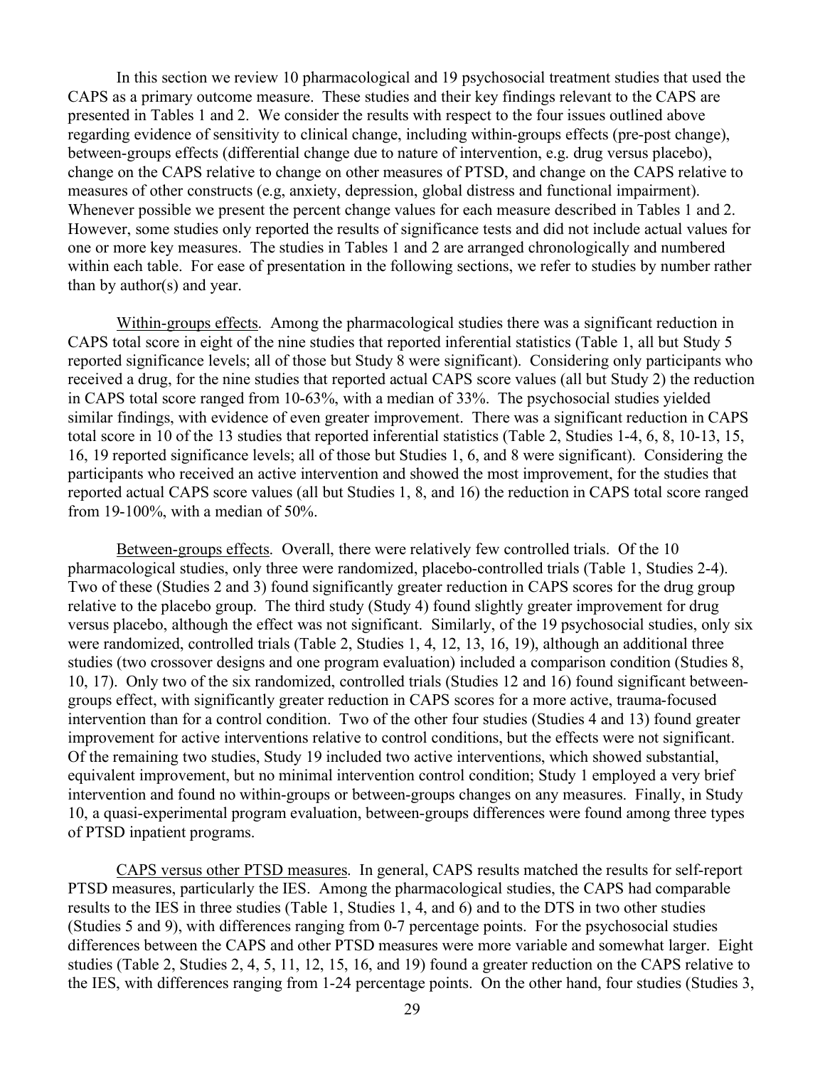In this section we review 10 pharmacological and 19 psychosocial treatment studies that used the CAPS as a primary outcome measure. These studies and their key findings relevant to the CAPS are presented in Tables 1 and 2. We consider the results with respect to the four issues outlined above regarding evidence of sensitivity to clinical change, including within-groups effects (pre-post change), between-groups effects (differential change due to nature of intervention, e.g. drug versus placebo), change on the CAPS relative to change on other measures of PTSD, and change on the CAPS relative to measures of other constructs (e.g, anxiety, depression, global distress and functional impairment). Whenever possible we present the percent change values for each measure described in Tables 1 and 2. However, some studies only reported the results of significance tests and did not include actual values for one or more key measures. The studies in Tables 1 and 2 are arranged chronologically and numbered within each table. For ease of presentation in the following sections, we refer to studies by number rather than by author(s) and year.

<u>Within-groups effects</u>. Among the pharmacological studies there was a significant reduction in CAPS total score in eight of the nine studies that reported inferential statistics (Table 1, all but Study 5 reported significance levels; all of those but Study 8 were significant). Considering only participants who received a drug, for the nine studies that reported actual CAPS score values (all but Study 2) the reduction in CAPS total score ranged from 10-63%, with a median of 33%. The psychosocial studies yielded similar findings, with evidence of even greater improvement. There was a significant reduction in CAPS total score in 10 of the 13 studies that reported inferential statistics (Table 2, Studies 1-4, 6, 8, 10-13, 15, 16, 19 reported significance levels; all of those but Studies 1, 6, and 8 were significant). Considering the participants who received an active intervention and showed the most improvement, for the studies that reported actual CAPS score values (all but Studies 1, 8, and 16) the reduction in CAPS total score ranged from 19-100%, with a median of 50%.

<u>Between-groups effects</u>. Overall, there were relatively few controlled trials. Of the 10 pharmacological studies, only three were randomized, placebo-controlled trials (Table 1, Studies 2-4). Two of these (Studies 2 and 3) found significantly greater reduction in CAPS scores for the drug group relative to the placebo group. The third study (Study 4) found slightly greater improvement for drug versus placebo, although the effect was not significant. Similarly, of the 19 psychosocial studies, only six were randomized, controlled trials (Table 2, Studies 1, 4, 12, 13, 16, 19), although an additional three studies (two crossover designs and one program evaluation) included a comparison condition (Studies 8, 10, 17). Only two of the six randomized, controlled trials (Studies 12 and 16) found significant between-groups effect, with significantly greater reduction in CAPS scores for a more active, trauma-focused intervention than for a control condition. Two of the other four studies (Studies 4 and 13) found greater improvement for active interventions relative to control conditions, but the effects were not significant. Of the remaining two studies, Study 19 included two active interventions, which showed substantial, equivalent improvement, but no minimal intervention control condition; Study 1 employed a very brief intervention and found no within-groups or between-groups changes on any measures. Finally, in Study 10, a quasi-experimental program evaluation, between-groups differences were found among three types of PTSD inpatient programs.

<u>CAPS versus other PTSD measures</u>. In general, CAPS results matched the results for self-report PTSD measures, particularly the IES. Among the pharmacological studies, the CAPS had comparable results to the IES in three studies (Table 1, Studies 1, 4, and 6) and to the DTS in two other studies (Studies 5 and 9), with differences ranging from 0-7 percentage points. For the psychosocial studies differences between the CAPS and other PTSD measures were more variable and somewhat larger. Eight studies (Table 2, Studies 2, 4, 5, 11, 12, 15, 16, and 19) found a greater reduction on the CAPS relative to the IES, with differences ranging from 1-24 percentage points. On the other hand, four studies (Studies 3,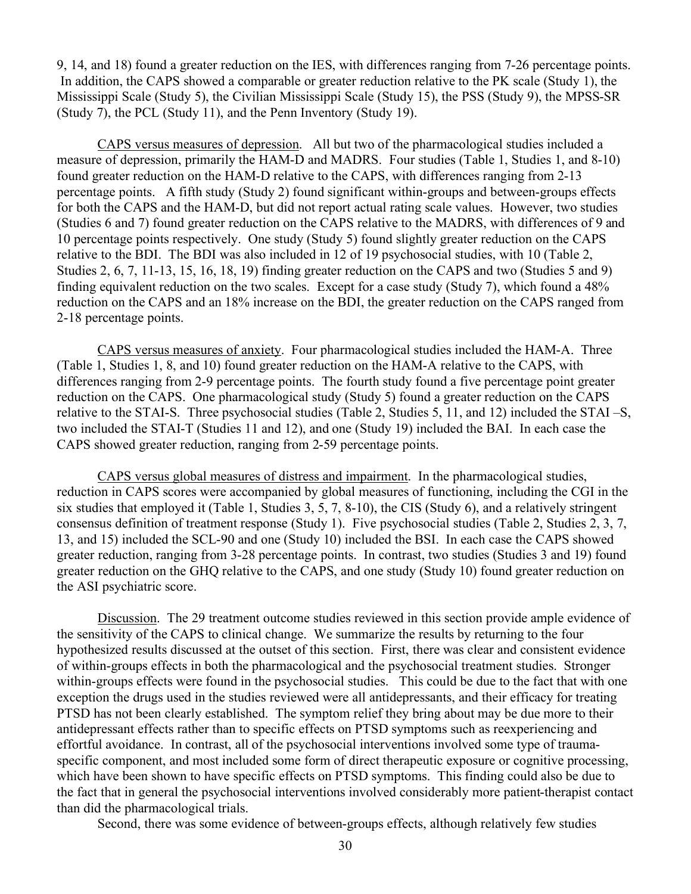9, 14, and 18) found a greater reduction on the IES, with differences ranging from 7-26 percentage points. In addition, the CAPS showed a comparable or greater reduction relative to the PK scale (Study 1), the Mississippi Scale (Study 5), the Civilian Mississippi Scale (Study 15), the PSS (Study 9), the MPSS-SR (Study 7), the PCL (Study 11), and the Penn Inventory (Study 19).

<u>CAPS versus measures of depression</u>. All but two of the pharmacological studies included a measure of depression, primarily the HAM-D and MADRS. Four studies (Table 1, Studies 1, and 8-10) found greater reduction on the HAM-D relative to the CAPS, with differences ranging from 2-13 percentage points. A fifth study (Study 2) found significant within-groups and between-groups effects for both the CAPS and the HAM-D, but did not report actual rating scale values. However, two studies (Studies 6 and 7) found greater reduction on the CAPS relative to the MADRS, with differences of 9 and 10 percentage points respectively. One study (Study 5) found slightly greater reduction on the CAPS relative to the BDI. The BDI was also included in 12 of 19 psychosocial studies, with 10 (Table 2, Studies 2, 6, 7, 11-13, 15, 16, 18, 19) finding greater reduction on the CAPS and two (Studies 5 and 9) finding equivalent reduction on the two scales. Except for a case study (Study 7), which found a 48% reduction on the CAPS and an 18% increase on the BDI, the greater reduction on the CAPS ranged from 2-18 percentage points.

<u>CAPS versus measures of anxiety</u>. Four pharmacological studies included the HAM-A. Three (Table 1, Studies 1, 8, and 10) found greater reduction on the HAM-A relative to the CAPS, with differences ranging from 2-9 percentage points. The fourth study found a five percentage point greater reduction on the CAPS. One pharmacological study (Study 5) found a greater reduction on the CAPS relative to the STAI-S. Three psychosocial studies (Table 2, Studies 5, 11, and 12) included the STAI –S, two included the STAI-T (Studies 11 and 12), and one (Study 19) included the BAI. In each case the CAPS showed greater reduction, ranging from 2-59 percentage points.

<u>CAPS versus global measures of distress and impairment</u>. In the pharmacological studies, reduction in CAPS scores were accompanied by global measures of functioning, including the CGI in the six studies that employed it (Table 1, Studies 3, 5, 7, 8-10), the CIS (Study 6), and a relatively stringent consensus definition of treatment response (Study 1). Five psychosocial studies (Table 2, Studies 2, 3, 7, 13, and 15) included the SCL-90 and one (Study 10) included the BSI. In each case the CAPS showed greater reduction, ranging from 3-28 percentage points. In contrast, two studies (Studies 3 and 19) found greater reduction on the GHQ relative to the CAPS, and one study (Study 10) found greater reduction on the ASI psychiatric score.

<u>Discussion</u>. The 29 treatment outcome studies reviewed in this section provide ample evidence of the sensitivity of the CAPS to clinical change. We summarize the results by returning to the four hypothesized results discussed at the outset of this section. First, there was clear and consistent evidence of within-groups effects in both the pharmacological and the psychosocial treatment studies. Stronger within-groups effects were found in the psychosocial studies. This could be due to the fact that with one exception the drugs used in the studies reviewed were all antidepressants, and their efficacy for treating PTSD has not been clearly established. The symptom relief they bring about may be due more to their antidepressant effects rather than to specific effects on PTSD symptoms such as reexperiencing and effortful avoidance. In contrast, all of the psychosocial interventions involved some type of trauma-specific component, and most included some form of direct therapeutic exposure or cognitive processing, which have been shown to have specific effects on PTSD symptoms. This finding could also be due to the fact that in general the psychosocial interventions involved considerably more patient-therapist contact than did the pharmacological trials.

Second, there was some evidence of between-groups effects, although relatively few studies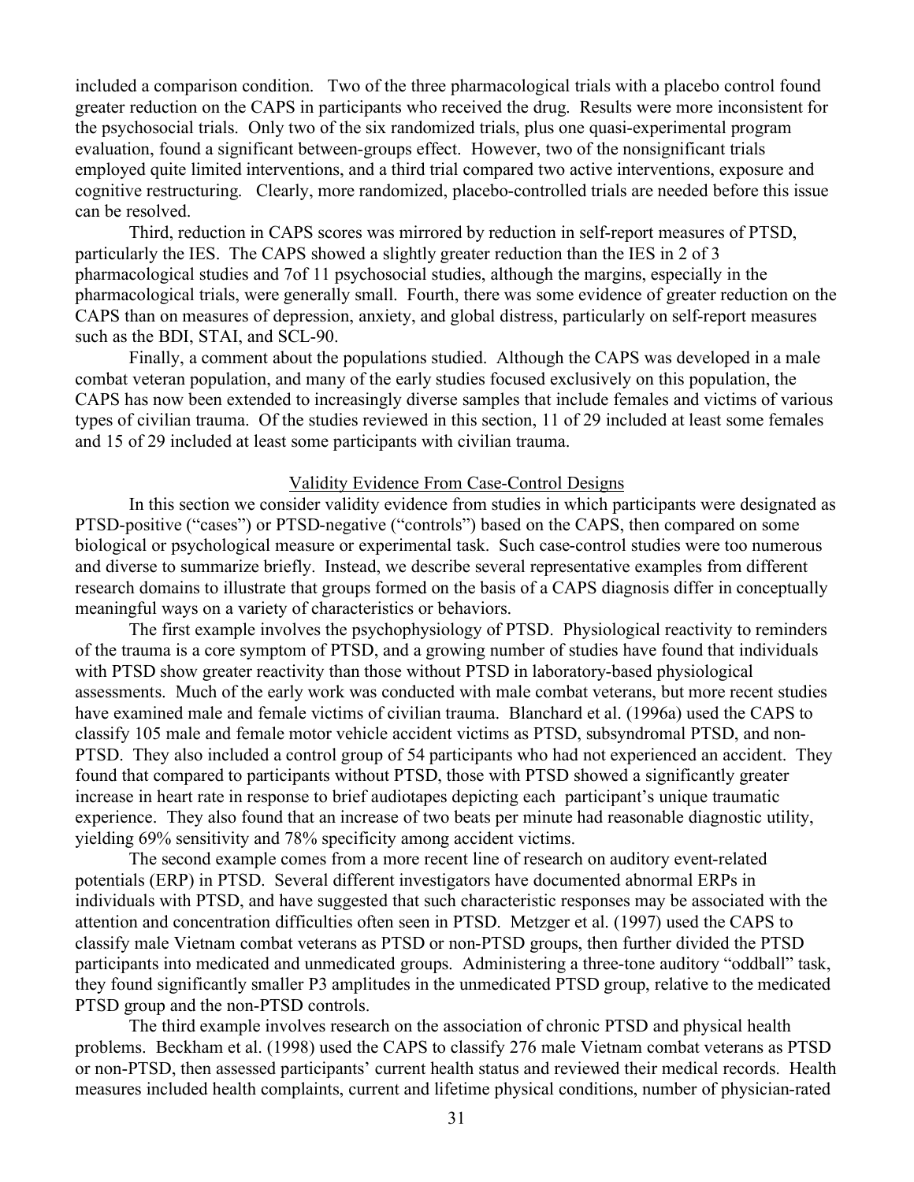included a comparison condition. Two of the three pharmacological trials with a placebo control found greater reduction on the CAPS in participants who received the drug. Results were more inconsistent for the psychosocial trials. Only two of the six randomized trials, plus one quasi-experimental program evaluation, found a significant between-groups effect. However, two of the nonsignificant trials employed quite limited interventions, and a third trial compared two active interventions, exposure and cognitive restructuring. Clearly, more randomized, placebo-controlled trials are needed before this issue can be resolved.

Third, reduction in CAPS scores was mirrored by reduction in self-report measures of PTSD, particularly the IES. The CAPS showed a slightly greater reduction than the IES in 2 of 3 pharmacological studies and 7of 11 psychosocial studies, although the margins, especially in the pharmacological trials, were generally small. Fourth, there was some evidence of greater reduction on the CAPS than on measures of depression, anxiety, and global distress, particularly on self-report measures such as the BDI, STAI, and SCL-90.

Finally, a comment about the populations studied. Although the CAPS was developed in a male combat veteran population, and many of the early studies focused exclusively on this population, the CAPS has now been extended to increasingly diverse samples that include females and victims of various types of civilian trauma. Of the studies reviewed in this section, 11 of 29 included at least some females and 15 of 29 included at least some participants with civilian trauma.

## Validity Evidence From Case-Control Designs

In this section we consider validity evidence from studies in which participants were designated as PTSD-positive ("cases") or PTSD-negative ("controls") based on the CAPS, then compared on some biological or psychological measure or experimental task. Such case-control studies were too numerous and diverse to summarize briefly. Instead, we describe several representative examples from different research domains to illustrate that groups formed on the basis of a CAPS diagnosis differ in conceptually meaningful ways on a variety of characteristics or behaviors.

The first example involves the psychophysiology of PTSD. Physiological reactivity to reminders of the trauma is a core symptom of PTSD, and a growing number of studies have found that individuals with PTSD show greater reactivity than those without PTSD in laboratory-based physiological assessments. Much of the early work was conducted with male combat veterans, but more recent studies have examined male and female victims of civilian trauma. Blanchard et al. (1996a) used the CAPS to classify 105 male and female motor vehicle accident victims as PTSD, subsyndromal PTSD, and non-PTSD. They also included a control group of 54 participants who had not experienced an accident. They found that compared to participants without PTSD, those with PTSD showed a significantly greater increase in heart rate in response to brief audiotapes depicting each participant's unique traumatic experience. They also found that an increase of two beats per minute had reasonable diagnostic utility, yielding 69% sensitivity and 78% specificity among accident victims.

The second example comes from a more recent line of research on auditory event-related potentials (ERP) in PTSD. Several different investigators have documented abnormal ERPs in individuals with PTSD, and have suggested that such characteristic responses may be associated with the attention and concentration difficulties often seen in PTSD. Metzger et al. (1997) used the CAPS to classify male Vietnam combat veterans as PTSD or non-PTSD groups, then further divided the PTSD participants into medicated and unmedicated groups. Administering a three-tone auditory "oddball" task, they found significantly smaller P3 amplitudes in the unmedicated PTSD group, relative to the medicated PTSD group and the non-PTSD controls.

The third example involves research on the association of chronic PTSD and physical health problems. Beckham et al. (1998) used the CAPS to classify 276 male Vietnam combat veterans as PTSD or non-PTSD, then assessed participants' current health status and reviewed their medical records. Health measures included health complaints, current and lifetime physical conditions, number of physician-rated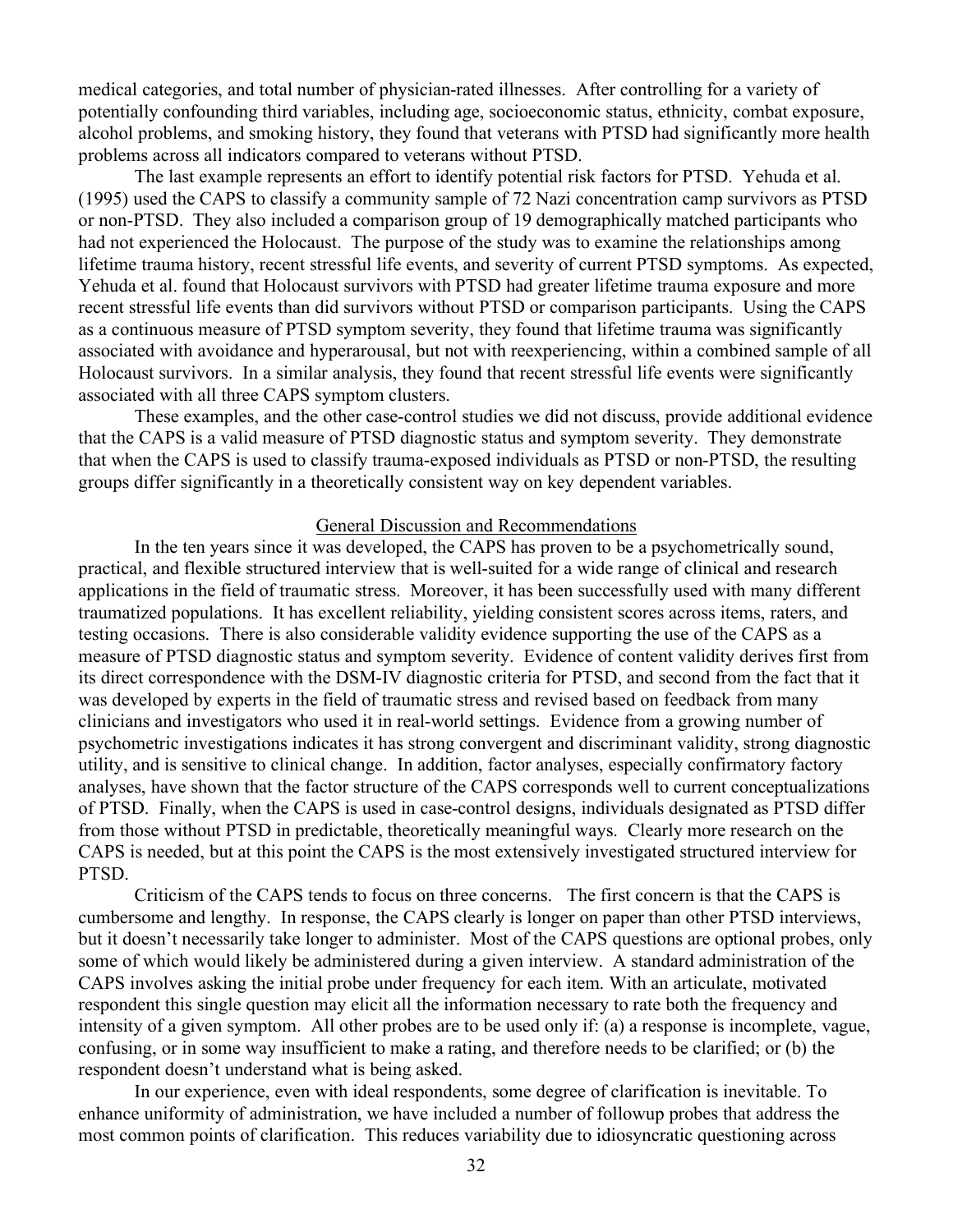medical categories, and total number of physician-rated illnesses. After controlling for a variety of potentially confounding third variables, including age, socioeconomic status, ethnicity, combat exposure, alcohol problems, and smoking history, they found that veterans with PTSD had significantly more health problems across all indicators compared to veterans without PTSD.

The last example represents an effort to identify potential risk factors for PTSD. Yehuda et al. (1995) used the CAPS to classify a community sample of 72 Nazi concentration camp survivors as PTSD or non-PTSD. They also included a comparison group of 19 demographically matched participants who had not experienced the Holocaust. The purpose of the study was to examine the relationships among lifetime trauma history, recent stressful life events, and severity of current PTSD symptoms. As expected, Yehuda et al. found that Holocaust survivors with PTSD had greater lifetime trauma exposure and more recent stressful life events than did survivors without PTSD or comparison participants. Using the CAPS as a continuous measure of PTSD symptom severity, they found that lifetime trauma was significantly associated with avoidance and hyperarousal, but not with reexperiencing, within a combined sample of all Holocaust survivors. In a similar analysis, they found that recent stressful life events were significantly associated with all three CAPS symptom clusters.

These examples, and the other case-control studies we did not discuss, provide additional evidence that the CAPS is a valid measure of PTSD diagnostic status and symptom severity. They demonstrate that when the CAPS is used to classify trauma-exposed individuals as PTSD or non-PTSD, the resulting groups differ significantly in a theoretically consistent way on key dependent variables.

## General Discussion and Recommendations

In the ten years since it was developed, the CAPS has proven to be a psychometrically sound, practical, and flexible structured interview that is well-suited for a wide range of clinical and research applications in the field of traumatic stress. Moreover, it has been successfully used with many different traumatized populations. It has excellent reliability, yielding consistent scores across items, raters, and testing occasions. There is also considerable validity evidence supporting the use of the CAPS as a measure of PTSD diagnostic status and symptom severity. Evidence of content validity derives first from its direct correspondence with the DSM-IV diagnostic criteria for PTSD, and second from the fact that it was developed by experts in the field of traumatic stress and revised based on feedback from many clinicians and investigators who used it in real-world settings. Evidence from a growing number of psychometric investigations indicates it has strong convergent and discriminant validity, strong diagnostic utility, and is sensitive to clinical change. In addition, factor analyses, especially confirmatory factory analyses, have shown that the factor structure of the CAPS corresponds well to current conceptualizations of PTSD. Finally, when the CAPS is used in case-control designs, individuals designated as PTSD differ from those without PTSD in predictable, theoretically meaningful ways. Clearly more research on the CAPS is needed, but at this point the CAPS is the most extensively investigated structured interview for PTSD.

Criticism of the CAPS tends to focus on three concerns. The first concern is that the CAPS is cumbersome and lengthy. In response, the CAPS clearly is longer on paper than other PTSD interviews, but it doesn't necessarily take longer to administer. Most of the CAPS questions are optional probes, only some of which would likely be administered during a given interview. A standard administration of the CAPS involves asking the initial probe under frequency for each item. With an articulate, motivated respondent this single question may elicit all the information necessary to rate both the frequency and intensity of a given symptom. All other probes are to be used only if: (a) a response is incomplete, vague, confusing, or in some way insufficient to make a rating, and therefore needs to be clarified; or (b) the respondent doesn't understand what is being asked.

In our experience, even with ideal respondents, some degree of clarification is inevitable. To enhance uniformity of administration, we have included a number of followup probes that address the most common points of clarification. This reduces variability due to idiosyncratic questioning across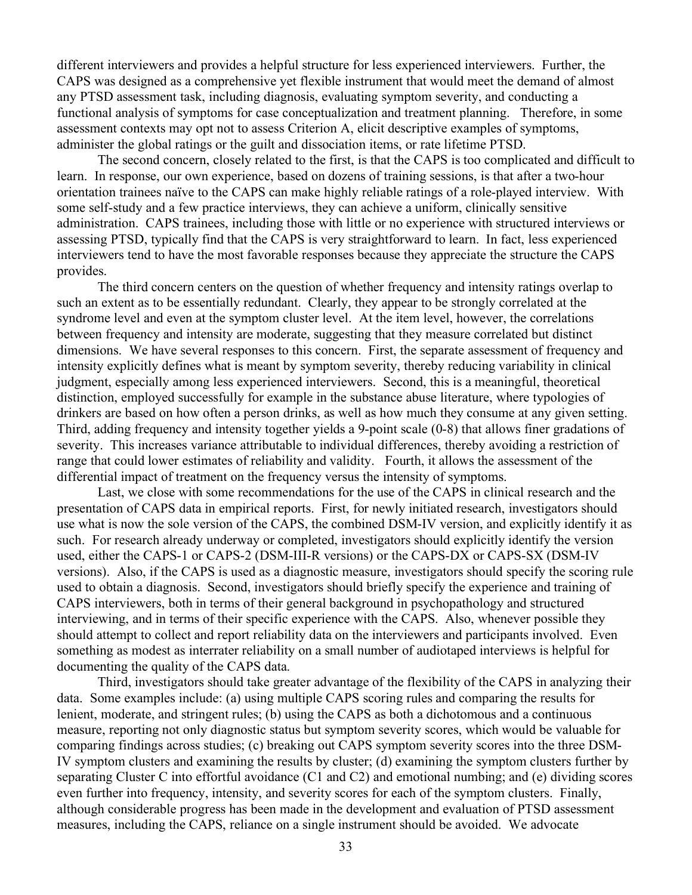different interviewers and provides a helpful structure for less experienced interviewers. Further, the CAPS was designed as a comprehensive yet flexible instrument that would meet the demand of almost any PTSD assessment task, including diagnosis, evaluating symptom severity, and conducting a functional analysis of symptoms for case conceptualization and treatment planning. Therefore, in some assessment contexts may opt not to assess Criterion A, elicit descriptive examples of symptoms, administer the global ratings or the guilt and dissociation items, or rate lifetime PTSD.

The second concern, closely related to the first, is that the CAPS is too complicated and difficult to learn. In response, our own experience, based on dozens of training sessions, is that after a two-hour orientation trainees naïve to the CAPS can make highly reliable ratings of a role-played interview. With some self-study and a few practice interviews, they can achieve a uniform, clinically sensitive administration. CAPS trainees, including those with little or no experience with structured interviews or assessing PTSD, typically find that the CAPS is very straightforward to learn. In fact, less experienced interviewers tend to have the most favorable responses because they appreciate the structure the CAPS provides.

The third concern centers on the question of whether frequency and intensity ratings overlap to such an extent as to be essentially redundant. Clearly, they appear to be strongly correlated at the syndrome level and even at the symptom cluster level. At the item level, however, the correlations between frequency and intensity are moderate, suggesting that they measure correlated but distinct dimensions. We have several responses to this concern. First, the separate assessment of frequency and intensity explicitly defines what is meant by symptom severity, thereby reducing variability in clinical judgment, especially among less experienced interviewers. Second, this is a meaningful, theoretical distinction, employed successfully for example in the substance abuse literature, where typologies of drinkers are based on how often a person drinks, as well as how much they consume at any given setting. Third, adding frequency and intensity together yields a 9-point scale (0-8) that allows finer gradations of severity. This increases variance attributable to individual differences, thereby avoiding a restriction of range that could lower estimates of reliability and validity. Fourth, it allows the assessment of the differential impact of treatment on the frequency versus the intensity of symptoms.

Last, we close with some recommendations for the use of the CAPS in clinical research and the presentation of CAPS data in empirical reports. First, for newly initiated research, investigators should use what is now the sole version of the CAPS, the combined DSM-IV version, and explicitly identify it as such. For research already underway or completed, investigators should explicitly identify the version used, either the CAPS-1 or CAPS-2 (DSM-III-R versions) or the CAPS-DX or CAPS-SX (DSM-IV versions). Also, if the CAPS is used as a diagnostic measure, investigators should specify the scoring rule used to obtain a diagnosis. Second, investigators should briefly specify the experience and training of CAPS interviewers, both in terms of their general background in psychopathology and structured interviewing, and in terms of their specific experience with the CAPS. Also, whenever possible they should attempt to collect and report reliability data on the interviewers and participants involved. Even something as modest as interrater reliability on a small number of audiotaped interviews is helpful for documenting the quality of the CAPS data.

Third, investigators should take greater advantage of the flexibility of the CAPS in analyzing their data. Some examples include: (a) using multiple CAPS scoring rules and comparing the results for lenient, moderate, and stringent rules; (b) using the CAPS as both a dichotomous and a continuous measure, reporting not only diagnostic status but symptom severity scores, which would be valuable for comparing findings across studies; (c) breaking out CAPS symptom severity scores into the three DSM-IV symptom clusters and examining the results by cluster; (d) examining the symptom clusters further by separating Cluster C into effortful avoidance (C1 and C2) and emotional numbing; and (e) dividing scores even further into frequency, intensity, and severity scores for each of the symptom clusters. Finally, although considerable progress has been made in the development and evaluation of PTSD assessment measures, including the CAPS, reliance on a single instrument should be avoided. We advocate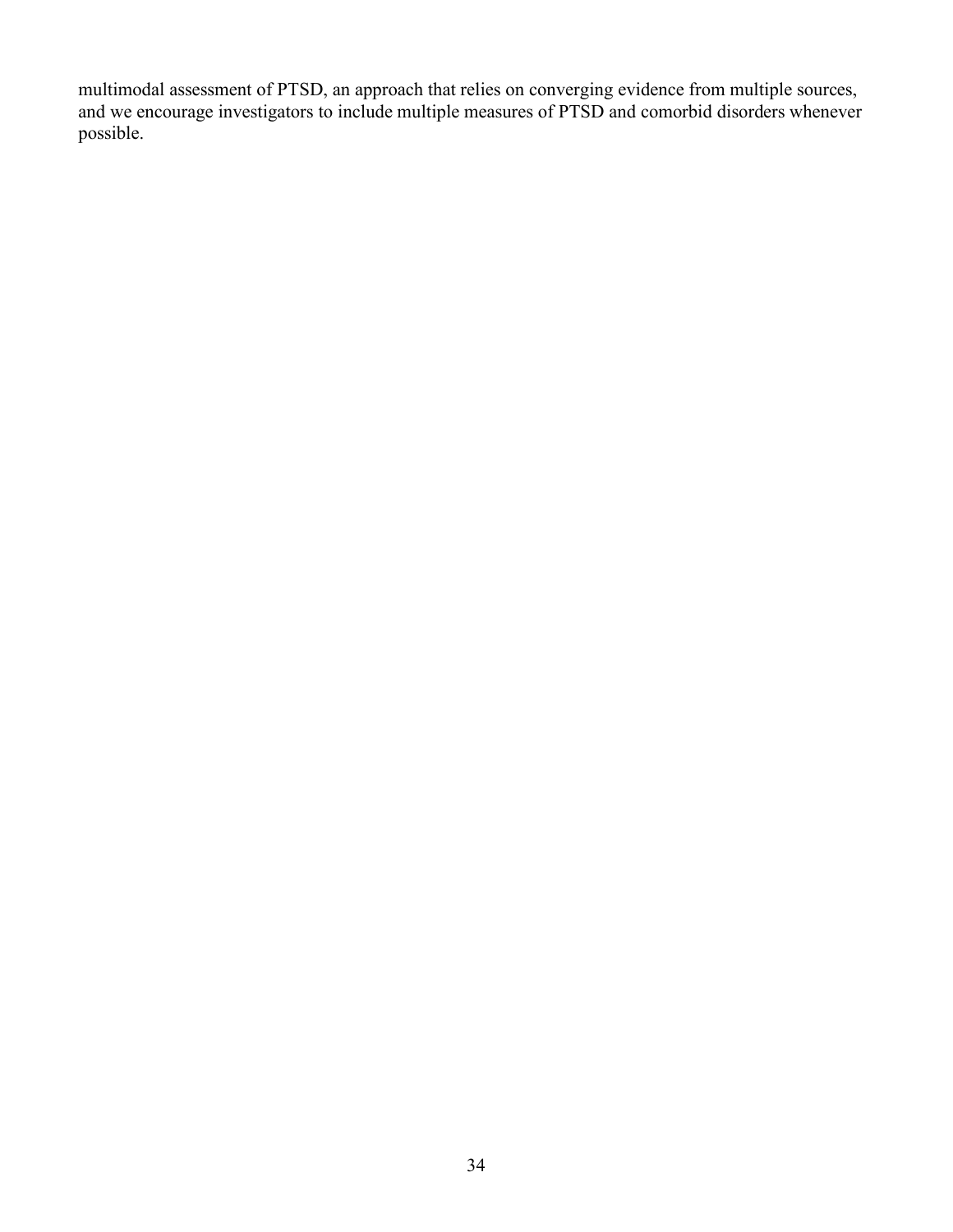multimodal assessment of PTSD, an approach that relies on converging evidence from multiple sources, and we encourage investigators to include multiple measures of PTSD and comorbid disorders whenever possible.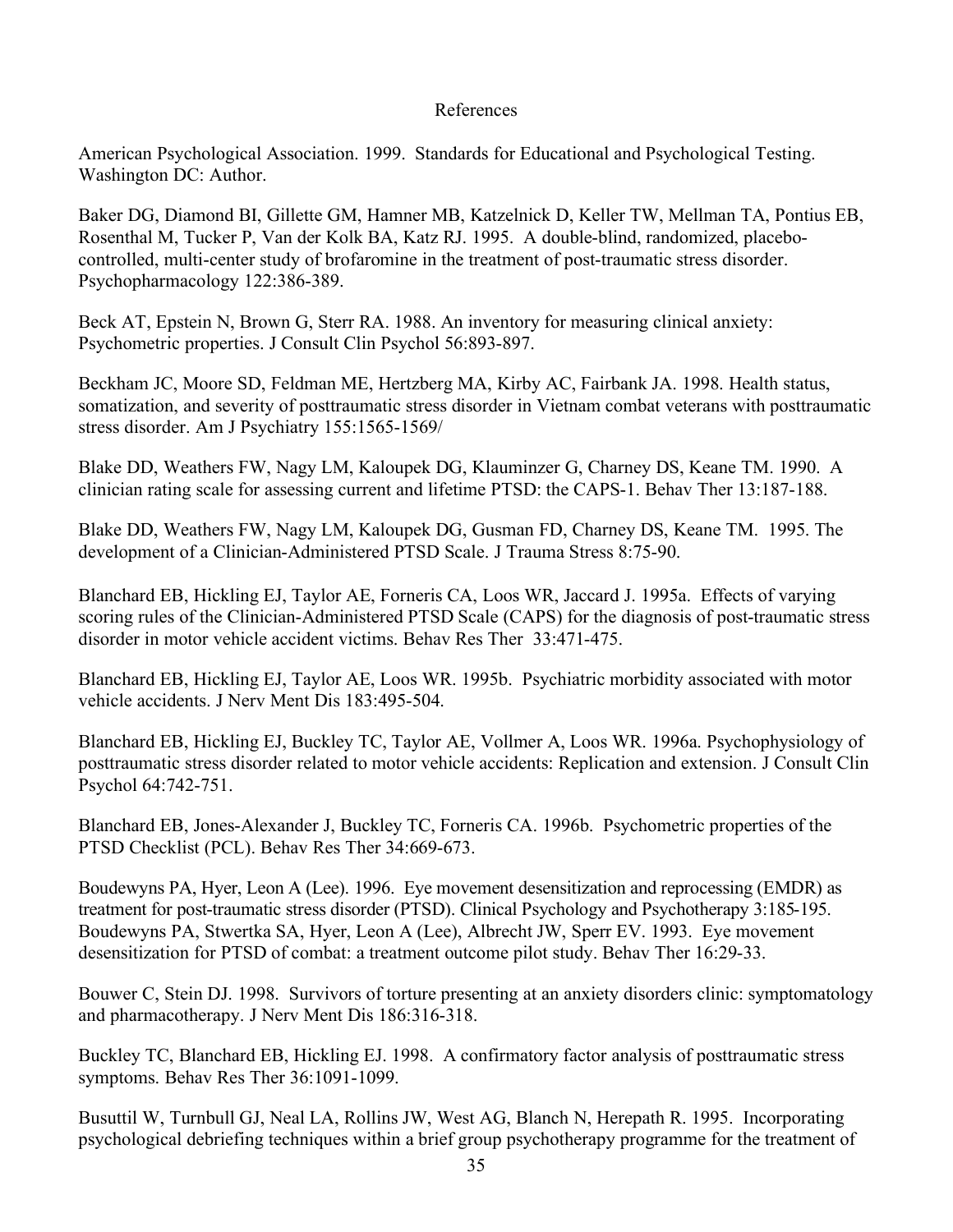# References

American Psychological Association. 1999. Standards for Educational and Psychological Testing. Washington DC: Author.

Baker DG, Diamond BI, Gillette GM, Hamner MB, Katzelnick D, Keller TW, Mellman TA, Pontius EB, Rosenthal M, Tucker P, Van der Kolk BA, Katz RJ. 1995. A double-blind, randomized, placebo-controlled, multi-center study of brofaromine in the treatment of post-traumatic stress disorder. Psychopharmacology 122:386-389.

Beck AT, Epstein N, Brown G, Sterr RA. 1988. An inventory for measuring clinical anxiety: Psychometric properties. J Consult Clin Psychol 56:893-897.

Beckham JC, Moore SD, Feldman ME, Hertzberg MA, Kirby AC, Fairbank JA. 1998. Health status, somatization, and severity of posttraumatic stress disorder in Vietnam combat veterans with posttraumatic stress disorder. Am J Psychiatry 155:1565-1569/

Blake DD, Weathers FW, Nagy LM, Kaloupek DG, Klauminzer G, Charney DS, Keane TM. 1990. A clinician rating scale for assessing current and lifetime PTSD: the CAPS-1. Behav Ther 13:187-188.

Blake DD, Weathers FW, Nagy LM, Kaloupek DG, Gusman FD, Charney DS, Keane TM. 1995. The development of a Clinician-Administered PTSD Scale. J Trauma Stress 8:75-90.

Blanchard EB, Hickling EJ, Taylor AE, Forneris CA, Loos WR, Jaccard J. 1995a. Effects of varying scoring rules of the Clinician-Administered PTSD Scale (CAPS) for the diagnosis of post-traumatic stress disorder in motor vehicle accident victims. Behav Res Ther 33:471-475.

Blanchard EB, Hickling EJ, Taylor AE, Loos WR. 1995b. Psychiatric morbidity associated with motor vehicle accidents. J Nerv Ment Dis 183:495-504.

Blanchard EB, Hickling EJ, Buckley TC, Taylor AE, Vollmer A, Loos WR. 1996a. Psychophysiology of posttraumatic stress disorder related to motor vehicle accidents: Replication and extension. J Consult Clin Psychol 64:742-751.

Blanchard EB, Jones-Alexander J, Buckley TC, Forneris CA. 1996b. Psychometric properties of the PTSD Checklist (PCL). Behav Res Ther 34:669-673.

Boudewyns PA, Hyer, Leon A (Lee). 1996. Eye movement desensitization and reprocessing (EMDR) as treatment for post-traumatic stress disorder (PTSD). Clinical Psychology and Psychotherapy 3:185-195.
Boudewyns PA, Stwertka SA, Hyer, Leon A (Lee), Albrecht JW, Sperr EV. 1993. Eye movement desensitization for PTSD of combat: a treatment outcome pilot study. Behav Ther 16:29-33.

Bouwer C, Stein DJ. 1998. Survivors of torture presenting at an anxiety disorders clinic: symptomatology and pharmacotherapy. J Nerv Ment Dis 186:316-318.

Buckley TC, Blanchard EB, Hickling EJ. 1998. A confirmatory factor analysis of posttraumatic stress symptoms. Behav Res Ther 36:1091-1099.

Busuttil W, Turnbull GJ, Neal LA, Rollins JW, West AG, Blanch N, Herepath R. 1995. Incorporating psychological debriefing techniques within a brief group psychotherapy programme for the treatment of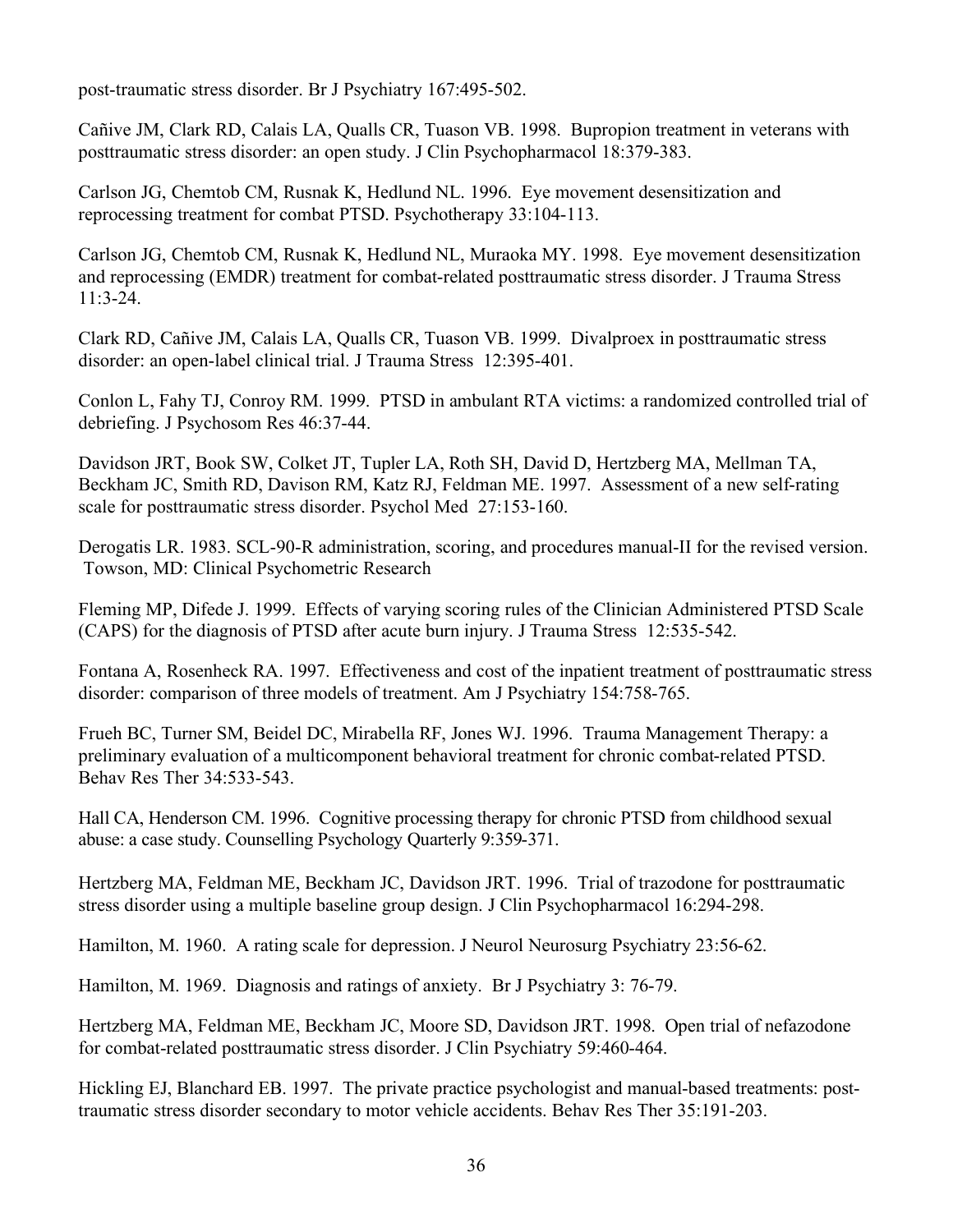post-traumatic stress disorder. Br J Psychiatry 167:495-502.

Cañive JM, Clark RD, Calais LA, Qualls CR, Tuason VB. 1998. Bupropion treatment in veterans with posttraumatic stress disorder: an open study. J Clin Psychopharmacol 18:379-383.

Carlson JG, Chemtob CM, Rusnak K, Hedlund NL. 1996. Eye movement desensitization and reprocessing treatment for combat PTSD. Psychotherapy 33:104-113.

Carlson JG, Chemtob CM, Rusnak K, Hedlund NL, Muraoka MY. 1998. Eye movement desensitization and reprocessing (EMDR) treatment for combat-related posttraumatic stress disorder. J Trauma Stress 11:3-24.

Clark RD, Cañive JM, Calais LA, Qualls CR, Tuason VB. 1999. Divalproex in posttraumatic stress disorder: an open-label clinical trial. J Trauma Stress 12:395-401.

Conlon L, Fahy TJ, Conroy RM. 1999. PTSD in ambulant RTA victims: a randomized controlled trial of debriefing. J Psychosom Res 46:37-44.

Davidson JRT, Book SW, Colket JT, Tupler LA, Roth SH, David D, Hertzberg MA, Mellman TA, Beckham JC, Smith RD, Davison RM, Katz RJ, Feldman ME. 1997. Assessment of a new self-rating scale for posttraumatic stress disorder. Psychol Med 27:153-160.

Derogatis LR. 1983. SCL-90-R administration, scoring, and procedures manual-II for the revised version. Towson, MD: Clinical Psychometric Research

Fleming MP, Difede J. 1999. Effects of varying scoring rules of the Clinician Administered PTSD Scale (CAPS) for the diagnosis of PTSD after acute burn injury. J Trauma Stress 12:535-542.

Fontana A, Rosenheck RA. 1997. Effectiveness and cost of the inpatient treatment of posttraumatic stress disorder: comparison of three models of treatment. Am J Psychiatry 154:758-765.

Frueh BC, Turner SM, Beidel DC, Mirabella RF, Jones WJ. 1996. Trauma Management Therapy: a preliminary evaluation of a multicomponent behavioral treatment for chronic combat-related PTSD. Behav Res Ther 34:533-543.

Hall CA, Henderson CM. 1996. Cognitive processing therapy for chronic PTSD from childhood sexual abuse: a case study. Counselling Psychology Quarterly 9:359-371.

Hertzberg MA, Feldman ME, Beckham JC, Davidson JRT. 1996. Trial of trazodone for posttraumatic stress disorder using a multiple baseline group design. J Clin Psychopharmacol 16:294-298.

Hamilton, M. 1960. A rating scale for depression. J Neurol Neurosurg Psychiatry 23:56-62.

Hamilton, M. 1969. Diagnosis and ratings of anxiety. Br J Psychiatry 3: 76-79.

Hertzberg MA, Feldman ME, Beckham JC, Moore SD, Davidson JRT. 1998. Open trial of nefazodone for combat-related posttraumatic stress disorder. J Clin Psychiatry 59:460-464.

Hickling EJ, Blanchard EB. 1997. The private practice psychologist and manual-based treatments: post-traumatic stress disorder secondary to motor vehicle accidents. Behav Res Ther 35:191-203.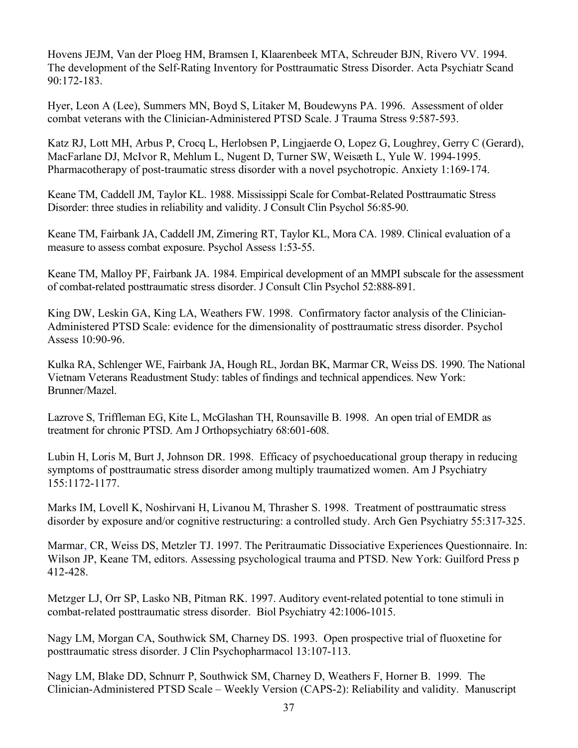Hovens JEJM, Van der Ploeg HM, Bramsen I, Klaarenbeek MTA, Schreuder BJN, Rivero VV. 1994. The development of the Self-Rating Inventory for Posttraumatic Stress Disorder. Acta Psychiatr Scand 90:172-183.

Hyer, Leon A (Lee), Summers MN, Boyd S, Litaker M, Boudewyns PA. 1996. Assessment of older combat veterans with the Clinician-Administered PTSD Scale. J Trauma Stress 9:587-593.

Katz RJ, Lott MH, Arbus P, Crocq L, Herlobsen P, Lingjaerde O, Lopez G, Loughrey, Gerry C (Gerard), MacFarlane DJ, McIvor R, Mehlum L, Nugent D, Turner SW, Weisæth L, Yule W. 1994-1995. Pharmacotherapy of post-traumatic stress disorder with a novel psychotropic. Anxiety 1:169-174.

Keane TM, Caddell JM, Taylor KL. 1988. Mississippi Scale for Combat-Related Posttraumatic Stress Disorder: three studies in reliability and validity. J Consult Clin Psychol 56:85-90.

Keane TM, Fairbank JA, Caddell JM, Zimering RT, Taylor KL, Mora CA. 1989. Clinical evaluation of a measure to assess combat exposure. Psychol Assess 1:53-55.

Keane TM, Malloy PF, Fairbank JA. 1984. Empirical development of an MMPI subscale for the assessment of combat-related posttraumatic stress disorder. J Consult Clin Psychol 52:888-891.

King DW, Leskin GA, King LA, Weathers FW. 1998. Confirmatory factor analysis of the Clinician-Administered PTSD Scale: evidence for the dimensionality of posttraumatic stress disorder. Psychol Assess 10:90-96.

Kulka RA, Schlenger WE, Fairbank JA, Hough RL, Jordan BK, Marmar CR, Weiss DS. 1990. The National Vietnam Veterans Readustment Study: tables of findings and technical appendices. New York: Brunner/Mazel.

Lazrove S, Triffleman EG, Kite L, McGlashan TH, Rounsaville B. 1998. An open trial of EMDR as treatment for chronic PTSD. Am J Orthopsychiatry 68:601-608.

Lubin H, Loris M, Burt J, Johnson DR. 1998. Efficacy of psychoeducational group therapy in reducing symptoms of posttraumatic stress disorder among multiply traumatized women. Am J Psychiatry 155:1172-1177.

Marks IM, Lovell K, Noshirvani H, Livanou M, Thrasher S. 1998. Treatment of posttraumatic stress disorder by exposure and/or cognitive restructuring: a controlled study. Arch Gen Psychiatry 55:317-325.

Marmar, CR, Weiss DS, Metzler TJ. 1997. The Peritraumatic Dissociative Experiences Questionnaire. In: Wilson JP, Keane TM, editors. Assessing psychological trauma and PTSD. New York: Guilford Press p 412-428.

Metzger LJ, Orr SP, Lasko NB, Pitman RK. 1997. Auditory event-related potential to tone stimuli in combat-related posttraumatic stress disorder. Biol Psychiatry 42:1006-1015.

Nagy LM, Morgan CA, Southwick SM, Charney DS. 1993. Open prospective trial of fluoxetine for posttraumatic stress disorder. J Clin Psychopharmacol 13:107-113.

Nagy LM, Blake DD, Schnurr P, Southwick SM, Charney D, Weathers F, Horner B. 1999. The Clinician-Administered PTSD Scale – Weekly Version (CAPS-2): Reliability and validity. Manuscript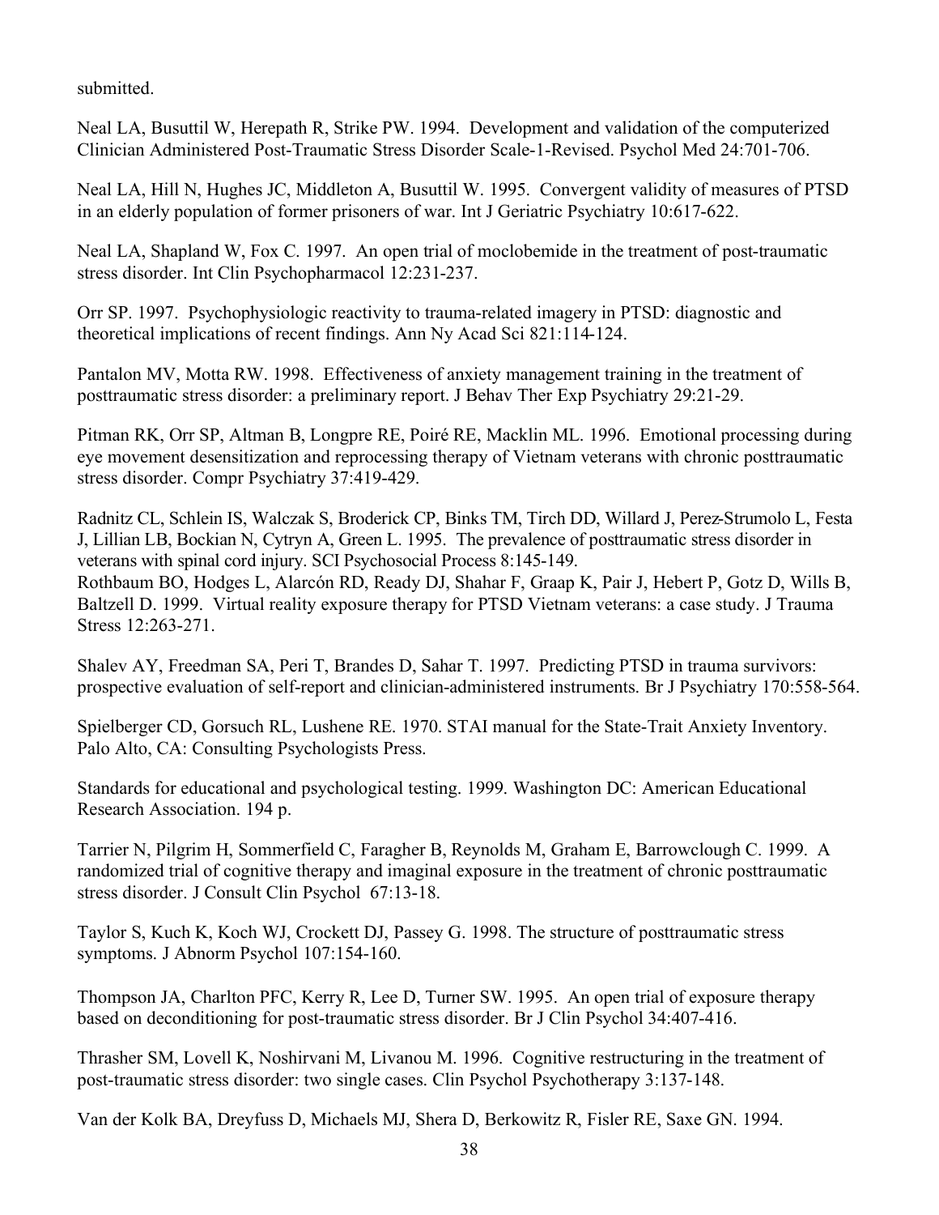submitted.

Neal LA, Busuttil W, Herepath R, Strike PW. 1994. Development and validation of the computerized Clinician Administered Post-Traumatic Stress Disorder Scale-1-Revised. Psychol Med 24:701-706.

Neal LA, Hill N, Hughes JC, Middleton A, Busuttil W. 1995. Convergent validity of measures of PTSD in an elderly population of former prisoners of war. Int J Geriatric Psychiatry 10:617-622.

Neal LA, Shapland W, Fox C. 1997. An open trial of moclobemide in the treatment of post-traumatic stress disorder. Int Clin Psychopharmacol 12:231-237.

Orr SP. 1997. Psychophysiologic reactivity to trauma-related imagery in PTSD: diagnostic and theoretical implications of recent findings. Ann Ny Acad Sci 821:114-124.

Pantalon MV, Motta RW. 1998. Effectiveness of anxiety management training in the treatment of posttraumatic stress disorder: a preliminary report. J Behav Ther Exp Psychiatry 29:21-29.

Pitman RK, Orr SP, Altman B, Longpre RE, Poiré RE, Macklin ML. 1996. Emotional processing during eye movement desensitization and reprocessing therapy of Vietnam veterans with chronic posttraumatic stress disorder. Compr Psychiatry 37:419-429.

Radnitz CL, Schlein IS, Walczak S, Broderick CP, Binks TM, Tirch DD, Willard J, Perez-Strumolo L, Festa J, Lillian LB, Bockian N, Cytryn A, Green L. 1995. The prevalence of posttraumatic stress disorder in veterans with spinal cord injury. SCI Psychosocial Process 8:145-149.

Rothbaum BO, Hodges L, Alarcón RD, Ready DJ, Shahar F, Graap K, Pair J, Hebert P, Gotz D, Wills B, Baltzell D. 1999. Virtual reality exposure therapy for PTSD Vietnam veterans: a case study. J Trauma Stress 12:263-271.

Shalev AY, Freedman SA, Peri T, Brandes D, Sahar T. 1997. Predicting PTSD in trauma survivors: prospective evaluation of self-report and clinician-administered instruments. Br J Psychiatry 170:558-564.

Spielberger CD, Gorsuch RL, Lushene RE. 1970. STAI manual for the State-Trait Anxiety Inventory. Palo Alto, CA: Consulting Psychologists Press.

Standards for educational and psychological testing. 1999. Washington DC: American Educational Research Association. 194 p.

Tarrier N, Pilgrim H, Sommerfield C, Faragher B, Reynolds M, Graham E, Barrowclough C. 1999. A randomized trial of cognitive therapy and imaginal exposure in the treatment of chronic posttraumatic stress disorder. J Consult Clin Psychol 67:13-18.

Taylor S, Kuch K, Koch WJ, Crockett DJ, Passey G. 1998. The structure of posttraumatic stress symptoms. J Abnorm Psychol 107:154-160.

Thompson JA, Charlton PFC, Kerry R, Lee D, Turner SW. 1995. An open trial of exposure therapy based on deconditioning for post-traumatic stress disorder. Br J Clin Psychol 34:407-416.

Thrasher SM, Lovell K, Noshirvani M, Livanou M. 1996. Cognitive restructuring in the treatment of post-traumatic stress disorder: two single cases. Clin Psychol Psychotherapy 3:137-148.

Van der Kolk BA, Dreyfuss D, Michaels MJ, Shera D, Berkowitz R, Fisler RE, Saxe GN. 1994.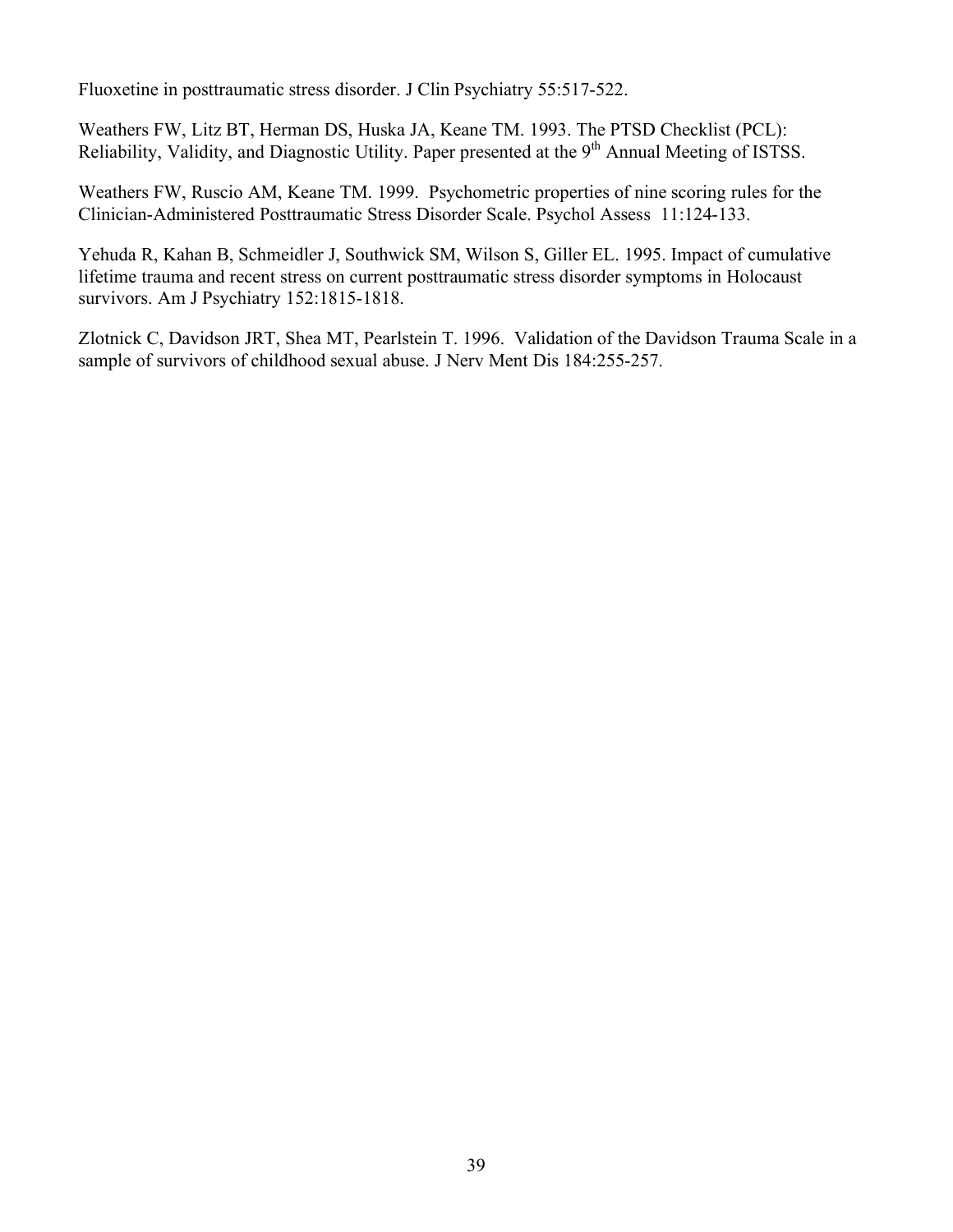Fluoxetine in posttraumatic stress disorder. J Clin Psychiatry 55:517-522.

Weathers FW, Litz BT, Herman DS, Huska JA, Keane TM. 1993. The PTSD Checklist (PCL): Reliability, Validity, and Diagnostic Utility. Paper presented at the 9th Annual Meeting of ISTSS.

Weathers FW, Ruscio AM, Keane TM. 1999. Psychometric properties of nine scoring rules for the Clinician-Administered Posttraumatic Stress Disorder Scale. Psychol Assess 11:124-133.

Yehuda R, Kahan B, Schmeidler J, Southwick SM, Wilson S, Giller EL. 1995. Impact of cumulative lifetime trauma and recent stress on current posttraumatic stress disorder symptoms in Holocaust survivors. Am J Psychiatry 152:1815-1818.

Zlotnick C, Davidson JRT, Shea MT, Pearlstein T. 1996. Validation of the Davidson Trauma Scale in a sample of survivors of childhood sexual abuse. J Nerv Ment Dis 184:255-257.